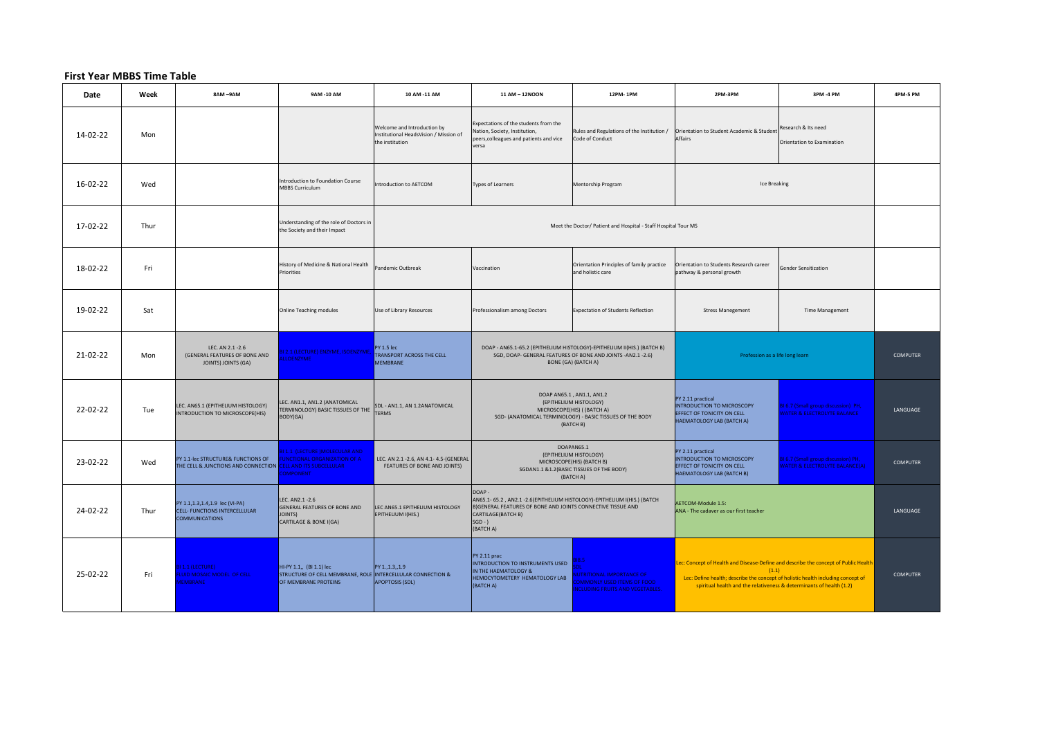## First Year MBBS Time Table

| Date | Week | 8AM –9AM | 9AM -10 AM | 10 AM -11 AM | 11 AM – 12NOON | 12PM- 1PM | 2PM-3PM | 3PM -4 PM | 4PM-5 PM |
|---|---|---|---|---|---|---|---|---|---|
| 14-02-22 | Mon | | | Welcome and Introduction by Institutional HeadsVision / Mission of the institution | Expectations of the students from the Nation, Society, Institution, peers,colleagues and patients and vice versa | Rules and Regulations of the Institution / Code of Conduct | Orientation to Student Academic & Student Affairs | Research & Its need Orientation to Examination | |
| 16-02-22 | Wed | | Introduction to Foundation Course MBBS Curriculum | Introduction to AETCOM | Types of Learners | Mentorship Program | Ice Breaking | | |
| 17-02-22 | Thur | | Understanding of the role of Doctors in the Society and their Impact | Meet the Doctor/ Patient and Hospital - Staff Hospital Tour MS | | | | | |
| 18-02-22 | Fri | | History of Medicine & National Health Priorities | Pandemic Outbreak | Vaccination | Orientation Principles of family practice and holistic care | Orientation to Students Research career pathway & personal growth | Gender Sensitization | |
| 19-02-22 | Sat | | Online Teaching modules | Use of Library Resources | Professionalism among Doctors | Expectation of Students Reflection | Stress Manegement | Time Management | |
| 21-02-22 | Mon | LEC. AN 2.1 -2.6 (GENERAL FEATURES OF BONE AND JOINTS) JOINTS (GA) | BI 1.1 (LECTURE) ENZYME - ISOENZYME, ALLOENZYME | PY 1.5 lec TRANSPORT ACROSS THE CELL MEMBRANE | DOAP - AN65.1-65.2 (EPITHELIUM HISTOLOGY)-EPITHELIUM II(HIS.) (BATCH B) SGD, DOAP- GENERAL FEATURES OF BONE AND JOINTS -AN2.1 -2.6) BONE (GA) (BATCH A) | | Profession as a life long learn | | COMPUTER |
| 22-02-22 | Tue | LEC. AN65.1 (EPITHELIUM HISTOLOGY) INTRODUCTION TO MICROSCOPE(HIS) | LEC. AN1.1, AN1.2 (ANATOMICAL TERMINOLOGY) BASIC TISSUES OF THE BODY(GA) | SDL - AN1.1, AN 1.2ANATOMICAL TERMS | DOAP AN65.1 , AN1.1, AN1.2 (EPITHELIUM HISTOLOGY) MICROSCOPE(HIS) ( (BATCH A) SGD- (ANATOMICAL TERMINOLOGY) - BASIC TISSUES OF THE BODY (BATCH B) | | PY 2.11 practical INTRODUCTION TO MICROSCOPY EFFECT OF TONICITY ON CELL HAEMATOLOGY LAB (BATCH A) | BI 6.7 (practical) ... (BATCH B) PH WATER & ELECTROLYTE BALANCE | LANGUAGE |
| 23-02-22 | Wed | PY 1.1-lec STRUCTURE& FUNCTIONS OF THE CELL & JUNCTIONS AND CONNECTION | BI 1.1 (LECTURE) MOLECULAR AND FUNCTIONAL ORGANIZATION OF A CELL AND ITS SUBCELLULAR COMPONENT | LEC. AN 2.1 -2.6, AN 4.1- 4.5-(GENERAL FEATURES OF BONE AND JOINTS) | DOAPAN65.1 (EPITHELIUM HISTOLOGY) MICROSCOPE(HIS) (BATCH B) SGDAN1.1 &1.2(BASIC TISSUES OF THE BODY) (BATCH A) | | PY 2.11 practical INTRODUCTION TO MICROSCOPY EFFECT OF TONICITY ON CELL HAEMATOLOGY LAB (BATCH B) | BI 6.7 (practical) ... (BATCH A) PH WATER & ELECTROLYTE BALANCE | COMPUTER |
| 24-02-22 | Thur | PY 1.1,1.3,1.4,1.9 lec (VI-PA) CELL- FUNCTIONS INTERCELLULAR COMMUNICATIONS | LEC. AN2.1 -2.6 GENERAL FEATURES OF BONE AND JOINTS) CARTILAGE & BONE I(GA) | LEC AN65.1 EPITHEIUM HISTOLOGY EPITHELIUM I(HIS.) | DOAP - AN65.1- 65.2 , AN2.1 -2.6(EPITHELIUM HISTOLOGY)-EPITHELIUM I(HIS.) (BATCH B)GENERAL FEATURES OF BONE AND JOINTS CONNECTIVE TISSUE AND CARTILAGE(BATCH B) SGD - ) (BATCH A) | | AETCOM-Module 1.5: ANA - The cadaver as our first teacher | | LANGUAGE |
| 25-02-22 | Fri | BI 1.1 (LECTURE) FLUID MOSAIC MODEL OF CELL MEMBRANE | HI-PY 1.1,, (BI 1.1) lec STRUCTURE OF CELL MEMBRANE, ROLE OF MEMBRANE PROTEINS | PY 1.,1.3,,1.9 INTERCELLULAR CONNECTION & APOPTOSIS (SDL) | PY 2.11 prac INTRODUCTION TO INSTRUMENTS USED IN THE HAEMATOLOGY & HEMOCYTOMETERY HEMATOLOGY LAB (BATCH A) | BI 6.5 SDL NUTRITIONAL IMPORTANCE OF COMMONLY USED ITEMS OF FOOD INCLUDING FRUITS AND VEGETABLES | Lec: Concept of Health and Disease-Define and describe the concept of Public Health (1.1) Lec: Define health; describe the concept of holistic health including concept of spiritual health and the relativeness & determinants of health (1.2) | | COMPUTER |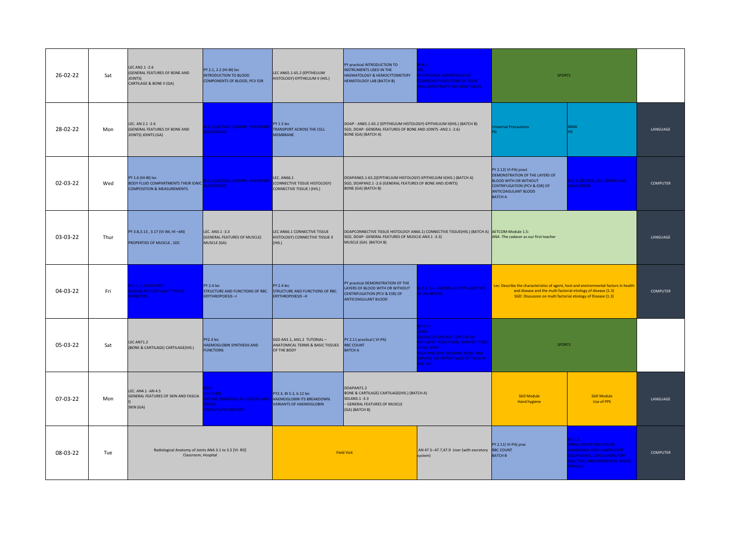| 26-02-22 | Sat | LEC AN2.1 -2.6 (GENERAL FEATURES OF BONE AND JOINTS) CARTILAGE & BONE II (GA) | PY 2.1, 2.2 (HI-BI) lec INTRODUCTION TO BLOOD COMPONENTS OF BLOOD, PCV ESR | LEC AN65.1-65.2 (EPITHELIUM HISTOLOGY)-EPITHELIUM II (HIS.) | PY practical INTRODUCTION TO INSTRUMENTS USED IN THE HAEMATOLOGY & HEMOCYTOMETERY HEMATOLOGY LAB (BATCH B) | BI 8.3 SDL NUTRITIONAL IMPORTANCE OF COMMONLY USED ITEMS OF FOOD INCLUDING FRUITS AND VEGETABLES | SPORTS | | |
|---|---|---|---|---|---|---|---|---|---|
| 28-02-22 | Mon | LEC. AN 2.1 -2.6 (GENERAL FEATURES OF BONE AND JOINTS) JOINTS (GA) | BI 2.1 LECTURE (ENZYME - I) ENZYME NOMENCLATURE | PY 1.5 lec TRANSPORT ACROSS THE CELL MEMBRANE | DOAP - AN65.1-65.2 (EPITHELIUM HISTOLOGY)-EPITHELIUM II(HIS.) (BATCH B) SGD, DOAP- GENERAL FEATURES OF BONE AND JOINTS -AN2.1 -2.6) BONE (GA) (BATCH A) | | Universal Precautions PD | BMW PD | LANGUAGE |
| 02-03-22 | Wed | PY 1.6 (HI-BI) lec BODY FLUID COMPARTMENTS THEIR IONIC COMPOSITION & MEASUREMENTS. | BI 2.1 LECTURE (ENZYME - I) ENZYME CLASSIFICATION | LEC. AN66.1 (CONNECTIVE TISSUE HISTOLOGY) CONNECTIVE TISSUE I (HIS.) | DOAPAN65.1-65.2(EPITHELIUM HISTOLOGY)-EPITHELIUM II(HIS.) (BATCH A) SGD, DOAPAN2.1 -2.6 (GENERAL FEATURES OF BONE AND JOINTS) BONE (GA) (BATCH B) | | PY 2.12( VI-PA) pract DEMONSTRATION OF THE LAYERS OF BLOOD WITH OR WITHOUT CENTRIFUGATION (PCV & ESR) OF ANTICOAGULANT BLOOD BATCH A | BI 2.1- ENZYME, ISO ENZYME AND ALLOENZYME | COMPUTER |
| 03-03-22 | Thur | PY 3.8,3.13 , 3.17 (VI-IM, HI –AN) PROPERTIES OF MUSCLE , SDC | LEC. AN3.1 -3.3 (GENERAL FEATURES OF MUSCLE) MUSCLE (GA) | LEC AN66.1 CONNECTIVE TISSUE HISTOLOGY) CONNECTIVE TISSUE II (HIS.) | DOAPCONNECTIVE TISSUE HISTOLOGY AN66.1) CONNECTIVE TISSUE(HIS.) (BATCH A) SGD, DOAP- GENERAL FEATURES OF MUSCLE-AN3.1 -3.3) MUSCLE (GA) (BATCH B) | | AETCOM-Module 1.5: ANA -The cadaver as our first teacher | | LANGUAGE |
| 04-03-22 | Fri | BI 2.3, 2.4 LECTURE) ENZYME ACTIVITY AND TYPES OF INHIBITION | PY 2.4 lec STRUCTURE AND FUNCTIONS OF RBC. ERYTHROPOIESIS –I | PY 2.4 lec STRUCTURE AND FUNCTIONS OF RBC. ERYTHROPOIESIS –II | PY practical DEMONSTRATION OF THE LAYERS OF BLOOD WITH OR WITHOUT CENTRIFUGATION (PCV & ESR) OF ANTICOAGULANT BLOOD | BI 2.3, 2.4 ENZYME ACTIVITY AND TYPES OF INHIBITORS | Lec: Describe the characteristics of agent, host and environmental factors in health and disease and the multi factorial etiology of disease (1.3) SGD: Discussion on multi factorial etiology of Disease (1.3) | | COMPUTER |
| 05-03-22 | Sat | LEC AN71.2 (BONE & CARTILAGE) CARTILAGE(HIS.) | PY2.3 lec HAEMOGLOBIN SYNTHESIS AND FUNCTIONS | SGD AN1.1, AN1.2 TUTORIAL – ANATOMICAL TERMS & BASIC TISSUES OF THE BODY | PY 2.11 practical ( VI-PA) RBC COUNT BATCH A | BI 11.23 11.24 SDL CALCULATE ENERGY CONTENT OF DIFFERENT FOOD ITEMS, IDENTIFY FOOD ITEMS WITH HIGH AND LOW GLYCEMIC INDEX AND EXPLAIN THE IMPORTANCE OF THESE IN THE DIET | SPORTS | | |
| 07-03-22 | Mon | LEC. AN4.1 -AN 4.5 GENERAL FEATURES OF SKIN AND FASCIA I) SKIN (GA) | BI 2.4 LECTURE ENZYME INHIBITORS AS POISONS AND DRUGS THERAPEUTIC ENZYMES | PY2.3, BI 5.2, 6.12 lec HAEMOGLOBIN ITS BREAKDOWN. VARIANTS OF HAEMOGLOBIN | DOAPAN71.2 BONE & CARTILAGE) CARTILAGE(HIS.) (BATCH A) SDLAN3.1 -3.3 – GENERAL FEATURES OF MUSCLE (GA) (BATCH B) | | Skill Module Hand hygiene | Skill Module Use of PPE | LANGUAGE |
| 08-03-22 | Tue | Radiological Anatomy of Joints ANA 3.1 to 3.5 [VI- RD] Classroom, Hospital | | Field Visit | | AN 47.5--47.7,47.9 Liver (with excretory system) | PY 2.11( VI-PA) prac RBC COUNT BATCH B | BI 11.1 DESCRIBE COMMONLY USED LABORATORY APPARATUS AND EQUIPMENTS, GOOD SAFE LABORATORY PRACTICES AND BIOMEDICAL WASTE DISPOSAL | COMPUTER |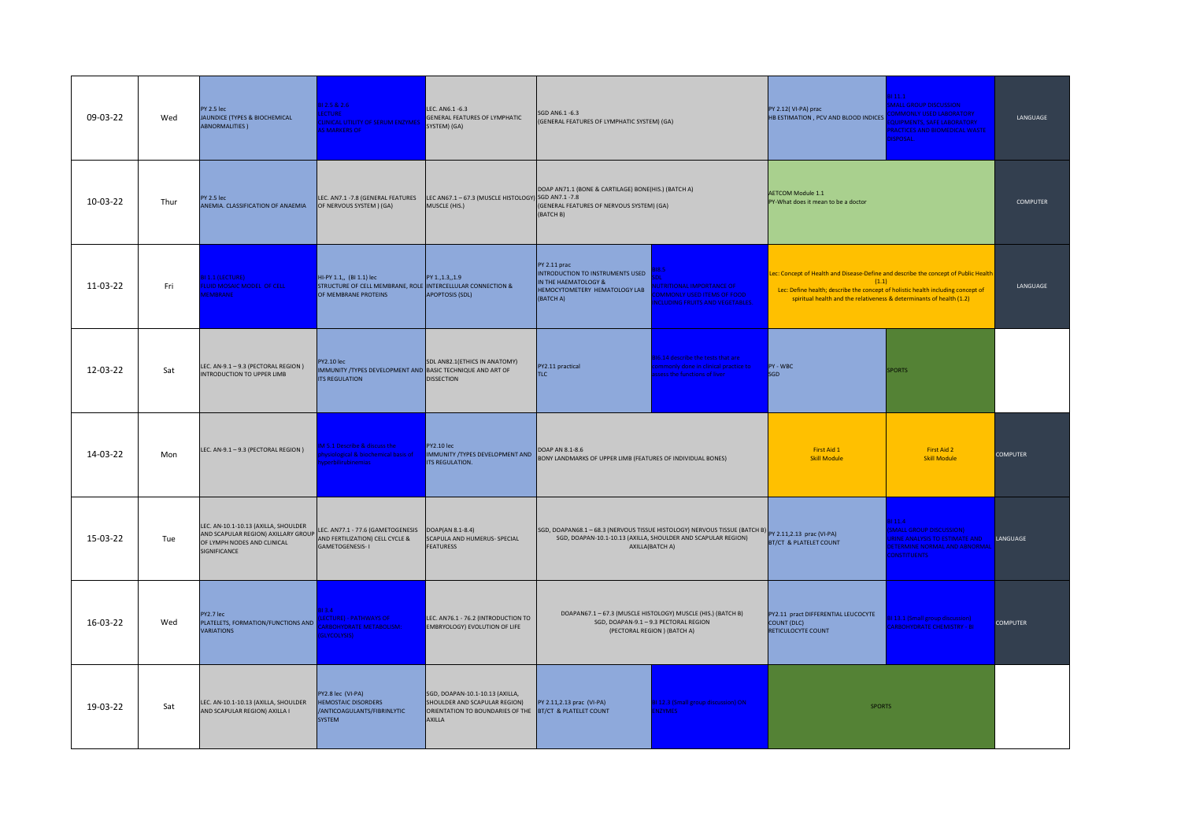| 09-03-22 | Wed | PY 2.5 lec JAUNDICE (TYPES & BIOCHEMICAL ABNORMALITIES) | BI 2.5, 2.6 LECTURE CLINICAL UTILITY OF SERUM ENZYMES AS MARKERS OF | LEC. AN6.1 -6.3 GENERAL FEATURES OF LYMPHATIC SYSTEM) (GA) | SGD AN6.1 -6.3 (GENERAL FEATURES OF LYMPHATIC SYSTEM) (GA) | | PY 2.12( VI-PA) prac HB ESTIMATION , PCV AND BLOOD INDICES | BI 11.1 PRACTICAL DESCRIBE COMMONLY USED LABORATORY EQUIPMENTS, SAFE LABORATORY PRACTICES AND BIOMEDICAL WASTE DISPOSAL | LANGUAGE |
|---|---|---|---|---|---|---|---|---|---|
| 10-03-22 | Thur | PY 2.5 lec ANEMIA. CLASSIFICATION OF ANAEMIA | LEC. AN7.1 -7.8 (GENERAL FEATURES OF NERVOUS SYSTEM ) (GA) | LEC AN67.1 – 67.3 (MUSCLE HISTOLOGY) MUSCLE (HIS.) | DOAP AN71.1 (BONE & CARTILAGE) BONE(HIS.) (BATCH A) SGD AN7.1 -7.8 (GENERAL FEATURES OF NERVOUS SYSTEM) (GA) (BATCH B) | | AETCOM Module 1.1 PY-What does it mean to be a doctor | | COMPUTER |
| 11-03-22 | Fri | BI 1.1 LECTURE FLUID MOSAIC MODEL OF CELL MEMBRANE | HI-PY 1.1,, (BI 1.1) lec STRUCTURE OF CELL MEMBRANE, ROLE OF MEMBRANE PROTEINS | PY 1.,1.3,,1.9 INTERCELLULAR CONNECTION & APOPTOSIS (SDL) | PY 2.11 prac INTRODUCTION TO INSTRUMENTS USED IN THE HAEMATOLOGY & HEMOCYTOMETERY HEMATOLOGY LAB (BATCH A) | BI 8.5 SDL NUTRITIONAL IMPORTANCE OF COMMONLY USED ITEMS OF FOOD INCLUDING FRUITS AND VEGETABLES | Lec: Concept of Health and Disease-Define and describe the concept of Public Health (1.1) Lec: Define health; describe the concept of holistic health including concept of spiritual health and the relativeness & determinants of health (1.2) | | LANGUAGE |
| 12-03-22 | Sat | LEC. AN-9.1 – 9.3 (PECTORAL REGION ) INTRODUCTION TO UPPER LIMB | PY2.10 lec IMMUNITY /TYPES DEVELOPMENT AND ITS REGULATION | SDL AN82.1(ETHICS IN ANATOMY) BASIC TECHNIQUE AND ART OF DISSECTION | PY2.11 practical TLC | BI 2.4 describe the tests that are commonly done in clinical practice to assess the functions of liver | PY - WBC SGD | SPORTS | |
| 14-03-22 | Mon | LEC. AN-9.1 – 9.3 (PECTORAL REGION ) | BI 1.2 Describe & discuss the physiological & biochemical basis of ingestion, hormones | PY2.10 lec IMMUNITY /TYPES DEVELOPMENT AND ITS REGULATION. | DOAP AN 8.1-8.6 BONY LANDMARKS OF UPPER LIMB (FEATURES OF INDIVIDUAL BONES) | | First Aid 1 Skill Module | First Aid 2 Skill Module | COMPUTER |
| 15-03-22 | Tue | LEC. AN-10.1-10.13 (AXILLA, SHOULDER AND SCAPULAR REGION) AXILLARY GROUP OF LYMPH NODES AND CLINICAL SIGNIFICANCE | LEC. AN77.1 - 77.6 (GAMETOGENESIS AND FERTILIZATION) CELL CYCLE & GAMETOGENESIS- I | DOAP(AN 8.1-8.4) SCAPULA AND HUMERUS- SPECIAL FEATURESS | SGD, DOAPAN68.1 – 68.3 (NERVOUS TISSUE HISTOLOGY) NERVOUS TISSUE (BATCH B) SGD, DOAPAN-10.1-10.13 (AXILLA, SHOULDER AND SCAPULAR REGION) AXILLA(BATCH A) | | PY 2.11,2.13 prac (VI-PA) BT/CT & PLATELET COUNT | BI 11.4 PRACTICAL IDENTIFY CARBOHYDRATES BY QUALITATIVE ANALYSIS AND DETERMINE NORMAL AND ABNORMAL CONSTITUENTS | LANGUAGE |
| 16-03-22 | Wed | PY2.7 lec PLATELETS, FORMATION/FUNCTIONS AND VARIATIONS | BI 3.4 LECTURE PATHWAYS OF CARBOHYDRATE METABOLISM GLYCOLYSIS | LEC. AN76.1 - 76.2 (INTRODUCTION TO EMBRYOLOGY) EVOLUTION OF LIFE | DOAPAN67.1 – 67.3 (MUSCLE HISTOLOGY) MUSCLE (HIS.) (BATCH B) SGD, DOAPAN-9.1 – 9.3 PECTORAL REGION (PECTORAL REGION ) (BATCH A) | | PY2.11 pract DIFFERENTIAL LEUCOCYTE COUNT (DLC) RETICULOCYTE COUNT | BI 3.1 PRACTICAL INTRODUCTION CARBOHYDRATE CHEMISTRY - II | COMPUTER |
| 19-03-22 | Sat | LEC. AN-10.1-10.13 (AXILLA, SHOULDER AND SCAPULAR REGION) AXILLA I | PY2.8 lec (VI-PA) HEMOSTATIC DISORDERS /ANTICOAGULANTS/FIBRINLYTIC SYSTEM | SGD, DOAPAN-10.1-10.13 (AXILLA, SHOULDER AND SCAPULAR REGION) ORIENTATION TO BOUNDARIES OF THE AXILLA | PY 2.11,2.13 prac (VI-PA) BT/CT & PLATELET COUNT | BI 11.4 identify glucose disorder (GTT) - SGD | SPORTS | | |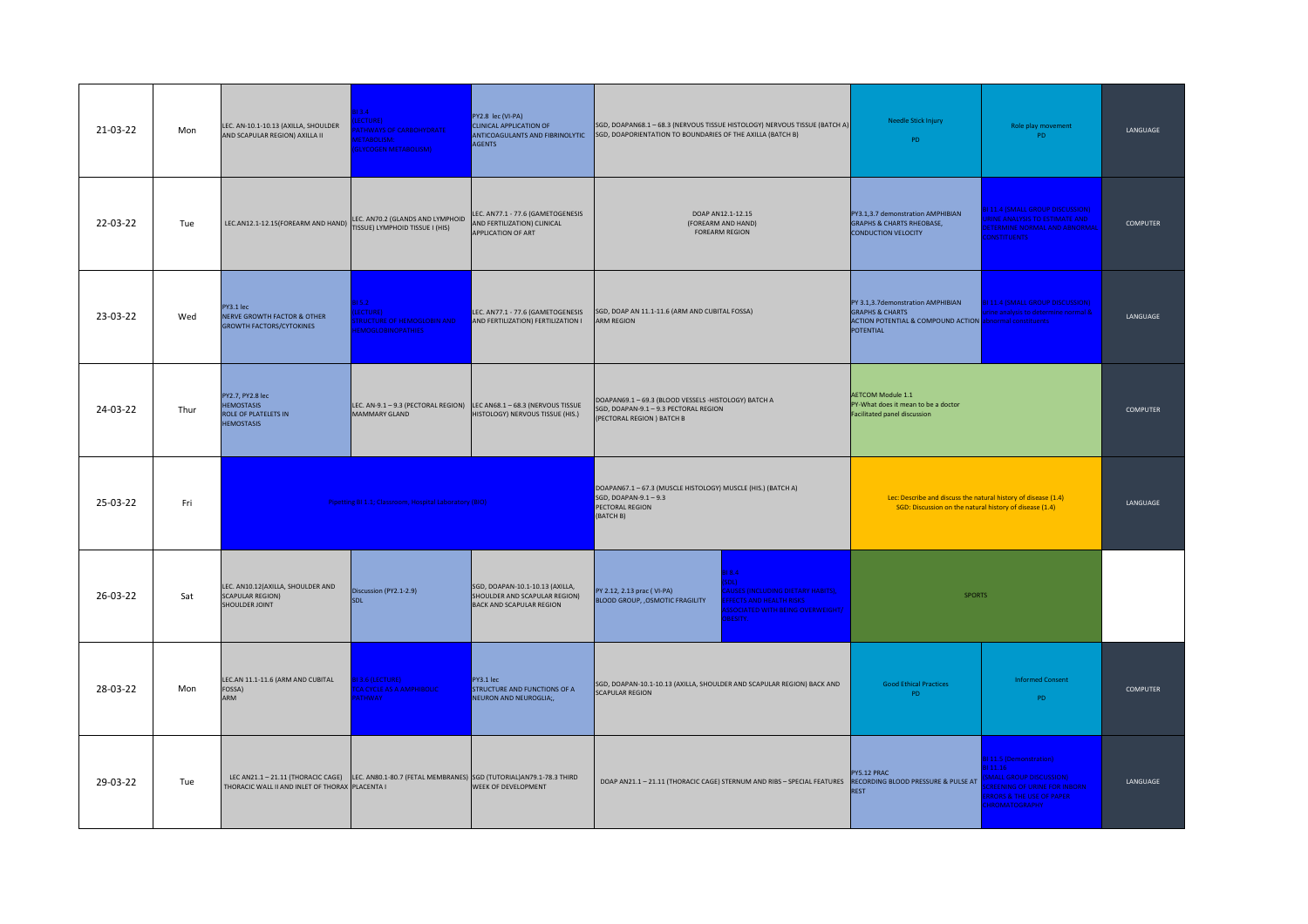| 21-03-22 | Mon | LEC. AN-10.1-10.13 (AXILLA, SHOULDER AND SCAPULAR REGION) AXILLA II | BI 1.1 LECTURE: PATHWAYS OF CARBOHYDRATE METABOLISM (GLYCOGEN METABOLISM) | PY2.8 lec (VI-PA) CLINICAL APPLICATION OF ANTICOAGULANTS AND FIBRINOLYTIC AGENTS | SGD, DOAPAN68.1 – 68.3 (NERVOUS TISSUE HISTOLOGY) NERVOUS TISSUE (BATCH A) SGD, DOAPORIENTATION TO BOUNDARIES OF THE AXILLA (BATCH B) | | Needle Stick Injury PD | Role play movement PD | LANGUAGE |
|---|---|---|---|---|---|---|---|---|---|
| 22-03-22 | Tue | LEC.AN12.1-12.15(FOREARM AND HAND) | LEC. AN70.2 (GLANDS AND LYMPHOID TISSUE) LYMPHOID TISSUE I (HIS) | LEC. AN77.1 - 77.6 (GAMETOGENESIS AND FERTILIZATION) CLINICAL APPLICATION OF ART | DOAP AN12.1-12.15 (FOREARM AND HAND) FOREARM REGION | | PY3.1,3.7 demonstration AMPHIBIAN GRAPHS & CHARTS RHEOBASE, CONDUCTION VELOCITY | BI 11.4 SMALL GROUP DISCUSSION: URINE ANALYSIS TO IDENTIFY AND DESCRIBE NORMAL AND ABNORMAL CONSTITUENTS | COMPUTER |
| 23-03-22 | Wed | PY3.1 lec NERVE GROWTH FACTOR & OTHER GROWTH FACTORS/CYTOKINES | BI 1.1 LECTURE: STRUCTURE OF HEMOGLOBIN AND HEMOGLOBINOPATHIES | LEC. AN77.1 - 77.6 (GAMETOGENESIS AND FERTILIZATION) FERTILIZATION I | SGD, DOAP AN 11.1-11.6 (ARM AND CUBITAL FOSSA) ARM REGION | | PY 3.1,3.7demonstration AMPHIBIAN GRAPHS & CHARTS ACTION POTENTIAL & COMPOUND ACTION POTENTIAL | BI 11.4 SMALL GROUP DISCUSSION: urine analysis to identify normal & abnormal constituents | LANGUAGE |
| 24-03-22 | Thur | PY2.7, PY2.8 lec HEMOSTASIS ROLE OF PLATELETS IN HEMOSTASIS | LEC. AN-9.1 – 9.3 (PECTORAL REGION) MAMMARY GLAND | LEC AN68.1 – 68.3 (NERVOUS TISSUE HISTOLOGY) NERVOUS TISSUE (HIS.) | DOAPAN69.1 – 69.3 (BLOOD VESSELS -HISTOLOGY) BATCH A SGD, DOAPAN-9.1 – 9.3 PECTORAL REGION (PECTORAL REGION ) BATCH B | | AETCOM Module 1.1 PY-What does it mean to be a doctor Facilitated panel discussion | | COMPUTER |
| 25-03-22 | Fri | Practical BI 1.1: Colorimeter, Normal & abnormal (SMU) | | | DOAPAN67.1 – 67.3 (MUSCLE HISTOLOGY) MUSCLE (HIS.) (BATCH A) SGD, DOAPAN-9.1 – 9.3 PECTORAL REGION (BATCH B) | | Lec: Describe and discuss the natural history of disease (1.4) SGD: Discussion on the natural history of disease (1.4) | | LANGUAGE |
| 26-03-22 | Sat | LEC. AN10.12(AXILLA, SHOULDER AND SCAPULAR REGION) SHOULDER JOINT | Discussion (PY2.1-2.9) SDL | SGD, DOAPAN-10.1-10.13 (AXILLA, SHOULDER AND SCAPULAR REGION) BACK AND SCAPULAR REGION | PY 2.12, 2.13 prac ( VI-PA) BLOOD GROUP, ,OSMOTIC FRAGILITY | BI 8.4 SDL CAUSES (INCLUDING DIETARY HABITS), EFFECTS AND HEALTH RISKS ASSOCIATED WITH BEING OVERWEIGHT/ OBESITY | SPORTS | | |
| 28-03-22 | Mon | LEC.AN 11.1-11.6 (ARM AND CUBITAL FOSSA) ARM | BI 1.1 LECTURE: TCA CYCLE AS AMPHIBOLIC PATHWAY | PY3.1 lec STRUCTURE AND FUNCTIONS OF A NEURON AND NEUROGLIA;, | SGD, DOAPAN-10.1-10.13 (AXILLA, SHOULDER AND SCAPULAR REGION) BACK AND SCAPULAR REGION | | Good Ethical Practices PD | Informed Consent PD | COMPUTER |
| 29-03-22 | Tue | LEC AN21.1 – 21.11 (THORACIC CAGE) THORACIC WALL II AND INLET OF THORAX | LEC. AN80.1-80.7 (FETAL MEMBRANES) PLACENTA I | SGD (TUTORIAL)AN79.1-78.3 THIRD WEEK OF DEVELOPMENT | DOAP AN21.1 – 21.11 (THORACIC CAGE) STERNUM AND RIBS – SPECIAL FEATURES | | PY5.12 PRAC RECORDING BLOOD PRESSURE & PULSE AT REST | BI 11.17 (Demonstration) BI 11.18 SMALL GROUP DISCUSSION: SCREENING OF URINE FOR INBORN ERRORS & THE USE OF PAPER CHROMATOGRAPHY | LANGUAGE |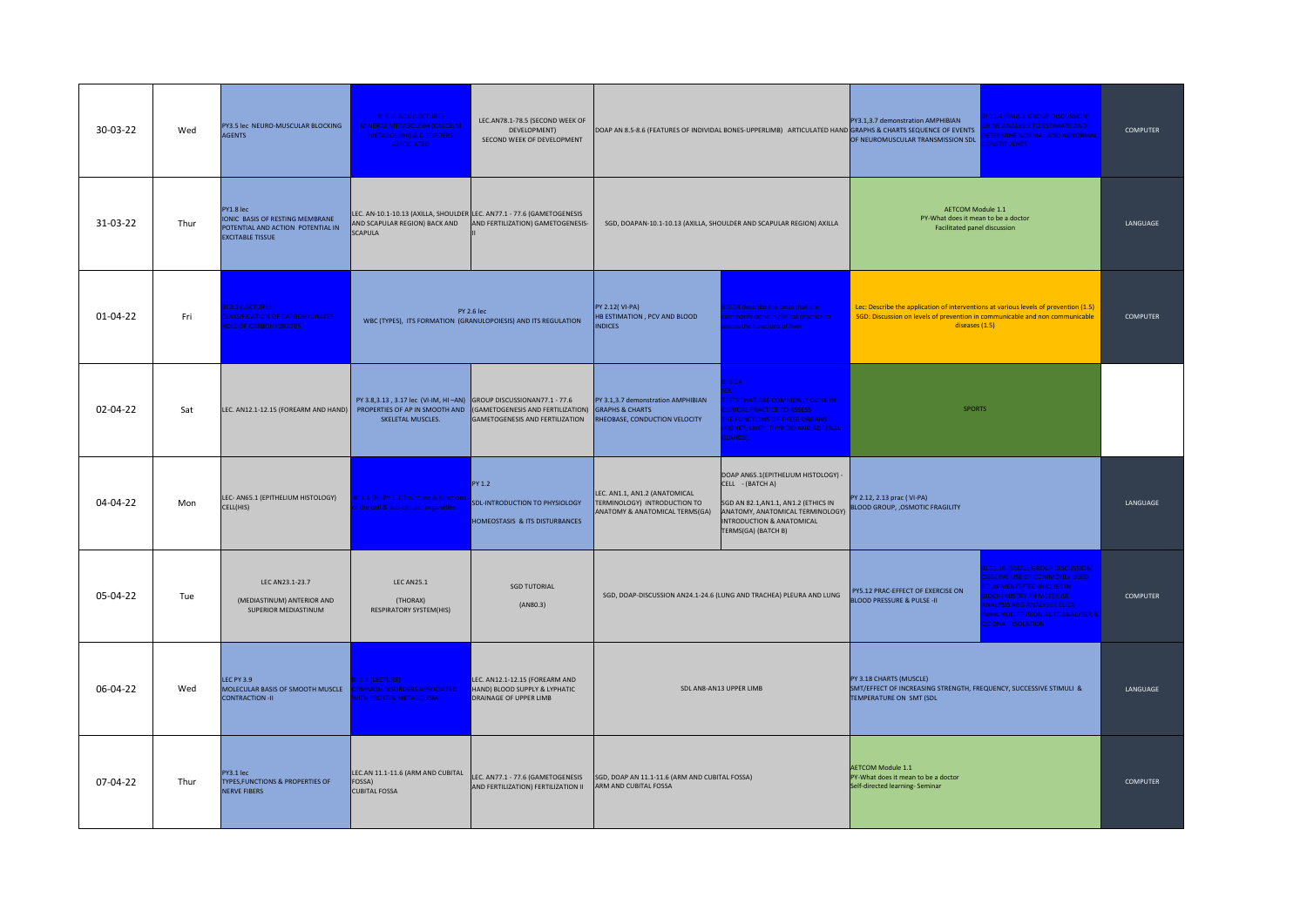| Date | Day | | | | | | | | |
|---|---|---|---|---|---|---|---|---|---|
| 30-03-22 | Wed | PY3.5 lec NEURO-MUSCULAR BLOCKING AGENTS | BI 6.9, 6.10 (LECTURE) MINERAL METABOLISM (CALCIUM METABOLISM & ITS DISORDER ASSOCIATED) | LEC.AN78.1-78.5 (SECOND WEEK OF DEVELOPMENT) SECOND WEEK OF DEVELOPMENT | DOAP AN 8.5-8.6 (FEATURES OF INDIVIDAL BONES-UPPERLIMB) ARTICULATED HAND | | PY3.1,3.7 demonstration AMPHIBIAN GRAPHS & CHARTS SEQUENCE OF EVENTS OF NEUROMUSCULAR TRANSMISSION SDL | BI 11.4 (SMALL GROUP DISCUSSION) URINE ANALYSIS TO ESTIMATE AND DETERMINE NORMAL AND ABNORMAL CONSTITUENTS | COMPUTER |
| 31-03-22 | Thur | PY1.8 lec IONIC BASIS OF RESTING MEMBRANE POTENTIAL AND ACTION POTENTIAL IN EXCITABLE TISSUE | LEC. AN-10.1-10.13 (AXILLA, SHOULDER AND SCAPULAR REGION) BACK AND SCAPULA | LEC. AN77.1 - 77.6 (GAMETOGENESIS AND FERTILIZATION) GAMETOGENESIS-II | SGD, DOAPAN-10.1-10.13 (AXILLA, SHOULDER AND SCAPULAR REGION) AXILLA | | AETCOM Module 1.1 PY-What does it mean to be a doctor Facilitated panel discussion | | LANGUAGE |
| 01-04-22 | Fri | BI 3.1 (LECTURE) CLASSIFICATION OF CARBOHYDRATES ROLE OF CARBON FORCES | PY 2.6 lec WBC (TYPES), ITS FORMATION (GRANULOPOIESIS) AND ITS REGULATION | | PY 2.12( VI-PA) HB ESTIMATION , PCV AND BLOOD INDICES | BI 6.14 Describe the tests that are commonly done in clinical practice to assess the functions of liver. | Lec: Describe the application of interventions at various levels of prevention (1.5) SGD: Discussion on levels of prevention in communicable and non communicable diseases (1.5) | | COMPUTER |
| 02-04-22 | Sat | LEC. AN12.1-12.15 (FOREARM AND HAND) | PY 3.8,3.13 , 3.17 lec (VI-IM, HI –AN) PROPERTIES OF AP IN SMOOTH AND SKELETAL MUSCLES. | GROUP DISCUSSIONAN77.1 - 77.6 (GAMETOGENESIS AND FERTILIZATION) GAMETOGENESIS AND FERTILIZATION | PY 3.1,3.7 demonstration AMPHIBIAN GRAPHS & CHARTS RHEOBASE, CONDUCTION VELOCITY | BI 6.14 SDL TESTS THAT ARE COMMONLY DONE IN CLINICAL PRACTICE TO ASSESS THE FUNCTIONS OF THESE ORGANS (KIDNEY, LIVER, THYROID AND ADRENAL GLANDS) | SPORTS | | |
| 04-04-22 | Mon | LEC- AN65.1 (EPITHELIUM HISTOLOGY) CELL(HIS) | BI 1.1 (SDL) BI 1.1 Describe molecular & functional organization of a cell & its subcellular components | PY 1.2 SDL-INTRODUCTION TO PHYSIOLOGY HOMEOSTASIS & ITS DISTURBANCES | LEC. AN1.1, AN1.2 (ANATOMICAL TERMINOLOGY) INTRODUCTION TO ANATOMY & ANATOMICAL TERMS(GA) | DOAP AN65.1(EPITHELIUM HISTOLOGY) - CELL - (BATCH A) SGD AN 82.1,AN1.1, AN1.2 (ETHICS IN ANATOMY, ANATOMICAL TERMINOLOGY) INTRODUCTION & ANATOMICAL TERMS(GA) (BATCH B) | PY 2.12, 2.13 prac ( VI-PA) BLOOD GROUP, ,OSMOTIC FRAGILITY | | LANGUAGE |
| 05-04-22 | Tue | LEC AN23.1-23.7 (MEDIASTINUM) ANTERIOR AND SUPERIOR MEDIASTINUM | LEC AN25.1 (THORAX) RESPIRATORY SYSTEM(HIS) | SGD TUTORIAL (AN80.3) | SGD, DOAP-DISCUSSION AN24.1-24.6 (LUNG AND TRACHEA) PLEURA AND LUNG | | PY5.12 PRAC-EFFECT OF EXERCISE ON BLOOD PRESSURE & PULSE -II | BI 11.16 (SMALL GROUP DISCUSSION) OBSERVE USE OF COMMONLY USED EQUIPMENTS/TECHNIQUES IN BIOCHEMISTRY LABS INCLUDING ANALYSIS AND ANALYSIS OF ... IMMUNOELECTROPHORESIS, ELECTROPHORESIS, DNA ISOLATION | COMPUTER |
| 06-04-22 | Wed | LEC PY 3.9 MOLECULAR BASIS OF SMOOTH MUSCLE CONTRACTION -II | BI 5.1 (LECTURE) COMMON DISORDERS ASSOCIATED WITH PROTEIN METABOLISM | LEC. AN12.1-12.15 (FOREARM AND HAND) BLOOD SUPPLY & LYPHATIC DRAINAGE OF UPPER LIMB | SDL AN8-AN13 UPPER LIMB | | PY 3.18 CHARTS (MUSCLE) SMT/EFFECT OF INCREASING STRENGTH, FREQUENCY, SUCCESSIVE STIMULI & TEMPERATURE ON SMT (SDL | | LANGUAGE |
| 07-04-22 | Thur | PY3.1 lec TYPES,FUNCTIONS & PROPERTIES OF NERVE FIBERS | LEC.AN 11.1-11.6 (ARM AND CUBITAL FOSSA) CUBITAL FOSSA | LEC. AN77.1 - 77.6 (GAMETOGENESIS AND FERTILIZATION) FERTILIZATION II | SGD, DOAP AN 11.1-11.6 (ARM AND CUBITAL FOSSA) ARM AND CUBITAL FOSSA | | AETCOM Module 1.1 PY-What does it mean to be a doctor Self-directed learning- Seminar | | COMPUTER |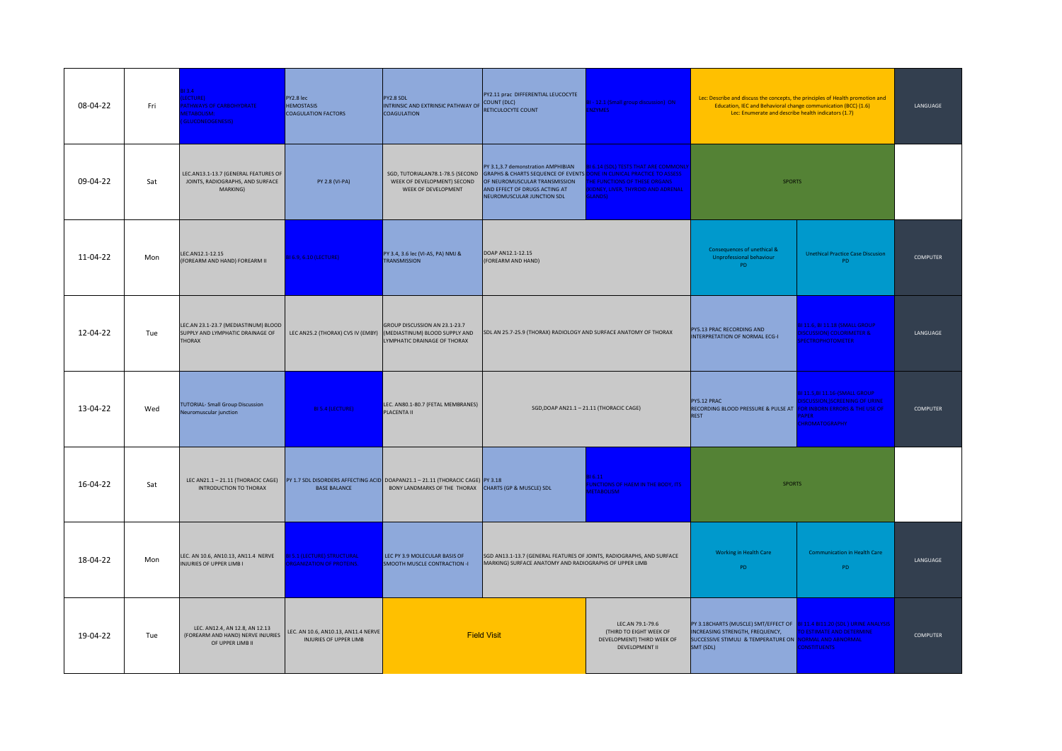| Date | Day | | | | | | | | |
|---|---|---|---|---|---|---|---|---|---|
| 08-04-22 | Fri | BI 1.4 (SGD/ANSI) PATHWAYS OF CARBOHYDRATE METABOLISM, GLUCONEOGENESIS | PY2.8 lec HEMOSTASIS COAGULATION FACTORS | PY2.8 SDL INTRINSIC AND EXTRINSIC PATHWAY OF COAGULATION | PY2.11 prac DIFFERENTIAL LEUCOCYTE COUNT (DLC) RETICULOCYTE COUNT | BI 2.3 Small group discussion ENZYMES | Lec: Describe and discuss the concepts, the principles of Health promotion and Education, IEC and Behavioral change communication (BCC) (1.6) Lec: Enumerate and describe health indicators (1.7) | | LANGUAGE |
| 09-04-22 | Sat | LEC.AN13.1-13.7 (GENERAL FEATURES OF JOINTS, RADIOGRAPHS, AND SURFACE MARKING) | PY 2.8 (VI-PA) | SGD, TUTORIALAN78.1-78.5 (SECOND WEEK OF DEVELOPMENT) SECOND WEEK OF DEVELOPMENT | PY 3.1,3.7 demonstration AMPHIBIAN GRAPHS & CHARTS SEQUENCE OF EVENTS OF NEUROMUSCULAR TRANSMISSION AND EFFECT OF DRUGS ACTING AT NEUROMUSCULAR JUNCTION SDL | LIST ALL THE TESTS THAT ARE COMMONLY DONE IN CLINICAL PRACTICE TO ASSESS THE FUNCTIONS OF THESE ORGANS (KIDNEY, LIVER, THYROID AND ADRENAL GLANDS) | SPORTS | | |
| 11-04-22 | Mon | LEC.AN12.1-12.15 (FOREARM AND HAND) FOREARM II | BI 5.3 (LECTURE) | PY 3.4, 3.6 lec (VI-AS, PA) NMJ & TRANSMISSION | DOAP AN12.1-12.15 (FOREARM AND HAND) | | Consequences of unethical & Unprofessional behaviour PD | Unethical Practice Case Discusion PD | COMPUTER |
| 12-04-22 | Tue | LEC.AN 23.1-23.7 (MEDIASTINUM) BLOOD SUPPLY AND LYMPHATIC DRAINAGE OF THORAX | LEC AN25.2 (THORAX) CVS IV (EMBY) | GROUP DISCUSSION AN 23.1-23.7 (MEDIASTINUM) BLOOD SUPPLY AND LYMPHATIC DRAINAGE OF THORAX | SDL AN 25.7-25.9 (THORAX) RADIOLOGY AND SURFACE ANATOMY OF THORAX | | PY5.13 PRAC RECORDING AND INTERPRETATION OF NORMAL ECG-I | BI 11 (SMALL GROUP DISCUSSION) COLOR METER & SPECTROPHOTOMETER | LANGUAGE |
| 13-04-22 | Wed | TUTORIAL- Small Group Discussion Neuromuscular junction | BI 5.4 (LECTURE) | LEC. AN80.1-80.7 (FETAL MEMBRANES) PLACENTA II | SGD,DOAP AN21.1 – 21.11 (THORACIC CAGE) | | PY5.12 PRAC RECORDING BLOOD PRESSURE & PULSE AT REST | BI 11 (SMALL GROUP DISCUSSION) SCREENING OF URINE FOR INBORN ERRORS & THE USE OF PAPER CHROMATOGRAPHY | COMPUTER |
| 16-04-22 | Sat | LEC AN21.1 – 21.11 (THORACIC CAGE) INTRODUCTION TO THORAX | PY 1.7 SDL DISORDERS AFFECTING ACID BASE BALANCE | DOAPAN21.1 – 21.11 (THORACIC CAGE) BONY LANDMARKS OF THE THORAX | PY 3.18 CHARTS (GP & MUSCLE) SDL | BI FUNCTIONS OF ENZYME IN THE BODY - METABOLISM | SPORTS | | |
| 18-04-22 | Mon | LEC. AN 10.6, AN10.13, AN11.4 NERVE INJURIES OF UPPER LIMB I | BI 7.1 (LECTURE) STRUCTURAL ORGANIZATION OF PROTEINS | LEC PY 3.9 MOLECULAR BASIS OF SMOOTH MUSCLE CONTRACTION -I | SGD AN13.1-13.7 (GENERAL FEATURES OF JOINTS, RADIOGRAPHS, AND SURFACE MARKING) SURFACE ANATOMY AND RADIOGRAPHS OF UPPER LIMB | | Working in Health Care PD | Communication in Health Care PD | LANGUAGE |
| 19-04-22 | Tue | LEC. AN12.4, AN 12.8, AN 12.13 (FOREARM AND HAND) NERVE INJURIES OF UPPER LIMB II | LEC. AN 10.6, AN10.13, AN11.4 NERVE INJURIES OF UPPER LIMB | Field Visit | | LEC.AN 79.1-79.6 (THIRD TO EIGHT WEEK OF DEVELOPMENT) THIRD WEEK OF DEVELOPMENT II | PY 3.18CHARTS (MUSCLE) SMT/EFFECT OF INCREASING STRENGTH, FREQUENCY, SUCCESSIVE STIMULI & TEMPERATURE ON SMT (SDL) | BI 11 (LEC) URINE ANALYSIS TO ESTIMATE AND DETERMINE NORMAL AND ABNORMAL CONSTITUENTS | COMPUTER |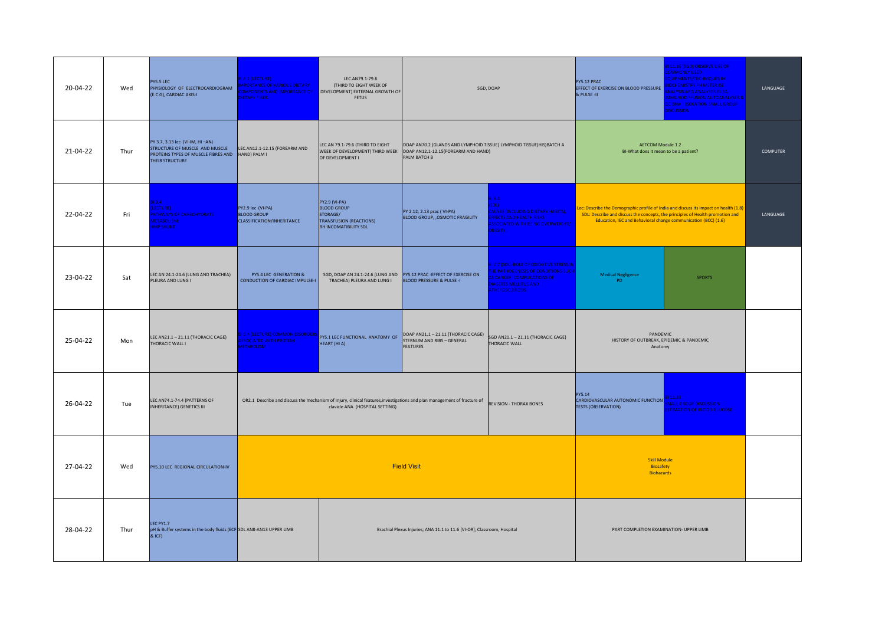| 20-04-22 | Wed | PY5.5 LEC PHYSIOLOGY OF ELECTROCARDIOGRAM (E.C.G), CARDIAC AXIS-I | BI 7.1 (LECTURE) IMPORTANCE OF VARIOUS DIETARY COMPONENTS AND IMPORTANCE OF DIETARY FIBER | LEC.AN79.1-79.6 (THIRD TO EIGHT WEEK OF DEVELOPMENT) EXTERNAL GROWTH OF FETUS | SGD, DOAP | | PY5.12 PRAC EFFECT OF EXERCISE ON BLOOD PRESSURE & PULSE -II | BI 11.16 (SGD) OBSERVE USE OF COMMONLY USED EQUIPMENTS/TECHNIQUES IN BIOCHEMISTRY LABORATORY (LAB ANALYSIS/ANALYTICAL TECHNIQUES/CLINICAL CHEMISTRY ANALYSERS & QC DNA ISOLATION) SMALL GROUP DISCUSSION | LANGUAGE |
|---|---|---|---|---|---|---|---|---|---|
| 21-04-22 | Thur | PY 3.7, 3.13 lec (VI-IM, HI –AN) STRUCTURE OF MUSCLE AND MUSCLE PROTEINS TYPES OF MUSCLE FIBRES AND THEIR STRUCTURE | LEC.AN12.1-12.15 (FOREARM AND HAND) PALM I | LEC.AN 79.1-79.6 (THIRD TO EIGHT WEEK OF DEVELOPMENT) THIRD WEEK OF DEVELOPMENT I | DOAP AN70.2 (GLANDS AND LYMPHOID TISSUE) LYMPHOID TISSUE(HIS)BATCH A DOAP AN12.1-12.15(FOREARM AND HAND) PALM BATCH B | | AETCOM Module 1.2 BI-What does it mean to be a patient? | | COMPUTER |
| 22-04-22 | Fri | BI 3.4 (LECTURE) PATHWAYS OF CARBOHYDRATE METABOLISM HMP SHUNT | PY2.9 lec (VI-PA) BLOOD GROUP CLASSIFICATION/INHERITANCE | PY2.9 (VI-PA) BLOOD GROUP STORAGE/ TRANSFUSION (REACTIONS) RH INCOMATIBILITY SDL | PY 2.12, 2.13 prac ( VI-PA) BLOOD GROUP, ,OSMOTIC FRAGILITY | BI 8.3 (SDL) CAUSES (INCLUDING DIETARY HABITS), EFFECTS AND HEALTH RISKS ASSOCIATED WITH BEING OVERWEIGHT/ OBESITY | Lec: Describe the Demographic profile of India and discuss its impact on health (1.8) SDL: Describe and discuss the concepts, the principles of Health promotion and Education, IEC and Behavioral change communication (BCC) (1.6) | | LANGUAGE |
| 23-04-22 | Sat | LEC AN 24.1-24.6 (LUNG AND TRACHEA) PLEURA AND LUNG I | PY5.4 LEC GENERATION & CONDUCTION OF CARDIAC IMPULSE-I | SGD, DOAP AN 24.1-24.6 (LUNG AND TRACHEA) PLEURA AND LUNG I | PY5.12 PRAC -EFFECT OF EXERCISE ON BLOOD PRESSURE & PULSE -I | BI 7.7 (SDL) ROLE OF OXIDATIVE STRESS IN THE PATHOGENESIS OF CONDITIONS SUCH AS CANCER, COMPLICATIONS OF DIABETES MELLITUS AND ATHEROSCLEROSIS | Medical Negligence PD | SPORTS | |
| 25-04-22 | Mon | LEC AN21.1 – 21.11 (THORACIC CAGE) THORACIC WALL I | BI 5.5 (LECTURE) COMMON DISORDERS ASSOCIATED WITH PROTEIN METABOLISM | PY5.1 LEC FUNCTIONAL ANATOMY OF HEART (HI A) | DOAP AN21.1 – 21.11 (THORACIC CAGE) STERNUM AND RIBS – GENERAL FEATURES | SGD AN21.1 – 21.11 (THORACIC CAGE) THORACIC WALL | PANDEMIC HISTORY OF OUTBREAK, EPIDEMIC & PANDEMIC Anatomy | | |
| 26-04-22 | Tue | LEC AN74.1-74.4 (PATTERNS OF INHERITANCE) GENETICS III | OR2.1 Describe and discuss the mechanism of Injury, clinical features,investigations and plan management of fracture of clavicle ANA (HOSPITAL SETTING) | | | REVISION - THORAX BONES | PY5.14 CARDIOVASCULAR AUTONOMIC FUNCTION TESTS (OBSERVATION) | BI 11.4 SMALL GROUP DISCUSSION ESTIMATION OF BLOOD GLUCOSE | |
| 27-04-22 | Wed | PY5.10 LEC REGIONAL CIRCULATION-IV | Field Visit | | | | Skill Module Biosafety Biohazards | | |
| 28-04-22 | Thur | LEC PY1.7 pH & Buffer systems in the body fluids (ECF & ICF) | SDL AN8-AN13 UPPER LIMB | Brachial Plexus Injuries; ANA 11.1 to 11.6 [VI-OR]; Classroom, Hospital | | | PART COMPLETION EXAMINATION- UPPER LIMB | | |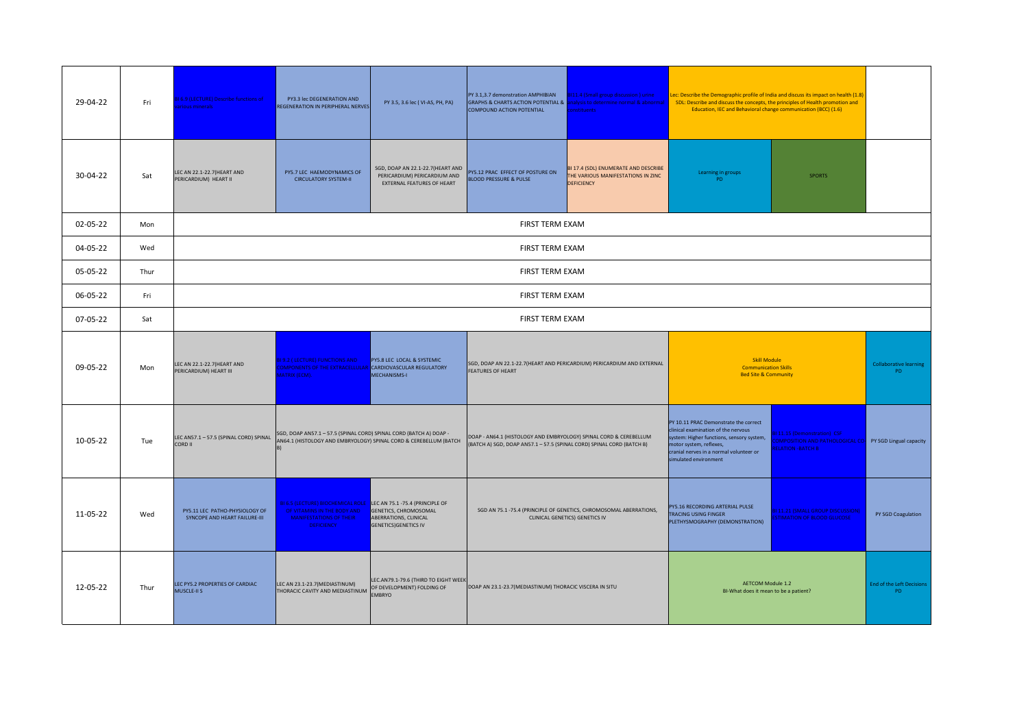| | | | | | | | | | |
|---|---|---|---|---|---|---|---|---|---|
| 29-04-22 | Fri | WEEKLY LECTURE: Describe the types of viral antibodies | PY3.3 lec DEGENERATION AND REGENERATION IN PERIPHERAL NERVES | PY 3.5, 3.6 lec ( VI-AS, PH, PA) | PY 3.1,3.7 demonstration AMPHIBIAN GRAPHS & CHARTS ACTION POTENTIAL & COMPOUND ACTION POTENTIAL | BI 11.4 Estimate serum & analyse urine in normal & abnormal conditions | Lec: Describe the Demographic profile of India and discuss its impact on health (1.8) SDL: Describe and discuss the concepts, the principles of Health promotion and Education, IEC and Behavioral change communication (BCC) (1.6) | | |
| 30-04-22 | Sat | LEC AN 22.1-22.7(HEART AND PERICARDIUM) HEART II | PY5.7 LEC HAEMODYNAMICS OF CIRCULATORY SYSTEM-II | SGD, DOAP AN 22.1-22.7(HEART AND PERICARDIUM) PERICARDIUM AND EXTERNAL FEATURES OF HEART | PY5.12 PRAC EFFECT OF POSTURE ON BLOOD PRESSURE & PULSE | BI 17.4 (SDL) ENUMERATE AND DESCRIBE THE VARIOUS MANIFESTATIONS IN ZINC DEFICIENCY | Learning in groups PD | SPORTS | |
| 02-05-22 | Mon | FIRST TERM EXAM | | | | | | | |
| 04-05-22 | Wed | FIRST TERM EXAM | | | | | | | |
| 05-05-22 | Thur | FIRST TERM EXAM | | | | | | | |
| 06-05-22 | Fri | FIRST TERM EXAM | | | | | | | |
| 07-05-22 | Sat | FIRST TERM EXAM | | | | | | | |
| 09-05-22 | Mon | LEC AN 22.1-22.7(HEART AND PERICARDIUM) HEART III | BI 1.2 LECTURE (FUNCTIONS AND COMPONENTS OF THE EXTRACELLULAR MATRIX (ECM)) | PY5.8 LEC LOCAL & SYSTEMIC CARDIOVASCULAR REGULATORY MECHANISMS-I | SGD, DOAP AN 22.1-22.7(HEART AND PERICARDIUM) PERICARDIUM AND EXTERNAL FEATURES OF HEART | | Skill Module Communication Skills Bed Site & Community | | Collaborative learning PD |
| 10-05-22 | Tue | LEC AN57.1 – 57.5 (SPINAL CORD) SPINAL CORD II | SGD, DOAP AN57.1 – 57.5 (SPINAL CORD) SPINAL CORD (BATCH A) DOAP - AN64.1 (HISTOLOGY AND EMBRYOLOGY) SPINAL CORD & CEREBELLUM (BATCH B) | | DOAP - AN64.1 (HISTOLOGY AND EMBRYOLOGY) SPINAL CORD & CEREBELLUM (BATCH A) SGD, DOAP AN57.1 – 57.5 (SPINAL CORD) SPINAL CORD (BATCH B) | | PY 10.11 PRAC Demonstrate the correct clinical examination of the nervous system: Higher functions, sensory system, motor system, reflexes, cranial nerves in a normal volunteer or simulated environment | BI 11.15 (Demonstration) CSF COMPOSITION AND PATHOLOGICAL CO... RELATION (BATCH B) | PY SGD Lingual capacity |
| 11-05-22 | Wed | PY5.11 LEC PATHO-PHYSIOLOGY OF SYNCOPE AND HEART FAILURE-III | BI 6.5 LECTURE (BIOCHEMICAL ROLE OF VITAMINS IN THE BODY AND MANIFESTATIONS OF THEIR DEFICIENCY) | LEC AN 75.1 -75.4 (PRINCIPLE OF GENETICS, CHROMOSOMAL ABERRATIONS, CLINICAL GENETICS)GENETICS IV | SGD AN 75.1 -75.4 (PRINCIPLE OF GENETICS, CHROMOSOMAL ABERRATIONS, CLINICAL GENETICS) GENETICS IV | | PY5.16 RECORDING ARTERIAL PULSE TRACING USING FINGER PLETHYSMOGRAPHY (DEMONSTRATION) | BI 11.16 (SGD) CASE DISCUSSION ... (BATCH B) | PY SGD Coagulation |
| 12-05-22 | Thur | LEC PY5.2 PROPERTIES OF CARDIAC MUSCLE-II S | LEC AN 23.1-23.7(MEDIASTINUM) THORACIC CAVITY AND MEDIASTINUM | LEC.AN79.1-79.6 (THIRD TO EIGHT WEEK OF DEVELOPMENT) FOLDING OF EMBRYO | DOAP AN 23.1-23.7(MEDIASTINUM) THORACIC VISCERA IN SITU | | AETCOM Module 1.2 BI-What does it mean to be a patient? | | End of the Left Decisions PD |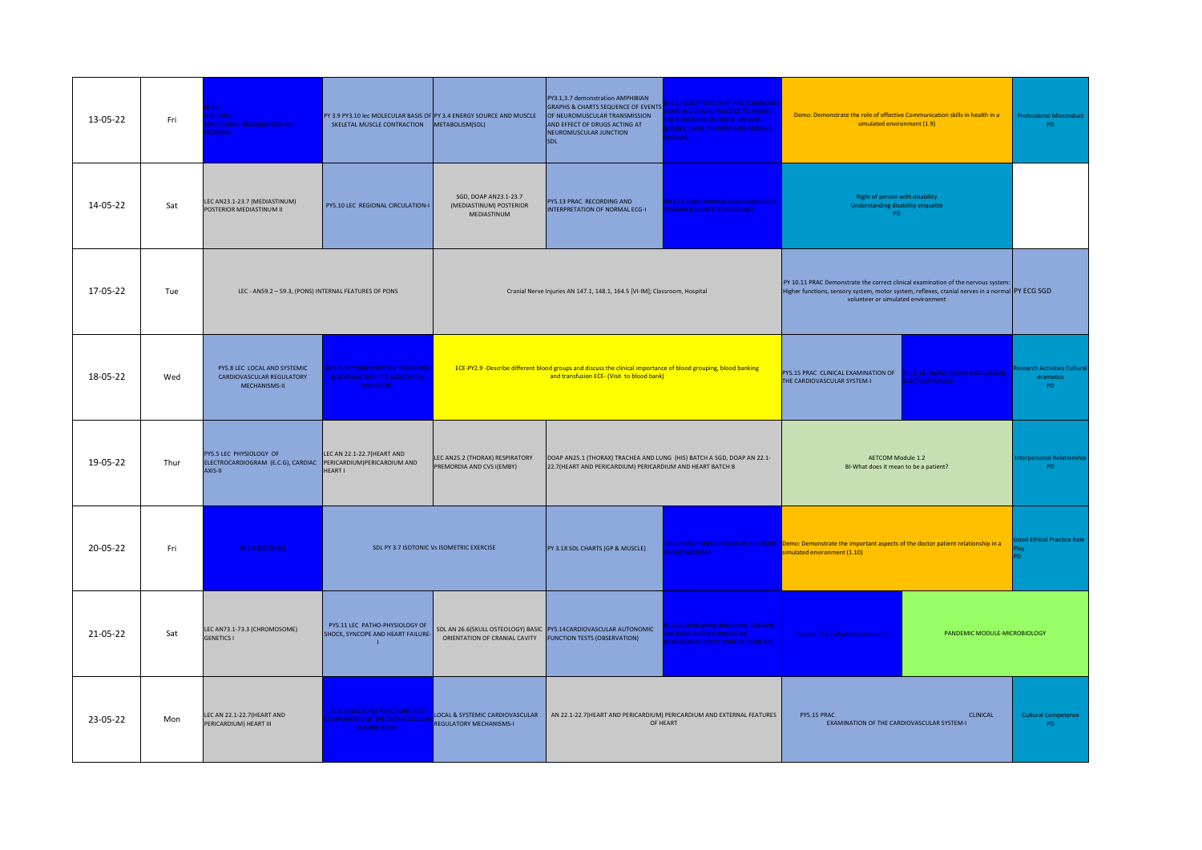| | | | | | | | | | |
|---|---|---|---|---|---|---|---|---|---|
| 13-05-22 | Fri | BI 5.1 (LECTURE) STRUCTURAL ORGANIZATION OF PROTEINS | PY 3.9 PY3.10 lec MOLECULAR BASIS OF SKELETAL MUSCLE CONTRACTION | PY 3.4 ENERGY SOURCE AND MUSCLE METABOLISM(SDL) | PY3.1,3.7 demonstration AMPHIBIAN GRAPHS & CHARTS SEQUENCE OF EVENTS OF NEUROMUSCULAR TRANSMISSION AND EFFECT OF DRUGS ACTING AT NEUROMUSCULAR JUNCTION SDL | BI 6.14 BIOCHEMICAL TESTS THAT ARE COMMONLY DONE IN CLINICAL PRACTICE TO ASSESS THE FUNCTIONS OF THESE ORGANS (LIVER, KIDNEY, THYROID AND ADRENAL GLANDS) | Demo: Demonstrate the role of effective Communication skills in health in a simulated environment (1.9) | | Professional Misconduct PD |
| 14-05-22 | Sat | LEC AN23.1-23.7 (MEDIASTINUM) POSTERIOR MEDIASTINUM II | PY5.10 LEC REGIONAL CIRCULATION-I | SGD, DOAP AN23.1-23.7 (MEDIASTINUM) POSTERIOR MEDIASTINUM | PY5.13 PRAC RECORDING AND INTERPRETATION OF NORMAL ECG-I | BI 7.5 (SDL) ENVIRONMENTAL CHANGES IN VITAMIN & COENZYME DEFICIENCY | Right of person with disability Understanding disability etiquette PD | | |
| 17-05-22 | Tue | LEC - AN59.2 – 59.3, (PONS) INTERNAL FEATURES OF PONS | | Cranial Nerve Injuries AN 147.1, 148.1, 164.5 [VI-IM]; Classroom, Hospital | | | PY 10.11 PRAC Demonstrate the correct clinical examination of the nervous system: Higher functions, sensory system, motor system, reflexes, cranial nerves in a normal volunteer or simulated environment | | PY ECG SGD |
| 18-05-22 | Wed | PY5.8 LEC LOCAL AND SYSTEMIC CARDIOVASCULAR REGULATORY MECHANISMS-II | BI 5.1 (LECTURE) PROTEIN TARGETING & SORTING WITH ITS ASSOCIATED DISORDERS | ECE-PY2.9 -Describe different blood groups and discuss the clinical importance of blood grouping, blood banking and transfusion ECE- (Visit to blood bank) | | | PY5.15 PRAC CLINICAL EXAMINATION OF THE CARDIOVASCULAR SYSTEM-I | BI 5.1 (SDL) CHEMISTRY OF HAEMOGLOBIN | Research Activities Cultural dramatics PD |
| 19-05-22 | Thur | PY5.5 LEC PHYSIOLOGY OF ELECTROCARDIOGRAM (E.C.G), CARDIAC AXIS-II | LEC AN 22.1-22.7(HEART AND PERICARDIUM)PERICARDIUM AND HEART I | LEC AN25.2 (THORAX) RESPIRATORY PREMORDIA AND CVS I(EMBY) | DOAP AN25.1 (THORAX) TRACHEA AND LUNG (HIS) BATCH A SGD, DOAP AN 22.1-22.7(HEART AND PERICARDIUM) PERICARDIUM AND HEART BATCH B | | AETCOM Module 1.2 BI-What does it mean to be a patient? | | Interpersonal Relationship PD |
| 20-05-22 | Fri | BI 5.1 (LECTURE) | SDL PY 3.7 ISOTONIC Vs ISOMETRIC EXERCISE | | PY 3.18 SDL CHARTS (GP & MUSCLE) | BI 6.5 FUNCTIONS OF HAEM IN THE BODY, HAEM METABOLISM | Demo: Demonstrate the important aspects of the doctor patient relationship in a simulated environment (1.10) | | Good Ethical Practice Role Play PD |
| 21-05-22 | Sat | LEC AN73.1-73.3 (CHROMOSOME) GENETICS I | PY5.11 LEC PATHO-PHYSIOLOGY OF SHOCK, SYNCOPE AND HEART FAILURE-I | SDL AN 26.6(SKULL OSTEOLOGY) BASIC ORIENTATION OF CRANIAL CAVITY | PY5.14CARDIOVASCULAR AUTONOMIC FUNCTION TESTS (OBSERVATION) | BI 11.17 Biochemistry practical: EXPLAIN THE BASIS AND RATIONALE OF BIOCHEMICAL TESTS DONE IN DIABETES | Estimation of carbohydrate Elements | PANDEMIC MODULE-MICROBIOLOGY | |
| 23-05-22 | Mon | LEC AN 22.1-22.7(HEART AND PERICARDIUM) HEART III | BI 5.1 (LECTURE) FUNCTIONS AND COMPONENTS OF THE EXTRACELLULAR MATRIX (ECM) | LOCAL & SYSTEMIC CARDIOVASCULAR REGULATORY MECHANISMS-I | AN 22.1-22.7(HEART AND PERICARDIUM) PERICARDIUM AND EXTERNAL FEATURES OF HEART | | PY5.15 PRAC CLINICAL EXAMINATION OF THE CARDIOVASCULAR SYSTEM-I | | Cultural Competence PD |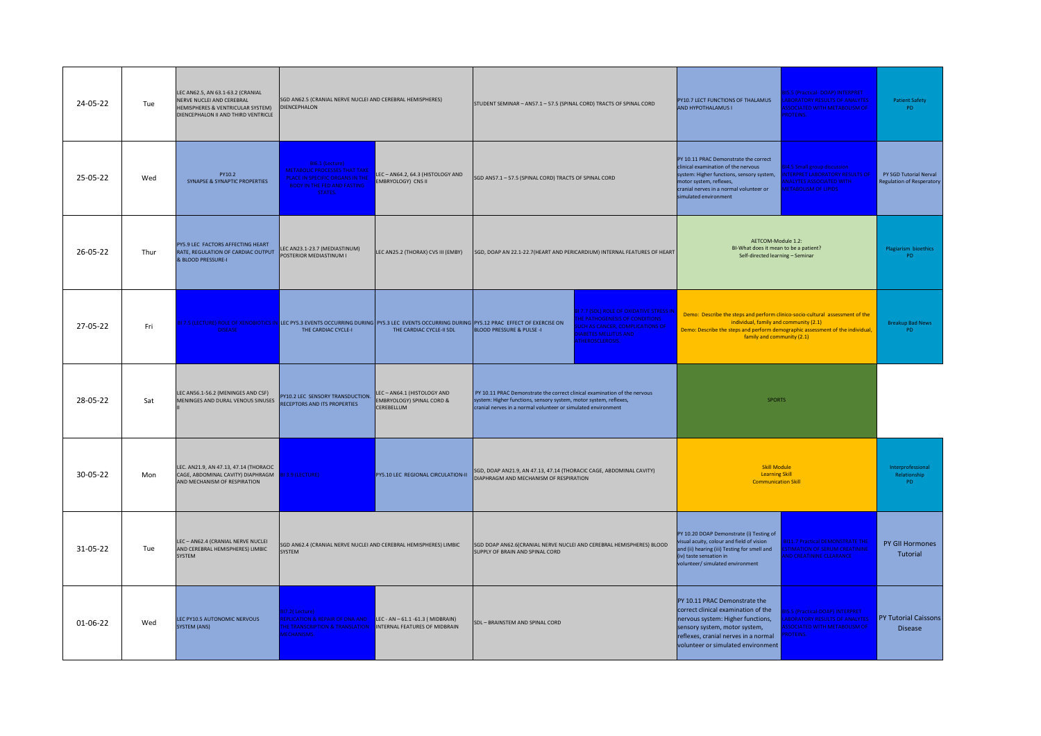| Date | Day | | | | | | | | |
|---|---|---|---|---|---|---|---|---|---|
| 24-05-22 | Tue | LEC AN62.5, AN 63.1-63.2 (CRANIAL NERVE NUCLEI AND CEREBRAL HEMISPHERES & VENTRICULAR SYSTEM) DIENCEPHALON II AND THIRD VENTRICLE | SGD AN62.5 (CRANIAL NERVE NUCLEI AND CEREBRAL HEMISPHERES) DIENCEPHALON | | STUDENT SEMINAR – AN57.1 – 57.5 (SPINAL CORD) TRACTS OF SPINAL CORD | | PY10.7 LECT FUNCTIONS OF THALAMUS AND HYPOTHALAMUS I | BI5.5 (Practical-DOAP) INTERPRET LABORATORY RESULTS OF ANALYTES ASSOCIATED WITH METABOLISM OF PROTEINS. | Patient Safety PD |
| 25-05-22 | Wed | PY10.2 SYNAPSE & SYNAPTIC PROPERTIES | BI6.1 (Lecture) METABOLIC PROCESSES THAT TAKE PLACE IN SPECIFIC ORGANS IN THE BODY IN THE FED AND FASTING STATES. | LEC – AN64.2, 64.3 (HISTOLOGY AND EMBRYOLOGY) CNS II | SGD AN57.1 – 57.5 (SPINAL CORD) TRACTS OF SPINAL CORD | | PY 10.11 PRAC Demonstrate the correct clinical examination of the nervous system: Higher functions, sensory system, motor system, reflexes, cranial nerves in a normal volunteer or simulated environment | BI4.5 (Practical-DOAP) INTERPRET LABORATORY RESULTS OF ANALYTES ASSOCIATED WITH METABOLISM OF LIPIDS | PY SGD Tutorial Nerval Regulation of Resperatory |
| 26-05-22 | Thur | PY5.9 LEC FACTORS AFFECTING HEART RATE, REGULATION OF CARDIAC OUTPUT & BLOOD PRESSURE-I | LEC AN23.1-23.7 (MEDIASTINUM) POSTERIOR MEDIASTINUM I | LEC AN25.2 (THORAX) CVS III (EMBY) | SGD, DOAP AN 22.1-22.7(HEART AND PERICARDIUM) INTERNAL FEATURES OF HEART | | AETCOM-Module 1.2: BI-What does it mean to be a patient? Self-directed learning – Seminar | | Plagiarism bioethics PD |
| 27-05-22 | Fri | BI 7.5 (LECTURE) ROLE OF ANTIOXIDANTS IN DISEASE | LEC PY5.3 EVENTS OCCURRING DURING THE CARDIAC CYCLE-I | PY5.3 LEC EVENTS OCCURRING DURING THE CARDIAC CYCLE-II SDL | PY5.12 PRAC EFFECT OF EXERCISE ON BLOOD PRESSURE & PULSE -I | BI 7.7 (SDL) ROLE OF OXIDATIVE STRESS IN THE PATHOGENESIS OF CONDITIONS SUCH AS CANCER, COMPLICATIONS OF DIABETES MELLITUS AND ATHEROSCLEROSIS. | Demo: Describe the steps and perform clinico-socio-cultural assessment of the individual, family and community (2.1) Demo: Describe the steps and perform demographic assessment of the individual, family and community (2.1) | | Breakup Bad News PD |
| 28-05-22 | Sat | LEC AN56.1-56.2 (MENINGES AND CSF) MENINGES AND DURAL VENOUS SINUSES II | PY10.2 LEC SENSORY TRANSDUCTION. RECEPTORS AND ITS PROPERTIES | LEC – AN64.1 (HISTOLOGY AND EMBRYOLOGY) SPINAL CORD & CEREBELLUM | PY 10.11 PRAC Demonstrate the correct clinical examination of the nervous system: Higher functions, sensory system, motor system, reflexes, cranial nerves in a normal volunteer or simulated environment | | SPORTS | | |
| 30-05-22 | Mon | LEC. AN21.9, AN 47.13, 47.14 (THORACIC CAGE, ABDOMINAL CAVITY) DIAPHRAGM AND MECHANISM OF RESPIRATION | BI 6.5 (LECTURE) | PY5.10 LEC REGIONAL CIRCULATION-II | SGD, DOAP AN21.9, AN 47.13, 47.14 (THORACIC CAGE, ABDOMINAL CAVITY) DIAPHRAGM AND MECHANISM OF RESPIRATION | | Skill Module Learning Skill Communication Skill | | Interprofessional Relationship PD |
| 31-05-22 | Tue | LEC – AN62.4 (CRANIAL NERVE NUCLEI AND CEREBRAL HEMISPHERES) LIMBIC SYSTEM | SGD AN62.4 (CRANIAL NERVE NUCLEI AND CEREBRAL HEMISPHERES) LIMBIC SYSTEM | | SGD DOAP AN62.6(CRANIAL NERVE NUCLEI AND CEREBRAL HEMISPHERES) BLOOD SUPPLY OF BRAIN AND SPINAL CORD | | PY 10.20 DOAP Demonstrate (i) Testing of visual acuity, colour and field of vision and (ii) hearing (iii) Testing for smell and (iv) taste sensation in volunteer/ simulated environment | BI6.7 Practical DEMONSTRATE THE ESTIMATION OF SERUM CREATININE AND CREATININE CLEARANCE | PY GII Hormones Tutorial |
| 01-06-22 | Wed | LEC PY10.5 AUTONOMIC NERVOUS SYSTEM (ANS) | BI7.2 (Lecture) REPLICATION & REPAIR OF DNA AND THE TRANSCRIPTION & TRANSLATION MECHANISMS. | LEC - AN – 61.1 -61.3 ( MIDBRAIN) INTERNAL FEATURES OF MIDBRAIN | SDL – BRAINSTEM AND SPINAL CORD | | PY 10.11 PRAC Demonstrate the correct clinical examination of the nervous system: Higher functions, sensory system, motor system, reflexes, cranial nerves in a normal volunteer or simulated environment | BI5.5 (Practical-DOAP) INTERPRET LABORATORY RESULTS OF ANALYTES ASSOCIATED WITH METABOLISM OF PROTEINS. | PY Tutorial Caissons Disease |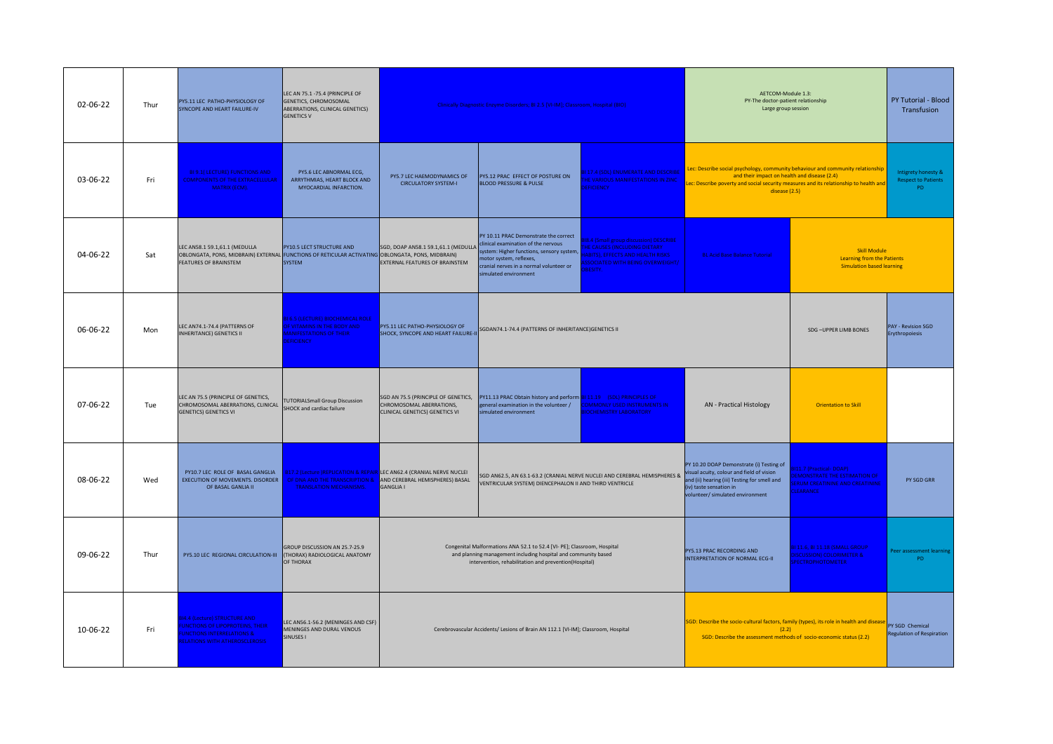| 02-06-22 | Thur | PY5.11 LEC PATHO-PHYSIOLOGY OF SYNCOPE AND HEART FAILURE-IV | LEC AN 75.1 -75.4 (PRINCIPLE OF GENETICS, CHROMOSOMAL ABERRATIONS, CLINICAL GENETICS) GENETICS V | Clinically Diagnose Turners Syndrome 11.2.5 [VI-IM] Classroom, Hospital (SDL) | | | AETCOM-Module 1.3: PY-The doctor-patient relationship Large group session | | PY Tutorial - Blood Transfusion |
|---|---|---|---|---|---|---|---|---|---|
| 03-06-22 | Fri | BI 5.1 LECTURE: FUNCTIONS AND COMPONENTS OF THE EXTRACELLULAR MATRIX (ECM) | PY5.6 LEC ABNORMAL ECG, ARRYTHMIAS, HEART BLOCK AND MYOCARDIAL INFARCTION. | PY5.7 LEC HAEMODYNAMICS OF CIRCULATORY SYSTEM-I | PY5.12 PRAC EFFECT OF POSTURE ON BLOOD PRESSURE & PULSE | BI 11.4 SGD: ENUMERATE AND DESCRIBE THE VARIOUS MANIFESTATIONS OF ZINC DEFICIENCY | Lec: Describe social psychology, community behaviour and community relationship and their impact on health and disease (2.4) Lec: Describe poverty and social security measures and its relationship to health and disease (2.5) | | Intigrety honesty & Respect to Patients PD |
| 04-06-22 | Sat | LEC AN58.1 59.1,61.1 (MEDULLA OBLONGATA, PONS, MIDBRAIN) EXTERNAL FEATURES OF BRAINSTEM | PY10.5 LECT STRUCTURE AND FUNCTIONS OF RETICULAR ACTIVATING SYSTEM | SGD, DOAP AN58.1 59.1,61.1 (MEDULLA OBLONGATA, PONS, MIDBRAIN) EXTERNAL FEATURES OF BRAINSTEM | PY 10.11 PRAC Demonstrate the correct clinical examination of the nervous system: Higher functions, sensory system, motor system, reflexes, cranial nerves in a normal volunteer or simulated environment | BI 8.3 Small group discussion - DESCRIBE THE CAUSES (INCLUDING DIETARY HABITS), EFFECTS AND HEALTH RISKS ASSOCIATED WITH BEING OVERWEIGHT/ OBESITY | BI Acid base balance Tutorial | Skill Module Learning from the Patients Simulation based learning | |
| 06-06-22 | Mon | LEC AN74.1-74.4 (PATTERNS OF INHERITANCE) GENETICS II | BI 6.5 LECTURE BIOCHEMICAL ROLE OF VITAMINS IN THE BODY AND MANIFESTATIONS OF THEIR DEFICIENCY | PY5.11 LEC PATHO-PHYSIOLOGY OF SHOCK, SYNCOPE AND HEART FAILURE-II | SGDAN74.1-74.4 (PATTERNS OF INHERITANCE)GENETICS II | | | SDG –UPPER LIMB BONES | PAY - Revision SGD Erythropoiesis |
| 07-06-22 | Tue | LEC AN 75.5 (PRINCIPLE OF GENETICS, CHROMOSOMAL ABERRATIONS, CLINICAL GENETICS) GENETICS VI | TUTORIALSmall Group Discussion SHOCK and cardiac failure | SGD AN 75.5 (PRINCIPLE OF GENETICS, CHROMOSOMAL ABERRATIONS, CLINICAL GENETICS) GENETICS VI | PY11.13 PRAC Obtain history and perform general examination in the volunteer / simulated environment | BI 11.18 - DOAP PRINCIPLES OF COMMONLY USED INSTRUMENTS IN BIOCHEMISTRY LABORATORY | AN - Practical Histology | Orientation to Skill | |
| 08-06-22 | Wed | PY10.7 LEC ROLE OF BASAL GANGLIA EXECUTION OF MOVEMENTS. DISORDER OF BASAL GANLIA II | BI 7.2 (Lecture) REPLICATION & REPAIR OF DNA AND THE TRANSCRIPTION & TRANSLATION MACHINERIES | LEC AN62.4 (CRANIAL NERVE NUCLEI AND CEREBRAL HEMISPHERES) BASAL GANGLIA I | SGD AN62.5, AN 63.1-63.2 (CRANIAL NERVE NUCLEI AND CEREBRAL HEMISPHERES & VENTRICULAR SYSTEM) DIENCEPHALON II AND THIRD VENTRICLE | | PY 10.20 DOAP Demonstrate (i) Testing of visual acuity, colour and field of vision and (ii) hearing (iii) Testing for smell and (iv) taste sensation in volunteer/ simulated environment | BI11.9 (Practical- DOAP) DEMONSTRATE THE ESTIMATION OF SERUM CREATININE AND CREATININE CLEARANCE | PY SGD GRR |
| 09-06-22 | Thur | PY5.10 LEC REGIONAL CIRCULATION-III | GROUP DISCUSSION AN 25.7-25.9 (THORAX) RADIOLOGICAL ANATOMY OF THORAX | Congenital Malformations ANA 52.1 to 52.4 [VI- PE]; Classroom, Hospital and planning management including hospital and community based intervention, rehabilitation and prevention(Hospital) | | | PY5.13 PRAC RECORDING AND INTERPRETATION OF NORMAL ECG-II | BI 11.5, BI 11.18 (SMALL GROUP) PRINCIPLES OF COLORIMETER & SPECTROPHOTOMETER | Peer assessment learning PD |
| 10-06-22 | Fri | BI 6.4 (Lecture) STRUCTURE AND FUNCTIONS OF LIPOPROTEINS, THEIR FUNCTIONS, INTERRELATIONS & RELATIONS WITH ATHEROSCLEROSIS | LEC AN56.1-56.2 (MENINGES AND CSF) MENINGES AND DURAL VENOUS SINUSES I | Cerebrovascular Accidents/ Lesions of Brain AN 112.1 [VI-IM]; Classroom, Hospital | | | SGD: Describe the socio-cultural factors, family (types), its role in health and disease (2.2) SGD: Describe the assessment methods of socio-economic status (2.2) | | PY SGD Chemical Regulation of Respiration |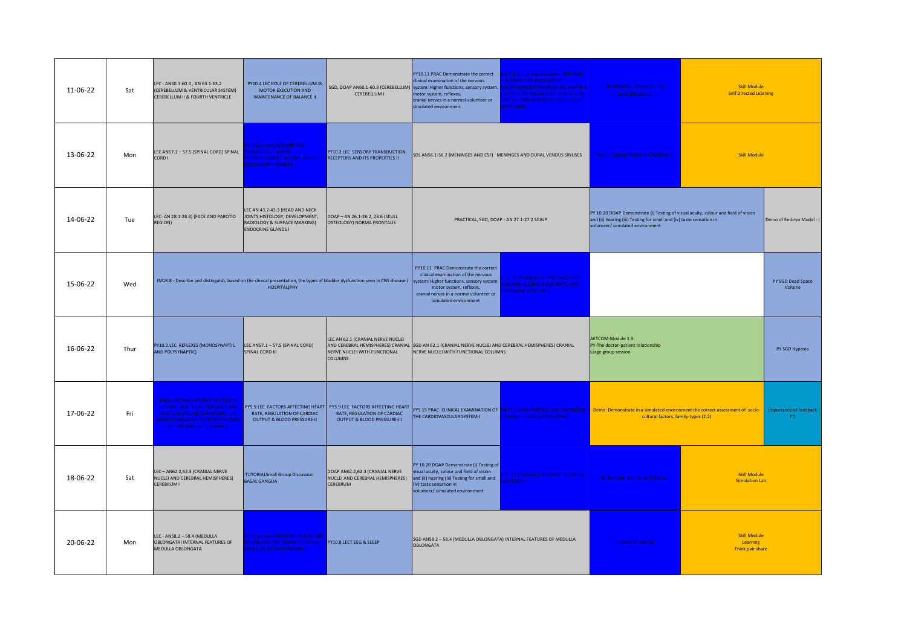| Date | Day | | | | | | | | |
|---|---|---|---|---|---|---|---|---|---|
| 11-06-22 | Sat | LEC - AN60.1-60.3 , AN 63.1-63.2 (CEREBELLUM & VENTRICULAR SYSTEM) CEREBELLUM II & FOURTH VENTRICLE | PY10.4 LEC ROLE OF CEREBELLUM IN MOTOR EXECUTION AND MAINTENANCE OF BALANCE II | SGD, DOAP AN60.1-60.3 (CEREBELLUM) CEREBELLUM I | PY10.11 PRAC Demonstrate the correct clinical examination of the nervous system: Higher functions, sensory system, motor system, reflexes, cranial nerves in a normal volunteer or simulated environment | BI 6.7 (Lecture) Lecture - DESCRIBE THE PROCESSES INVOLVED IN MAINTENANCE OF NORMAL PH, WATER & ELECTROLYTE BALANCE OF BODY FLUIDS AND THE DERANGEMENTS ASSOCIATED WITH THESE | BI (Vitamins) Vitamins- Fat Soluble Tutorial | Skill Module Self Directed Learning | |
| 13-06-22 | Mon | LEC AN57.1 – 57.5 (SPINAL CORD) SPINAL CORD I | BI 4.1(Lecture) DESCRIBE THE STRUCTURES OF ... AND ... (PURINE PYRIMIDINE) NUCLEOTIDE SYNTHESIS | PY10.2 LEC SENSORY TRANSDUCTION. RECEPTORS AND ITS PROPERTIES II | SDL AN56.1-56.2 (MENINGES AND CSF) MENINGES AND DURAL VENOUS SINUSES | | BIO - Tutorial Protein Chemistry | Skill Module | |
| 14-06-22 | Tue | LEC- AN 28.1-28.8) (FACE AND PAROTID REGION) | LEC AN 43.2-43.3 (HEAD AND NECK JOINTS,HISTOLOGY, DEVELOPMENT, RADIOLOGY & SURFACE MARKING) ENDOCRINE GLANDS I | DOAP – AN 26.1-26.2, 26.6 (SKULL OSTEOLOGY) NORMA FRONTALIS | PRACTICAL, SGD, DOAP - AN 27.1-27.2 SCALP | | PY 10.20 DOAP Demonstrate (i) Testing of visual acuity, colour and field of vision and (ii) hearing (iii) Testing for smell and (iv) taste sensation in volunteer/ simulated environment | | Demo of Embryo Model - I |
| 15-06-22 | Wed | IM18.8 - Describe and distinguish, based on the clinical presentation, the types of bladder dysfunction seen in CNS disease ( HOSPITAL)PHY | | | PY10.11 PRAC Demonstrate the correct clinical examination of the nervous system: Higher functions, sensory system, motor system, reflexes, cranial nerves in a normal volunteer or simulated environment | BI 11.4 (Practical) ... ALBUMIN, GLOBULIN, A/G RATIO AND CREATININE CLEARANCE | | | PY SGD Dead Space Volume |
| 16-06-22 | Thur | PY10.2 LEC REFLEXES (MONOSYNAPTIC AND POLYSYNAPTIC) | LEC AN57.1 – 57.5 (SPINAL CORD) SPINAL CORD III | LEC AN 62.1 (CRANIAL NERVE NUCLEI AND CEREBRAL HEMISPHERES) CRANIAL NERVE NUCLEI WITH FUNCTIONAL COLUMNS | SGD AN 62.1 (CRANIAL NERVE NUCLEI AND CEREBRAL HEMISPHERES) CRANIAL NERVE NUCLEI WITH FUNCTIONAL COLUMNS | | AETCOM-Module 1.3: PY-The doctor-patient relationship Large group session | | PY SGD Hypoxia |
| 17-06-22 | Fri | BI 8.3 (LECTURE) DIETARY ADVICE FOR OPTIMAL HEALTH IN CHILDHOOD AND ADULT, IN DISEASE CONDITIONS LIKE DIABETES MELLITUS, CORONARY ARTERY DISEASE AND IN PREGNANCY | PY5.9 LEC FACTORS AFFECTING HEART RATE, REGULATION OF CARDIAC OUTPUT & BLOOD PRESSURE-II | PY5.9 LEC FACTORS AFFECTING HEART RATE, REGULATION OF CARDIAC OUTPUT & BLOOD PRESSURE-III | PY5.15 PRAC CLINICAL EXAMINATION OF THE CARDIOVASCULAR SYSTEM-I | BI 27.1 (SDL) VARIOUS SKIN CHANGES IN VITAMIN B COMPLEX DEFICIENCY | Demo: Demonstrate in a simulated environment the correct assessment of socio-cultural factors, family-types (2.2) | | importance of feedback PD |
| 18-06-22 | Sat | LEC – AN62.2,62.3 (CRANIAL NERVE NUCLEI AND CEREBRAL HEMISPHERES) CEREBRUM I | TUTORIALSmall Group Discussion BASAL GANGLIA | DOAP AN62.2,62.3 (CRANIAL NERVE NUCLEI AND CEREBRAL HEMISPHERES) CEREBRUM | PY 10.20 DOAP Demonstrate (i) Testing of visual acuity, colour and field of vision and (ii) hearing (iii) Testing for smell and (iv) taste sensation in volunteer/ simulated environment | BI 11.4 (Practical) ... LIPID PROFILE ... | BI (Vitamins) Vitamins Tutorial | Skill Module Simulation Lab | |
| 20-06-22 | Mon | LEC - AN58.2 – 58.4 (MEDULLA OBLONGATA) INTERNAL FEATURES OF MEDULLA OBLONGATA | BI 7.2 (Lecture) REPLICATION & REPAIR OF DNA AND THE TRANSCRIPTION & TRANSLATION MECHANISMS | PY10.8 LECT EEG & SLEEP | SGD AN58.2 – 58.4 (MEDULLA OBLONGATA) INTERNAL FEATURES OF MEDULLA OBLONGATA | | BI Mineral Tutorial | Skill Module Learning Think pair share | |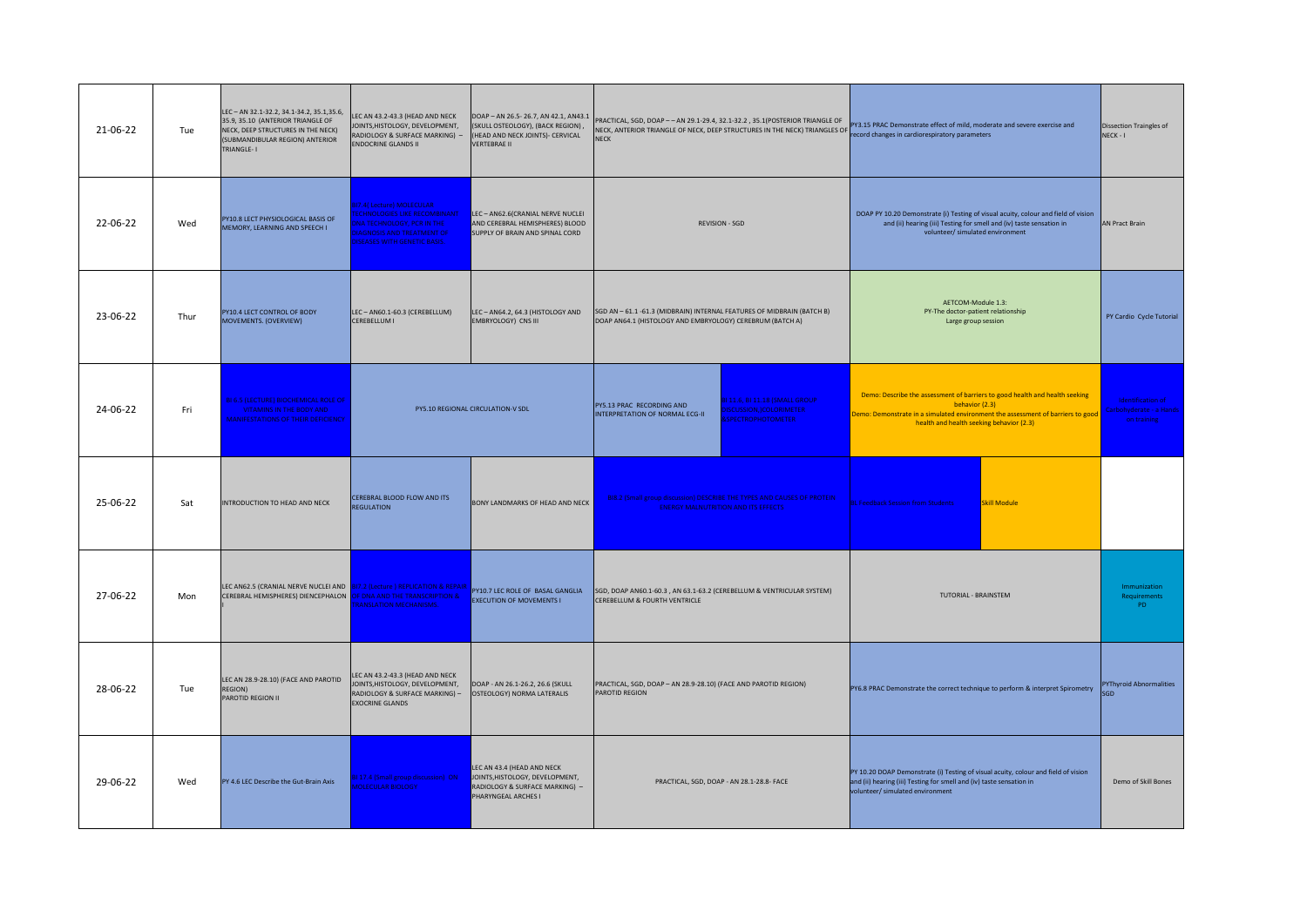| 21-06-22 | Tue | LEC – AN 32.1-32.2, 34.1-34.2, 35.1,35.6, 35.9, 35.10 (ANTERIOR TRIANGLE OF NECK, DEEP STRUCTURES IN THE NECK) (SUBMANDIBULAR REGION) ANTERIOR TRIANGLE- I | LEC AN 43.2-43.3 (HEAD AND NECK JOINTS,HISTOLOGY, DEVELOPMENT, RADIOLOGY & SURFACE MARKING) – ENDOCRINE GLANDS II | DOAP – AN 26.5- 26.7, AN 42.1, AN43.1 (SKULL OSTEOLOGY), (BACK REGION), (HEAD AND NECK JOINTS)- CERVICAL VERTEBRAE II | PRACTICAL, SGD, DOAP – – AN 29.1-29.4, 32.1-32.2 , 35.1(POSTERIOR TRIANGLE OF NECK, ANTERIOR TRIANGLE OF NECK, DEEP STRUCTURES IN THE NECK) TRIANGLES OF NECK | | PY3.15 PRAC Demonstrate effect of mild, moderate and severe exercise and record changes in cardiorespiratory parameters | | Dissection Traingles of NECK - I |
|---|---|---|---|---|---|---|---|---|---|
| 22-06-22 | Wed | PY10.8 LECT PHYSIOLOGICAL BASIS OF MEMORY, LEARNING AND SPEECH I | BI 7.6(Lecture) MOLECULAR TECHNIQUES LIKE RECOMBINANT DNA TECHNOLOGY, PCR IN THE DIAGNOSIS AND TREATMENT OF DISEASES WITH GENETIC BASIS | LEC – AN62.6(CRANIAL NERVE NUCLEI AND CEREBRAL HEMISPHERES) BLOOD SUPPLY OF BRAIN AND SPINAL CORD | REVISION - SGD | | DOAP PY 10.20 Demonstrate (i) Testing of visual acuity, colour and field of vision and (ii) hearing (iii) Testing for smell and (iv) taste sensation in volunteer/ simulated environment | | AN Pract Brain |
| 23-06-22 | Thur | PY10.4 LECT CONTROL OF BODY MOVEMENTS. (OVERVIEW) | LEC – AN60.1-60.3 (CEREBELLUM) CEREBELLUM I | LEC – AN64.2, 64.3 (HISTOLOGY AND EMBRYOLOGY) CNS III | SGD AN – 61.1 -61.3 (MIDBRAIN) INTERNAL FEATURES OF MIDBRAIN (BATCH B) DOAP AN64.1 (HISTOLOGY AND EMBRYOLOGY) CEREBRUM (BATCH A) | | AETCOM-Module 1.3: PY-The doctor-patient relationship Large group session | | PY Cardio Cycle Tutorial |
| 24-06-22 | Fri | BI 6.5 (LECTURE) BIOCHEMICAL ROLE OF VITAMINS IN THE BODY AND MANIFESTATIONS OF THEIR DEFICIENCY | PY5.10 REGIONAL CIRCULATION-V SDL | | PY5.13 PRAC RECORDING AND INTERPRETATION OF NORMAL ECG-II | BI 11.6, BI 11.18 (SMALL GROUP DISCUSSION) COLORIMETER SAFETY IN COLORIMETER | Demo: Describe the assessment of barriers to good health and health seeking behavior (2.3) Demo: Demonstrate in a simulated environment the assessment of barriers to good health and health seeking behavior (2.3) | | Introduction of Cardiovascular system - On training |
| 25-06-22 | Sat | INTRODUCTION TO HEAD AND NECK | CEREBRAL BLOOD FLOW AND ITS REGULATION | BONY LANDMARKS OF HEAD AND NECK | BI 3 (small group discussion) DESCRIBE THE TYPES AND CAUSES OF PROTEIN ENERGY MALNUTRITION AND ITS EFFECTS | | PY Feedback Session from Module | Skill Module | |
| 27-06-22 | Mon | LEC AN62.5 (CRANIAL NERVE NUCLEI AND CEREBRAL HEMISPHERES) DIENCEPHALON I | BI 7.2 (Lecture) REPLICATION & REPAIR OF DNA AND THE TRANSCRIPTION & TRANSLATION MECHANISMS | PY10.7 LEC ROLE OF BASAL GANGLIA EXECUTION OF MOVEMENTS I | SGD, DOAP AN60.1-60.3 , AN 63.1-63.2 (CEREBELLUM & VENTRICULAR SYSTEM) CEREBELLUM & FOURTH VENTRICLE | | TUTORIAL - BRAINSTEM | | Immunization Requirements PD |
| 28-06-22 | Tue | LEC AN 28.9-28.10) (FACE AND PAROTID REGION) PAROTID REGION II | LEC AN 43.2-43.3 (HEAD AND NECK JOINTS,HISTOLOGY, DEVELOPMENT, RADIOLOGY & SURFACE MARKING) – EXOCRINE GLANDS | DOAP - AN 26.1-26.2, 26.6 (SKULL OSTEOLOGY) NORMA LATERALIS | PRACTICAL, SGD, DOAP – AN 28.9-28.10) (FACE AND PAROTID REGION) PAROTID REGION | | PY6.8 PRAC Demonstrate the correct technique to perform & interpret Spirometry | | PYThyroid Abnormalities SGD |
| 29-06-22 | Wed | PY 4.6 LEC Describe the Gut-Brain Axis | BI 7.2 (Small group discussion) DNA MOLECULAR BIOLOGY | LEC AN 43.4 (HEAD AND NECK JOINTS,HISTOLOGY, DEVELOPMENT, RADIOLOGY & SURFACE MARKING) – PHARYNGEAL ARCHES I | PRACTICAL, SGD, DOAP - AN 28.1-28.8- FACE | | PY 10.20 DOAP Demonstrate (i) Testing of visual acuity, colour and field of vision and (ii) hearing (iii) Testing for smell and (iv) taste sensation in volunteer/ simulated environment | | Demo of Skill Bones |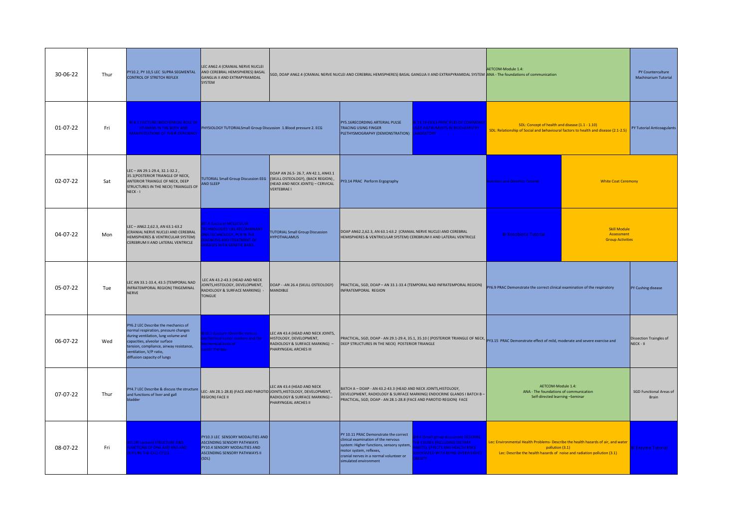| Date | Day | | | | | | | | |
|---|---|---|---|---|---|---|---|---|---|
| 30-06-22 | Thur | PY10.2, PY 10,5 LEC SUPRA SEGMENTAL CONTROL OF STRETCH REFLEX | LEC AN62.4 (CRANIAL NERVE NUCLEI AND CEREBRAL HEMISPHERES) BASAL GANGLIA II AND EXTRAPYRAMIDAL SYSTEM | SGD, DOAP AN62.4 (CRANIAL NERVE NUCLEI AND CEREBRAL HEMISPHERES) BASAL GANGLIA II AND EXTRAPYRAMIDAL SYSTEM | | | AETCOM-Module 1.4: ANA - The foundations of communication | | PY Counterculture Machinarium Tutorial |
| 01-07-22 | Fri | BI 6.5 STRUCTURE BIOCHEMICAL ROLES OF VITAMINS IN THE BODY AND MANIFESTATIONS OF THEIR DEFICIENCY | PHYSIOLOGY TUTORIALSmall Group Discussion 1.Blood pressure 2. ECG | | PY5.16RECORDING ARTERIAL PULSE TRACING USING FINGER PLETHYSMOGRAPHY (DEMONSTRATION) | BI 11.1 PRAC PRINCIPLES OF COMMONLY USED INSTRUMENTS IN BIOCHEMISTRY LABORATORY | SDL: Concept of health and disease (1.1 - 1.10) SDL: Relationship of Social and behavioural factors to health and disease (2.1-2.5) | | PY Tutorial Anticoagulants |
| 02-07-22 | Sat | LEC – AN 29.1-29.4, 32.1-32.2 , 35.1(POSTERIOR TRIANGLE OF NECK, ANTERIOR TRIANGLE OF NECK, DEEP STRUCTURES IN THE NECK) TRIANGLES OF NECK - I | TUTORIAL Small Group Discussion EEG AND SLEEP | DOAP AN 26.5- 26.7, AN 42.1, AN43.1 (SKULL OSTEOLOGY), (BACK REGION) , (HEAD AND NECK JOINTS) – CERVICAL VERTEBRAE I | PY3.14 PRAC Perform Ergography | | Nutrition and Diabetes Tutorial | White Coat Ceremony | |
| 04-07-22 | Mon | LEC – AN62.2,62.3, AN 63.1-63.2 (CRANIAL NERVE NUCLEI AND CEREBRAL HEMISPHERES & VENTRICULAR SYSTEM) CEREBRUM II AND LATERAL VENTRICLE | BI 7.4 Batch B MOLECULAR TECHNIQUES IN PCR RECOMBINANT DNA TECHNOLOGY, PCR IN THE DIAGNOSIS AND TREATMENT OF DISEASES WITH GENETIC BASIS | TUTORIAL Small Group Discussion HYPOTHALAMUS | DOAP AN62.2,62.3, AN 63.1-63.2 (CRANIAL NERVE NUCLEI AND CEREBRAL HEMISPHERES & VENTRICULAR SYSTEM) CEREBRUM II AND LATERAL VENTRICLE | | BI Xenobiotic Tutorial | Skill Module Assessment Group Activities | |
| 05-07-22 | Tue | LEC AN 33.1-33.4, 43.5 (TEMPORAL NAD INFRATEMPORAL REGION) TRIGEMINAL NERVE | LEC AN 43.2-43.3 (HEAD AND NECK JOINTS,HISTOLOGY, DEVELOPMENT, RADIOLOGY & SURFACE MARKING) - TONGUE | DOAP - -AN 26.4 (SKULL OSTEOLOGY) MANDIBLE | PRACTICAL, SGD, DOAP – AN 33.1-33.4 (TEMPORAL NAD INFRATEMPORAL REGION) INFRATEMPORAL REGION | | PY6.9 PRAC Demonstrate the correct clinical examination of the respiratory | | PY Cushing disease |
| 06-07-22 | Wed | PY6.2 LEC Describe the mechanics of normal respiration, pressure changes during ventilation, lung volume and capacities, alveolar surface tension, compliance, airway resistance, ventilation, V/P ratio, diffusion capacity of lungs | BI 7.6 Batch B Describe various tumor markers and biochemical basis of cancer therapy | LEC AN 43.4 (HEAD AND NECK JOINTS, HISTOLOGY, DEVELOPMENT, RADIOLOGY & SURFACE MARKING) – PHARYNGEAL ARCHES III | PRACTICAL, SGD, DOAP - AN 29.1-29.4, 35.1, 35.10 ( (POSTERIOR TRIANGLE OF NECK, DEEP STRUCTURES IN THE NECK) POSTERIOR TRIANGLE | | PY3.15 PRAC Demonstrate effect of mild, moderate and severe exercise and | | Dissection Traingles of NECK - II |
| 07-07-22 | Thur | PY4.7 LEC Describe & discuss the structure and functions of liver and gall bladder | LEC- AN 28.1-28.8) (FACE AND PAROTID REGION) FACE II | LEC AN 43.4 (HEAD AND NECK JOINTS,HISTOLOGY, DEVELOPMENT, RADIOLOGY & SURFACE MARKING) – PHARYNGEAL ARCHES II | BATCH A – DOAP - AN 43.2-43.3 (HEAD AND NECK JOINTS,HISTOLOGY, DEVELOPMENT, RADIOLOGY & SURFACE MARKING) ENDOCRINE GLANDS I BATCH B – PRACTICAL, SGD, DOAP - AN 28.1-28.8 (FACE AND PAROTID REGION) FACE | | AETCOM-Module 1.4: ANA - The foundations of communication Self-directed learning –Seminar | | SGD Functional Areas of Brain |
| 08-07-22 | Fri | BI 7.1 LEC DNA STRUCTURE AND FUNCTIONS OF DNA AND RNA AND OUTLINE THE CELL CYCLE | PY10.3 LEC SENSORY MODALITIES AND ASCENDING SENSORY PATHWAYS PY10.4 SENSORY MODALITIES AND ASCENDING SENSORY PATHWAYS II (SDL) | | PY 10.11 PRAC Demonstrate the correct clinical examination of the nervous system: Higher functions, sensory system, motor system, reflexes, cranial nerves in a normal volunteer or simulated environment | BI 8.4 Small group discussion DESCRIBE THE CAUSES INCLUDING DIETARY HABITS, EFFECTS AND HEALTH RISKS ASSOCIATED WITH BEING OVERWEIGHT/ OBESITY | Lec: Environmental Health Problems- Describe the health hazards of air, and water pollution (3.1) Lec: Describe the health hazards of noise and radiation pollution (3.1) | | BI Enzyme Tutorial |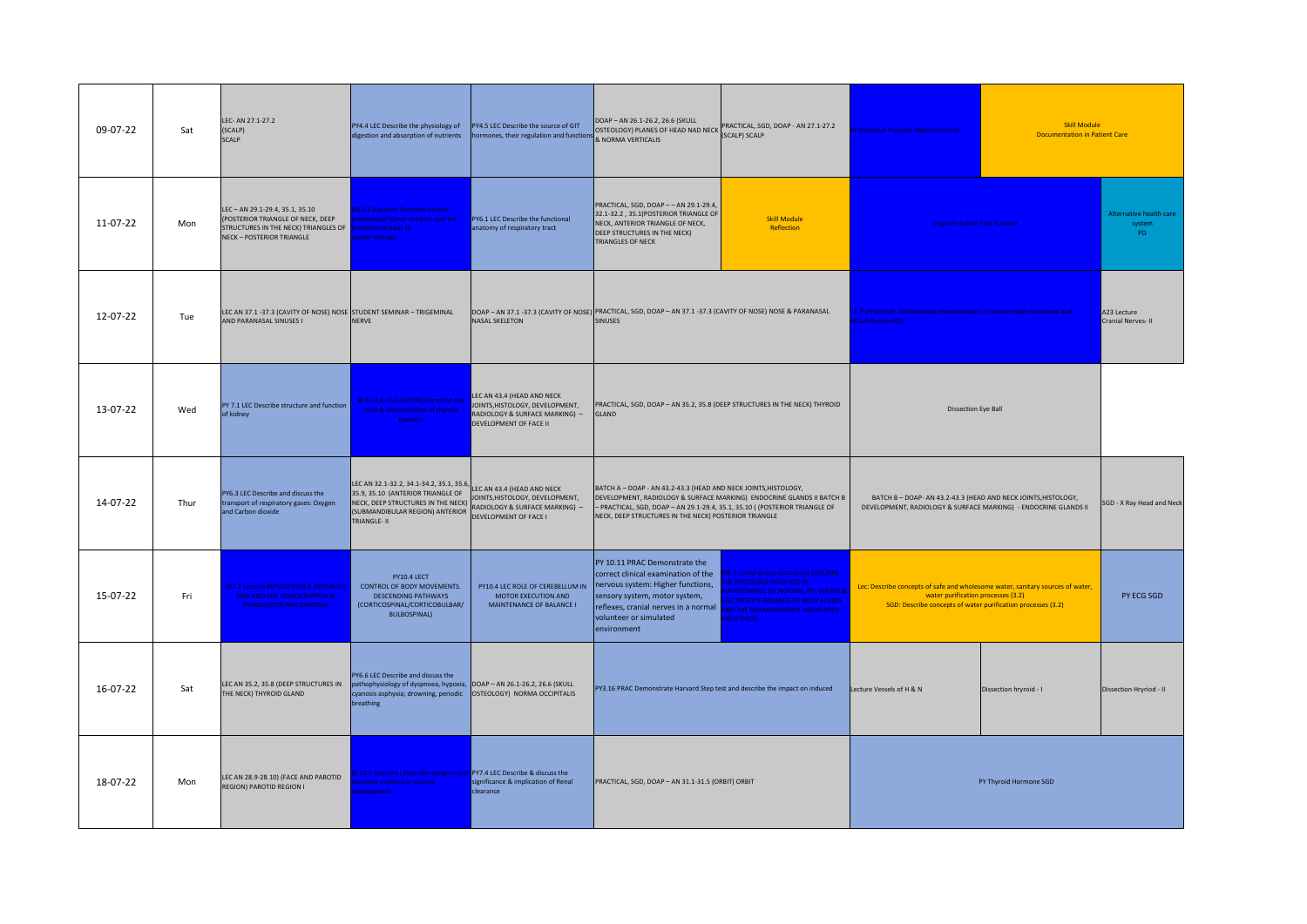| Date | Day | | | | | | | | |
|---|---|---|---|---|---|---|---|---|---|
| 09-07-22 | Sat | LEC- AN 27.1-27.2 (SCALP) SCALP | PY4.4 LEC Describe the physiology of digestion and absorption of nutrients | PY4.5 LEC Describe the source of GIT hormones, their regulation and functions | DOAP – AN 26.1-26.2, 26.6 (SKULL OSTEOLOGY) PLANES OF HEAD NAD NECK & NORMA VERTICALIS | PRACTICAL, SGD, DOAP - AN 27.1-27.2 (SCALP) SCALP | ... Tables of Hexosemonophosphate ... | Skill Module Documentation in Patient Care | |
| 11-07-22 | Mon | LEC – AN 29.1-29.4, 35.1, 35.10 (POSTERIOR TRIANGLE OF NECK, DEEP STRUCTURES IN THE NECK) TRIANGLES OF NECK – POSTERIOR TRIANGLE | BI 10.2 Describe the ... mechanism ... and the biochemical basis of cancer therapy | PY6.1 LEC Describe the functional anatomy of respiratory tract | PRACTICAL, SGD, DOAP – – AN 29.1-29.4, 32.1-32.2 , 35.1(POSTERIOR TRIANGLE OF NECK, ANTERIOR TRIANGLE OF NECK, DEEP STRUCTURES IN THE NECK) TRIANGLES OF NECK | Skill Module Reflection | Organ Function Test Tutorial | | Alternative health care system PD |
| 12-07-22 | Tue | LEC AN 37.1 -37.3 (CAVITY OF NOSE) NOSE AND PARANASAL SINUSES I | STUDENT SEMINAR – TRIGEMINAL NERVE | DOAP – AN 37.1 -37.3 (CAVITY OF NOSE) NASAL SKELETON | PRACTICAL, SGD, DOAP – AN 37.1 -37.3 (CAVITY OF NOSE) NOSE & PARANASAL SINUSES | | BI (Practical): Demonstrate the estimation of serum total and HDL cholesterol(A) | | A23 Lecture Cranial Nerves- II |
| 13-07-22 | Wed | PY 7.1 LEC Describe structure and function of kidney | BI 11.15 [LECTURE] Describe the ... body & abnormalities of Thyroid function | LEC AN 43.4 (HEAD AND NECK JOINTS,HISTOLOGY, DEVELOPMENT, RADIOLOGY & SURFACE MARKING) – DEVELOPMENT OF FACE II | PRACTICAL, SGD, DOAP – AN 35.2, 35.8 (DEEP STRUCTURES IN THE NECK) THYROID GLAND | | Dissection Eye Ball | | |
| 14-07-22 | Thur | PY6.3 LEC Describe and discuss the transport of respiratory gases: Oxygen and Carbon dioxide | LEC AN 32.1-32.2, 34.1-34.2, 35.1, 35.6, 35.9, 35.10 (ANTERIOR TRIANGLE OF NECK, DEEP STRUCTURES IN THE NECK) (SUBMANDIBULAR REGION) ANTERIOR TRIANGLE- II | LEC AN 43.4 (HEAD AND NECK JOINTS,HISTOLOGY, DEVELOPMENT, RADIOLOGY & SURFACE MARKING) – DEVELOPMENT OF FACE I | BATCH A – DOAP - AN 43.2-43.3 (HEAD AND NECK JOINTS,HISTOLOGY, DEVELOPMENT, RADIOLOGY & SURFACE MARKING) ENDOCRINE GLANDS II BATCH B – PRACTICAL, SGD, DOAP – AN 29.1-29.4, 35.1, 35.10 ( (POSTERIOR TRIANGLE OF NECK, DEEP STRUCTURES IN THE NECK) POSTERIOR TRIANGLE | | BATCH B – DOAP- AN 43.2-43.3 (HEAD AND NECK JOINTS,HISTOLOGY, DEVELOPMENT, RADIOLOGY & SURFACE MARKING) - ENDOCRINE GLANDS II | | SGD - X Ray Head and Neck |
| 15-07-22 | Fri | BI 7.2 Describe the ... DNA AND THE TRANSCRIPTION & TRANSLATION MECHANISMS | PY10.4 LECT CONTROL OF BODY MOVEMENTS. DESCENDING PATHWAYS (CORTICOSPINAL/CORTICOBULBAR/ BULBOSPINAL) | PY10.4 LEC ROLE OF CEREBELLUM IN MOTOR EXECUTION AND MAINTENANCE OF BALANCE I | PY 10.11 PRAC Demonstrate the correct clinical examination of the nervous system: Higher functions, sensory system, motor system, reflexes, cranial nerves in a normal volunteer or simulated environment | BI 6.7 (Small group discussion): DESCRIBE THE PROCESSES INVOLVED IN MAINTENANCE OF NORMAL PH, WATER & ELECTROLYTE BALANCE OF BODY FLUIDS AND THE DERANGEMENTS ASSOCIATED WITH THESE. | Lec: Describe concepts of safe and wholesome water, sanitary sources of water, water purification processes (3.2) SGD: Describe concepts of water purification processes (3.2) | | PY ECG SGD |
| 16-07-22 | Sat | LEC AN 35.2, 35.8 (DEEP STRUCTURES IN THE NECK) THYROID GLAND | PY6.6 LEC Describe and discuss the pathophysiology of dyspnoea, hypoxia, cyanosis asphyxia; drowning, periodic breathing | DOAP – AN 26.1-26.2, 26.6 (SKULL OSTEOLOGY) NORMA OCCIPITALIS | PY3.16 PRAC Demonstrate Harvard Step test and describe the impact on induced | | Lecture Vessels of H & N | Dissection hryroid - I | Dissection Hryriod - II |
| 18-07-22 | Mon | LEC AN 28.9-28.10) (FACE AND PAROTID REGION) PAROTID REGION I | BI 13.5 (Lecture): Describe antigens and concepts involved in vaccine development. | PY7.4 LEC Describe & discuss the significance & implication of Renal clearance | PRACTICAL, SGD, DOAP – AN 31.1-31.5 (ORBIT) ORBIT | | PY Thyroid Hormone SGD | | |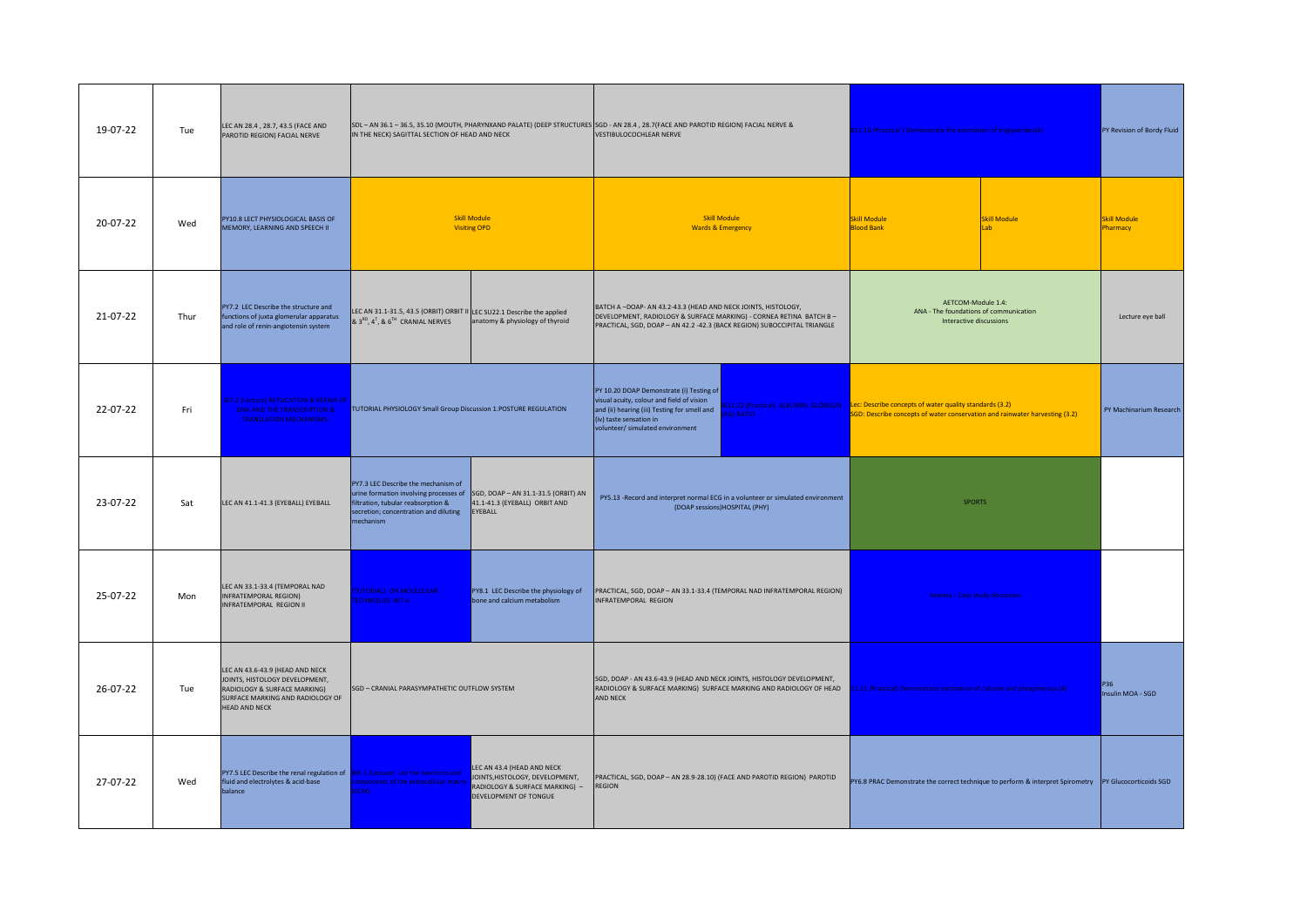| | | | | | | | | |
|---|---|---|---|---|---|---|---|---|
| 19-07-22 | Tue | LEC AN 28.4 , 28.7, 43.5 (FACE AND PAROTID REGION) FACIAL NERVE | SDL – AN 36.1 – 36.5, 35.10 (MOUTH, PHARYNXAND PALATE) (DEEP STRUCTURES IN THE NECK) SAGITTAL SECTION OF HEAD AND NECK | | SGD - AN 28.4 , 28.7(FACE AND PAROTID REGION) FACIAL NERVE & VESTIBULOCOCHLEAR NERVE | | BI 11.16 (Practical) Demonstrate the estimation of triglycerides (A) | PY Revision of Bordy Fluid |
| 20-07-22 | Wed | PY10.8 LECT PHYSIOLOGICAL BASIS OF MEMORY, LEARNING AND SPEECH II | Skill Module Visiting OPD | | Skill Module Wards & Emergency | | Skill Module Blood Bank / Skill Module Lab | Skill Module Pharmacy |
| 21-07-22 | Thur | PY7.2 LEC Describe the structure and functions of juxta glomerular apparatus and role of renin-angiotensin system | LEC AN 31.1-31.5, 43.5 (ORBIT) ORBIT II & $3^{RD}$, $4^{T}$, & $6^{TH}$ CRANIAL NERVES | LEC SU22.1 Describe the applied anatomy & physiology of thyroid | BATCH A –DOAP- AN 43.2-43.3 (HEAD AND NECK JOINTS, HISTOLOGY, DEVELOPMENT, RADIOLOGY & SURFACE MARKING) - CORNEA RETINA BATCH B – PRACTICAL, SGD, DOAP – AN 42.2 -42.3 (BACK REGION) SUBOCCIPITAL TRIANGLE | | AETCOM-Module 1.4: ANA - The foundations of communication Interactive discussions | Lecture eye ball |
| 22-07-22 | Fri | BI7.1 Lecture: REPLICATION & REPAIR OF DNA AND THE TRANSCRIPTION & TRANSLATION MECHANISMS | TUTORIAL PHYSIOLOGY Small Group Discussion 1.POSTURE REGULATION | | PY 10.20 DOAP Demonstrate (i) Testing of visual acuity, colour and field of vision and (ii) hearing (iii) Testing for smell and (iv) taste sensation in volunteer/ simulated environment | BI 11.21 Practical | Lec: Describe concepts of water quality standards (3.2) SGD: Describe concepts of water conservation and rainwater harvesting (3.2) | PY Machinarium Research |
| 23-07-22 | Sat | LEC AN 41.1-41.3 (EYEBALL) EYEBALL | PY7.3 LEC Describe the mechanism of urine formation involving processes of filtration, tubular reabsorption & secretion; concentration and diluting mechanism | SGD, DOAP – AN 31.1-31.5 (ORBIT) AN 41.1-41.3 (EYEBALL) ORBIT AND EYEBALL | PY5.13 -Record and interpret normal ECG in a volunteer or simulated environment (DOAP sessions)HOSPITAL (PHY) | | SPORTS | |
| 25-07-22 | Mon | LEC AN 33.1-33.4 (TEMPORAL NAD INFRATEMPORAL REGION) INFRATEMPORAL REGION II | TUTORIAL: CHEMISTRY & TECHNOLOGY | PY8.1 LEC Describe the physiology of bone and calcium metabolism | PRACTICAL, SGD, DOAP – AN 33.1-33.4 (TEMPORAL NAD INFRATEMPORAL REGION) INFRATEMPORAL REGION | | Case study discussion | |
| 26-07-22 | Tue | LEC AN 43.6-43.9 (HEAD AND NECK JOINTS, HISTOLOGY DEVELOPMENT, RADIOLOGY & SURFACE MARKING) SURFACE MARKING AND RADIOLOGY OF HEAD AND NECK | SGD – CRANIAL PARASYMPATHETIC OUTFLOW SYSTEM | | SGD, DOAP - AN 43.6-43.9 (HEAD AND NECK JOINTS, HISTOLOGY DEVELOPMENT, RADIOLOGY & SURFACE MARKING) SURFACE MARKING AND RADIOLOGY OF HEAD AND NECK | | BI 11.1 (Practical) Demonstrate the estimation of calcium and phosphorus (A) | P36 Insulin MOA - SGD |
| 27-07-22 | Wed | PY7.5 LEC Describe the renal regulation of fluid and electrolytes & acid-base balance | BI 11 (Lecture) | LEC AN 43.4 (HEAD AND NECK JOINTS,HISTOLOGY, DEVELOPMENT, RADIOLOGY & SURFACE MARKING) – DEVELOPMENT OF TONGUE | PRACTICAL, SGD, DOAP – AN 28.9-28.10) (FACE AND PAROTID REGION) PAROTID REGION | | PY6.8 PRAC Demonstrate the correct technique to perform & interpret Spirometry | PY Glucocorticoids SGD |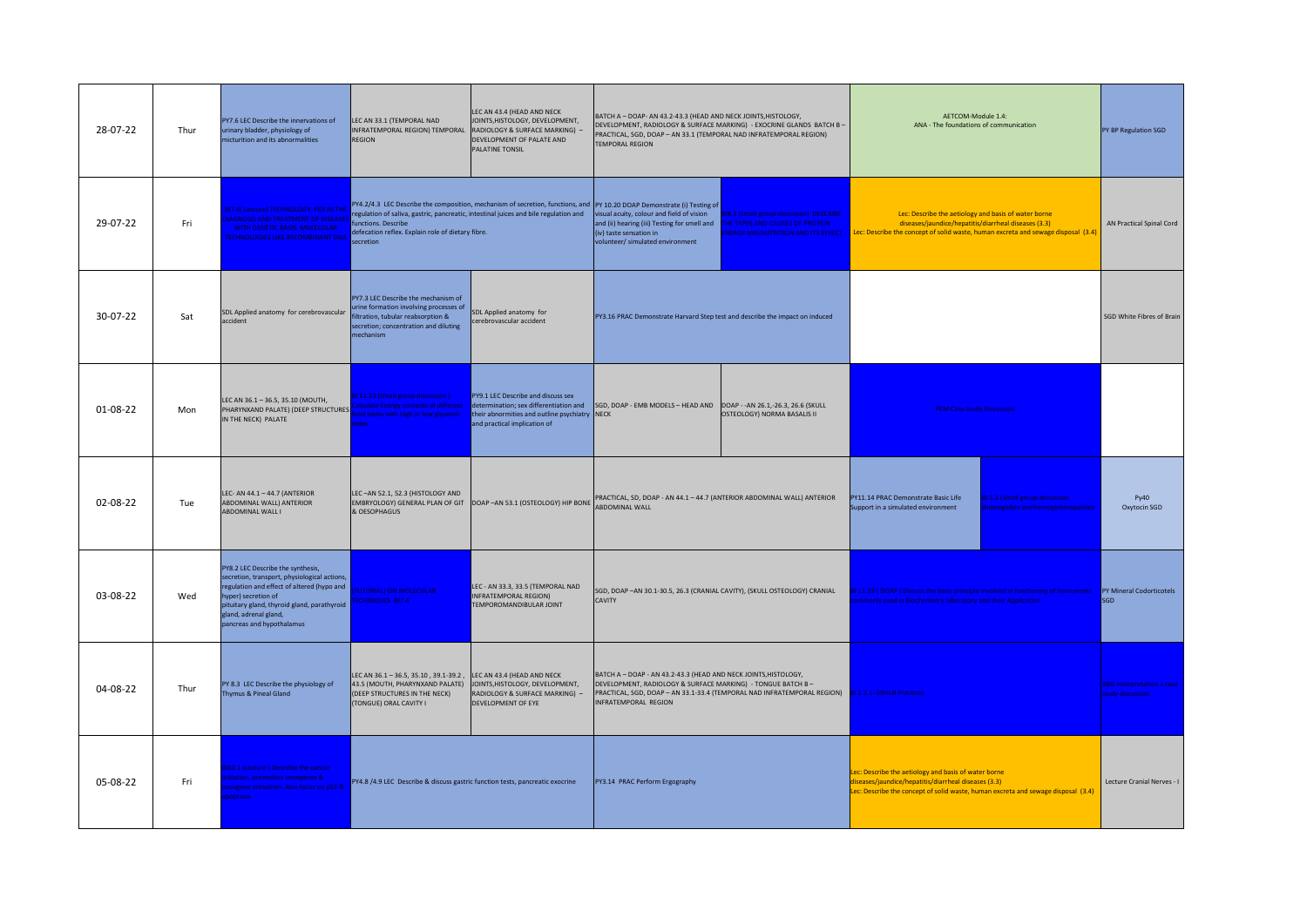| Date | Day | | | | | | | | |
|---|---|---|---|---|---|---|---|---|---|
| 28-07-22 | Thur | PY7.6 LEC Describe the innervations of urinary bladder, physiology of micturition and its abnormalities | LEC AN 33.1 (TEMPORAL NAD INFRATEMPORAL REGION) TEMPORAL REGION | LEC AN 43.4 (HEAD AND NECK JOINTS,HISTOLOGY, DEVELOPMENT, RADIOLOGY & SURFACE MARKING) – DEVELOPMENT OF PALATE AND PALATINE TONSIL | BATCH A – DOAP- AN 43.2-43.3 (HEAD AND NECK JOINTS,HISTOLOGY, DEVELOPMENT, RADIOLOGY & SURFACE MARKING) - EXOCRINE GLANDS BATCH B – PRACTICAL, SGD, DOAP – AN 33.1 (TEMPORAL NAD INFRATEMPORAL REGION) TEMPORAL REGION | | AETCOM-Module 1.4: ANA - The foundations of communication | | PY BP Regulation SGD |
| 29-07-22 | Fri | CT 1.4 Lecture of TECHNOLOGY FOR BETTER CLINICAL CARE AND TREATMENT OF DISEASES WITH ... TECHNOLOGIES ... | PY4.2/4.3 LEC Describe the composition, mechanism of secretion, functions, and regulation of saliva, gastric, pancreatic, intestinal juices and bile regulation and functions. Describe defecation reflex. Explain role of dietary fibre. secretion | | PY 10.20 DOAP Demonstrate (i) Testing of visual acuity, colour and field of vision and (ii) hearing (iii) Testing for smell and (iv) taste sensation in volunteer/ simulated environment | BI 5.2 ... DESCRIBE THE TYPES AND CAUSES OF PROTEIN ... | Lec: Describe the aetiology and basis of water borne diseases/jaundice/hepatitis/diarrheal diseases (3.3) Lec: Describe the concept of solid waste, human excreta and sewage disposal (3.4) | | AN Practical Spinal Cord |
| 30-07-22 | Sat | SDL Applied anatomy for cerebrovascular accident | PY7.3 LEC Describe the mechanism of urine formation involving processes of filtration, tubular reabsorption & secretion; concentration and diluting mechanism | SDL Applied anatomy for cerebrovascular accident | PY3.16 PRAC Demonstrate Harvard Step test and describe the impact on induced | | | | SGD White Fibres of Brain |
| 01-08-22 | Mon | LEC AN 36.1 – 36.5, 35.10 (MOUTH, PHARYNXAND PALATE) (DEEP STRUCTURES IN THE NECK) PALATE | BI 11.23 ... Calculate energy content of different food ... with high ... | PY9.1 LEC Describe and discuss sex determination; sex differentiation and their abnormities and outline psychiatry and practical implication of | SGD, DOAP - EMB MODELS – HEAD AND NECK | DOAP - -AN 26.1,-26.3, 26.6 (SKULL OSTEOLOGY) NORMA BASALIS II | ... | | |
| 02-08-22 | Tue | LEC- AN 44.1 – 44.7 (ANTERIOR ABDOMINAL WALL) ANTERIOR ABDOMINAL WALL I | LEC –AN 52.1, 52.3 (HISTOLOGY AND EMBRYOLOGY) GENERAL PLAN OF GIT & OESOPHAGUS | DOAP –AN 53.1 (OSTEOLOGY) HIP BONE | PRACTICAL, SD, DOAP - AN 44.1 – 44.7 (ANTERIOR ABDOMINAL WALL) ANTERIOR ABDOMINAL WALL | | PY11.14 PRAC Demonstrate Basic Life Support in a simulated environment | BI 5.7 ... | Py40 Oxytocin SGD |
| 03-08-22 | Wed | PY8.2 LEC Describe the synthesis, secretion, transport, physiological actions, regulation and effect of altered (hypo and hyper) secretion of pituitary gland, thyroid gland, parathyroid gland, adrenal gland, pancreas and hypothalamus | TUTORIAL ... MOLECULAR TECHNIQUES ... | LEC - AN 33.3, 33.5 (TEMPORAL NAD INFRATEMPORAL REGION) TEMPOROMANDIBULAR JOINT | SGD, DOAP –AN 30.1-30.5, 26.3 (CRANIAL CAVITY), (SKULL OSTEOLOGY) CRANIAL CAVITY | | BI 11.19 DOAP : Discuss the basic principle involved in ... commonly used in Biochemistry laboratory and their application | | PY Mineral Codorticotels SGD |
| 04-08-22 | Thur | PY 8.3 LEC Describe the physiology of Thymus & Pineal Gland | LEC AN 36.1 – 36.5, 35.10 , 39.1-39.2 , 43.5 (MOUTH, PHARYNXAND PALATE) (DEEP STRUCTURES IN THE NECK) (TONGUE) ORAL CAVITY I | LEC AN 43.4 (HEAD AND NECK JOINTS,HISTOLOGY, DEVELOPMENT, RADIOLOGY & SURFACE MARKING) – DEVELOPMENT OF EYE | BATCH A – DOAP - AN 43.2-43.3 (HEAD AND NECK JOINTS,HISTOLOGY, DEVELOPMENT, RADIOLOGY & SURFACE MARKING) - TONGUE BATCH B – PRACTICAL, SGD, DOAP – AN 33.1-33.4 (TEMPORAL NAD INFRATEMPORAL REGION) INFRATEMPORAL REGION | | BI 1.1 ... Practical | | ABG interpretation & case study discussion |
| 05-08-22 | Fri | BI 6.1 Lecture ... | PY4.8 /4.9 LEC Describe & discuss gastric function tests, pancreatic exocrine | | PY3.14 PRAC Perform Ergography | | Lec: Describe the aetiology and basis of water borne diseases/jaundice/hepatitis/diarrheal diseases (3.3) Lec: Describe the concept of solid waste, human excreta and sewage disposal (3.4) | | Lecture Cranial Nerves - I |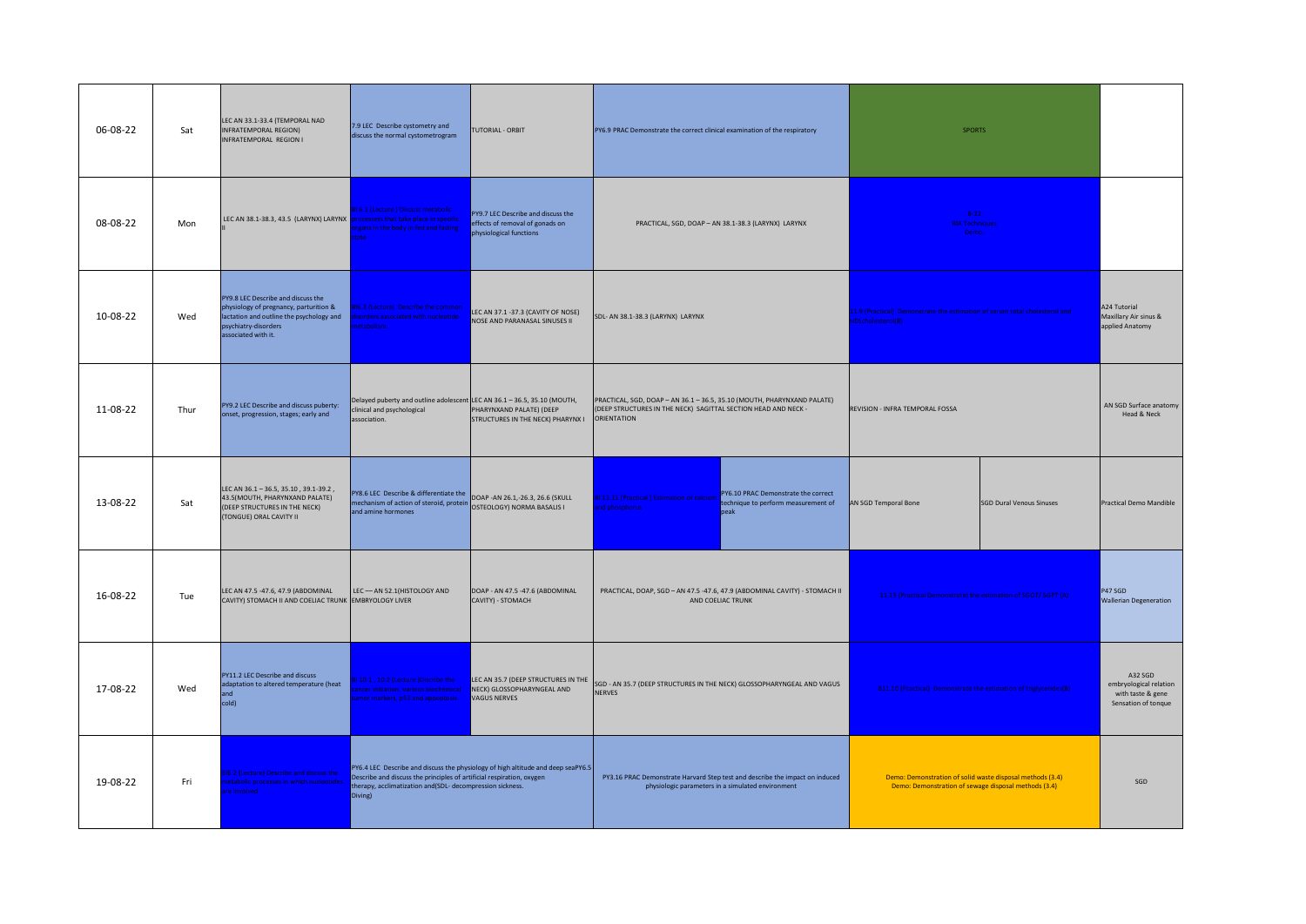| 06-08-22 | Sat | LEC AN 33.1-33.4 (TEMPORAL NAD INFRATEMPORAL REGION) INFRATEMPORAL REGION I | 7.9 LEC Describe cystometry and discuss the normal cystometrogram | TUTORIAL - ORBIT | PY6.9 PRAC Demonstrate the correct clinical examination of the respiratory | | SPORTS | | |
|---|---|---|---|---|---|---|---|---|---|
| 08-08-22 | Mon | LEC AN 38.1-38.3, 43.5 (LARYNX) LARYNX II | BI 5.5 (Lecture) Discuss and interpret the laboratory results of analytes associated with a the body's fluids and the ... | PY9.7 LEC Describe and discuss the effects of removal of gonads on physiological functions | PRACTICAL, SGD, DOAP – AN 38.1-38.3 (LARYNX) LARYNX | | BI 22 (SGD) ... | | |
| 10-08-22 | Wed | PY9.8 LEC Describe and discuss the physiology of pregnancy, parturition & lactation and outline the psychology and psychiatry-disorders associated with it. | BI 6 (Lecture) Describe the common disorders associated with nucleotide metabolism | LEC AN 37.1 -37.3 (CAVITY OF NOSE) NOSE AND PARANASAL SINUSES II | SDL- AN 38.1-38.3 (LARYNX) LARYNX | | BI 1.5 (Practical) Demonstrate the estimation of serum total and ... HDL cholesterol | | A24 Tutorial Maxillary Air sinus & applied Anatomy |
| 11-08-22 | Thur | PY9.2 LEC Describe and discuss puberty: onset, progression, stages; early and | Delayed puberty and outline adolescent clinical and psychological association. | LEC AN 36.1 – 36.5, 35.10 (MOUTH, PHARYNXAND PALATE) (DEEP STRUCTURES IN THE NECK) PHARYNX I | PRACTICAL, SGD, DOAP – AN 36.1 – 36.5, 35.10 (MOUTH, PHARYNXAND PALATE) (DEEP STRUCTURES IN THE NECK) SAGITTAL SECTION HEAD AND NECK - ORIENTATION | | REVISION - INFRA TEMPORAL FOSSA | | AN SGD Surface anatomy Head & Neck |
| 13-08-22 | Sat | LEC AN 36.1 – 36.5, 35.10 , 39.1-39.2 , 43.5(MOUTH, PHARYNXAND PALATE) (DEEP STRUCTURES IN THE NECK) (TONGUE) ORAL CAVITY II | PY8.6 LEC Describe & differentiate the mechanism of action of steroid, protein and amine hormones | DOAP -AN 26.1,-26.3, 26.6 (SKULL OSTEOLOGY) NORMA BASALIS I | BI 11.11 (Practical) Estimation of calcium and phosphorus | PY6.10 PRAC Demonstrate the correct technique to perform measurement of peak | AN SGD Temporal Bone | SGD Dural Venous Sinuses | Practical Demo Mandible |
| 16-08-22 | Tue | LEC AN 47.5 -47.6, 47.9 (ABDOMINAL CAVITY) STOMACH II AND COELIAC TRUNK | LEC — AN 52.1(HISTOLOGY AND EMBRYOLOGY LIVER | DOAP - AN 47.5 -47.6 (ABDOMINAL CAVITY) - STOMACH | PRACTICAL, DOAP, SGD – AN 47.5 -47.6, 47.9 (ABDOMINAL CAVITY) - STOMACH II AND COELIAC TRUNK | | BI 11.13 (Practical) Demonstrate the estimation of SGOT/ SGPT (ALT) | | P47 SGD Wallerian Degeneration |
| 17-08-22 | Wed | PY11.2 LEC Describe and discuss adaptation to altered temperature (heat and cold) | BI 10.1, 10.2 (Lecture) Describe the ... cancer ... | LEC AN 35.7 (DEEP STRUCTURES IN THE NECK) GLOSSOPHARYNGEAL AND VAGUS NERVES | SGD - AN 35.7 (DEEP STRUCTURES IN THE NECK) GLOSSOPHARYNGEAL AND VAGUS NERVES | | BI 11.16 (Practical) Demonstrate the estimation of ... | | A32 SGD embryological relation with taste & gene Sensation of tonque |
| 19-08-22 | Fri | BI 7 (Lecture) Describe and discuss the ... | PY6.4 LEC Describe and discuss the physiology of high altitude and deep seaPY6.5 Describe and discuss the principles of artificial respiration, oxygen therapy, acclimatization and(SDL- decompression sickness. Diving) | | PY3.16 PRAC Demonstrate Harvard Step test and describe the impact on induced physiologic parameters in a simulated environment | | Demo: Demonstration of solid waste disposal methods (3.4) Demo: Demonstration of sewage disposal methods (3.4) | | SGD |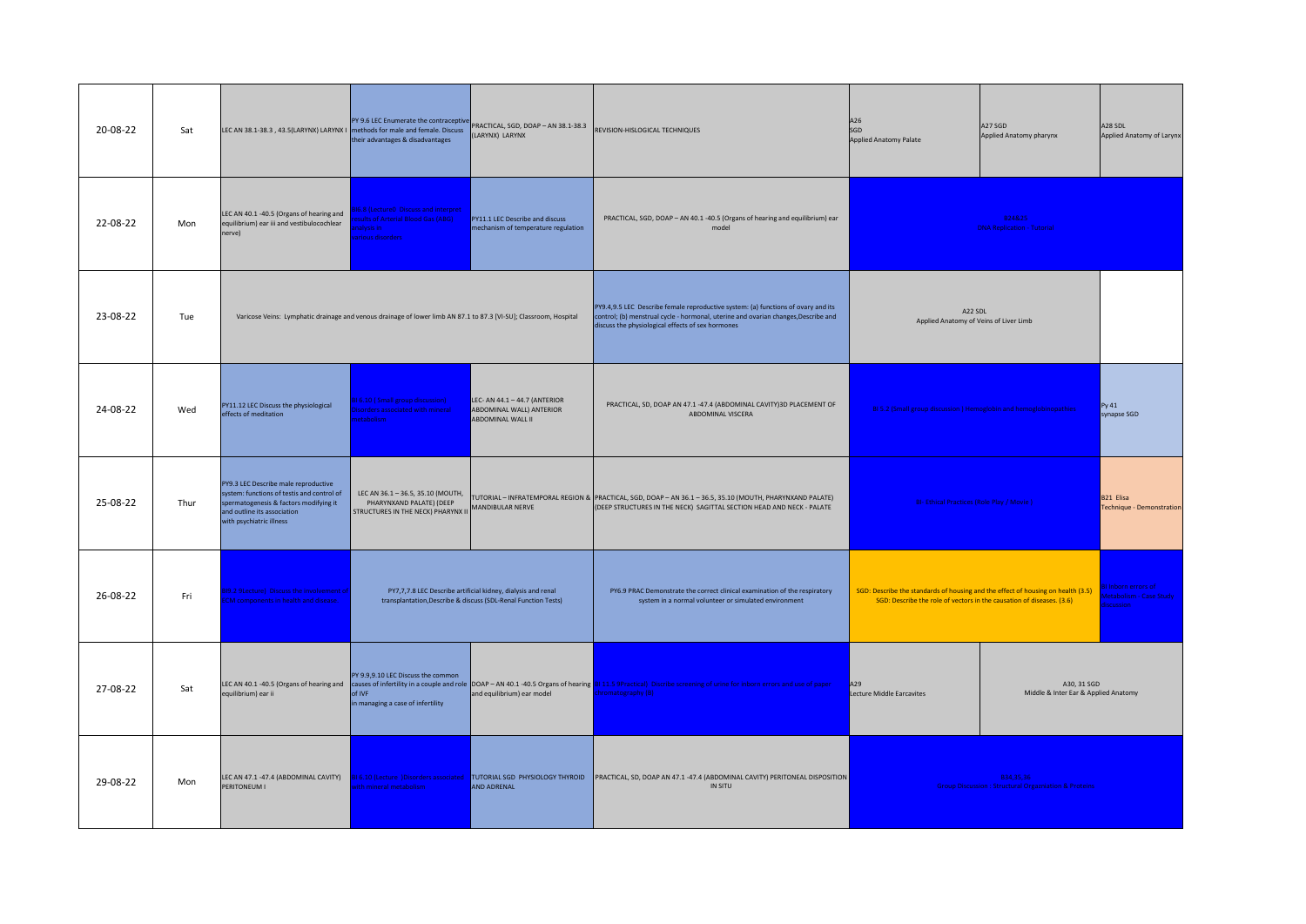| Date | Day | | | | | | | |
|---|---|---|---|---|---|---|---|---|
| 20-08-22 | Sat | LEC AN 38.1-38.3 , 43.5(LARYNX) LARYNX I | PY 9.6 LEC Enumerate the contraceptive methods for male and female. Discuss their advantages & disadvantages | PRACTICAL, SGD, DOAP – AN 38.1-38.3 (LARYNX) LARYNX | REVISION-HISLOGICAL TECHNIQUES | A26 SGD Applied Anatomy Palate | A27 SGD Applied Anatomy pharynx | A28 SDL Applied Anatomy of Larynx |
| 22-08-22 | Mon | LEC AN 40.1 -40.5 (Organs of hearing and equilibrium) ear iii and vestibulocochlear nerve) | BI 6.6(Lecture): Discuss and interpret results of Arterial Blood Gas (ABG) analysis in various disorders | PY11.1 LEC Describe and discuss mechanism of temperature regulation | PRACTICAL, SGD, DOAP – AN 40.1 -40.5 (Organs of hearing and equilibrium) ear model | A24,25 Seminar Lecture: Tunnels | | |
| 23-08-22 | Tue | Varicose Veins: Lymphatic drainage and venous drainage of lower limb AN 87.1 to 87.3 [VI-SU]; Classroom, Hospital | | | PY9.4,9.5 LEC Describe female reproductive system: (a) functions of ovary and its control; (b) menstrual cycle - hormonal, uterine and ovarian changes,Describe and discuss the physiological effects of sex hormones | A22 SDL Applied Anatomy of Veins of Liver Limb | | |
| 24-08-22 | Wed | PY11.12 LEC Discuss the physiological effects of meditation | BI 6.12 (small group discussion) Disorders associated with mineral metabolism | LEC- AN 44.1 – 44.7 (ANTERIOR ABDOMINAL WALL) ANTERIOR ABDOMINAL WALL II | PRACTICAL, SD, DOAP AN 47.1 -47.4 (ABDOMINAL CAVITY)3D PLACEMENT OF ABDOMINAL VISCERA | BI 5.2 (small group discussion): Haemoglobin and haemoglobinopathies | | Py 41 synapse SGD |
| 25-08-22 | Thur | PY9.3 LEC Describe male reproductive system: functions of testis and control of spermatogenesis & factors modifying it and outline its association with psychiatric illness | LEC AN 36.1 – 36.5, 35.10 (MOUTH, PHARYNXAND PALATE) (DEEP STRUCTURES IN THE NECK) PHARYNX II | TUTORIAL – INFRATEMPORAL REGION & MANDIBULAR NERVE | PRACTICAL, SGD, DOAP – AN 36.1 – 36.5, 35.10 (MOUTH, PHARYNXAND PALATE) (DEEP STRUCTURES IN THE NECK) SAGITTAL SECTION HEAD AND NECK - PALATE | BI: Ethical Practices (Role Play / Movie) | | B21 Elisa Technique - Demonstration |
| 26-08-22 | Fri | CM8.3 (Lecture): Discuss the involvement of ... in health and disease | PY7,7.7.8 LEC Describe artificial kidney, dialysis and renal transplantation,Describe & discuss (SDL-Renal Function Tests) | | PY6.9 PRAC Demonstrate the correct clinical examination of the respiratory system in a normal volunteer or simulated environment | SGD: Describe the standards of housing and the effect of housing on health (3.5) SGD: Describe the role of vectors in the causation of diseases. (3.6) | | ... Metabolism Case Study ... |
| 27-08-22 | Sat | LEC AN 40.1 -40.5 (Organs of hearing and equilibrium) ear ii | PY 9.9,9.10 LEC Discuss the common causes of infertility in a couple and role of IVF in managing a case of infertility | DOAP – AN 40.1 -40.5 Organs of hearing and equilibrium) ear model | BI 7.1 (Tutorial): ... chromatography ... | A29 Lecture Middle Earcavites | A30, 31 SGD Middle & Inter Ear & Applied Anatomy | |
| 29-08-22 | Mon | LEC AN 47.1 -47.4 (ABDOMINAL CAVITY) PERITONEUM I | BI 6.10 (Lecture): Disorders associated with mineral metabolism | TUTORIAL SGD PHYSIOLOGY THYROID AND ADRENAL | PRACTICAL, SD, DOAP AN 47.1 -47.4 (ABDOMINAL CAVITY) PERITONEAL DISPOSITION IN SITU | B31,32,33 Group Discussion: ... | | |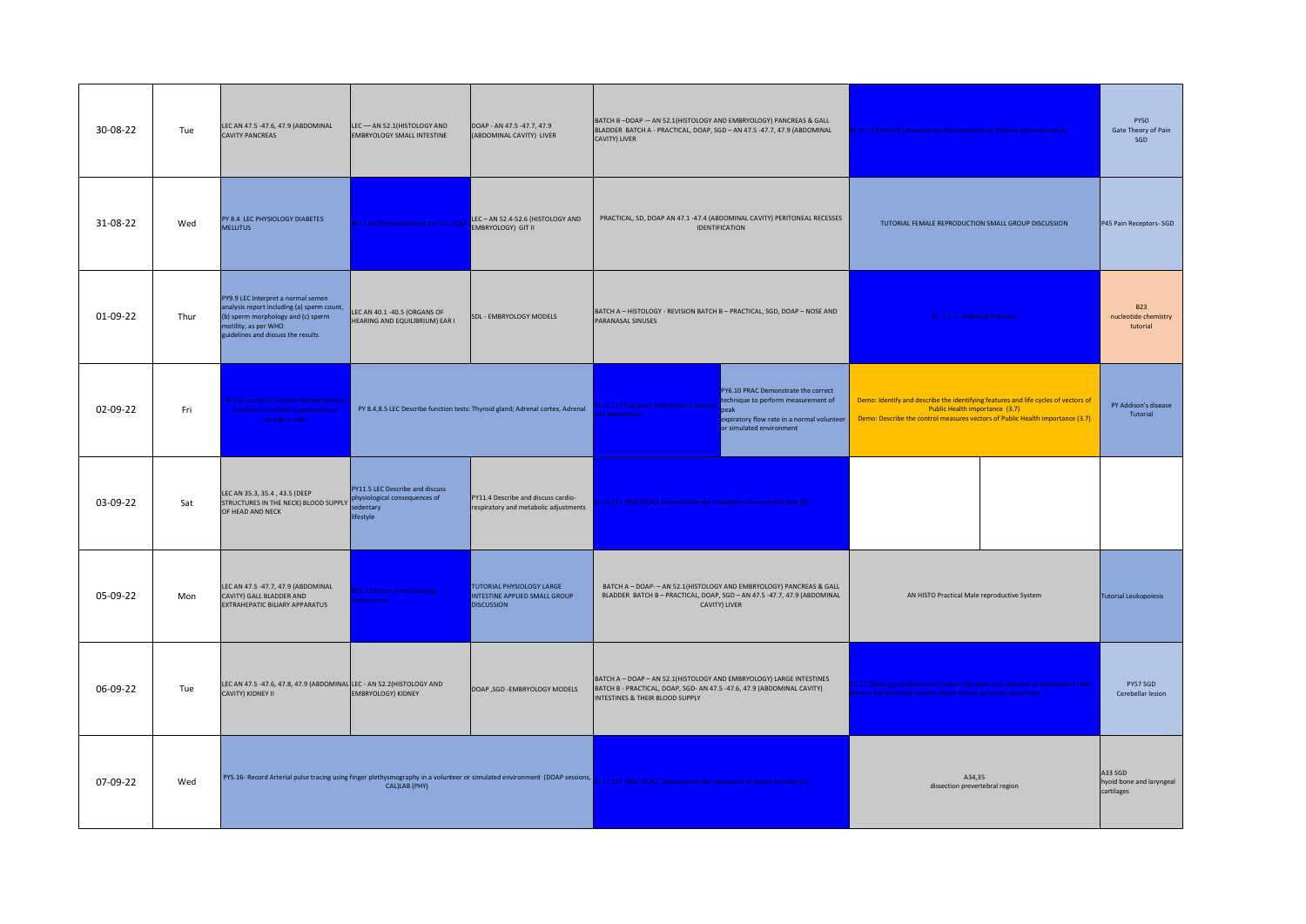| Date | Day | | | | | | | | |
|---|---|---|---|---|---|---|---|---|---|
| 30-08-22 | Tue | LEC AN 47.5 -47.6, 47.9 (ABDOMINAL CAVITY PANCREAS | LEC — AN 52.1(HISTOLOGY AND EMBRYOLOGY SMALL INTESTINE | DOAP - AN 47.5 -47.7, 47.9 (ABDOMINAL CAVITY) LIVER | BATCH B –DOAP – AN 52.1(HISTOLOGY AND EMBRYOLOGY) PANCREAS & GALL BLADDER BATCH A - PRACTICAL, DOAP, SGD – AN 47.5 -47.7, 47.9 (ABDOMINAL CAVITY) LIVER | | BI 11.16 Practical: Demonstrate the estimation of alkaline phosphatase (A) | | PY50 Gate Theory of Pain SGD |
| 31-08-22 | Wed | PY 8.4 LEC PHYSIOLOGY DIABETES MELLITUS | BI 11.16 Demonstration of TLC SDL | LEC – AN 52.4-52.6 (HISTOLOGY AND EMBRYOLOGY) GIT II | PRACTICAL, SD, DOAP AN 47.1 -47.4 (ABDOMINAL CAVITY) PERITONEAL RECESSES IDENTIFICATION | | TUTORIAL FEMALE REPRODUCTION SMALL GROUP DISCUSSION | | P45 Pain Receptors- SGD |
| 01-09-22 | Thur | PY9.9 LEC Interpret a normal semen analysis report including (a) sperm count, (b) sperm morphology and (c) sperm motility, as per WHO guidelines and discuss the results | LEC AN 40.1 -40.5 (ORGANS OF HEARING AND EQUILIBRIUM) EAR I | SDL - EMBRYOLOGY MODELS | BATCH A – HISTOLOGY - REVISION BATCH B – PRACTICAL, SGD, DOAP – NOSE AND PARANASAL SINUSES | | BI 11.21 Lipid Profiles | | B23 nucleotide chemistry tutorial |
| 02-09-22 | Fri | BI 6.1 (Lecture): Describe the biochemical processes involved in generation of energy in cells | PY 8.4,8.5 LEC Describe function tests: Thyroid gland; Adrenal cortex, Adrenal | | BI 11.16 (Practical): Estimation of calcium and phosphorus | PY6.10 PRAC Demonstrate the correct technique to perform measurement of peak expiratory flow rate in a normal volunteer or simulated environment | Demo: Identify and describe the identifying features and life cycles of vectors of Public Health importance (3.7) Demo: Describe the control measures vectors of Public Health importance (3.7) | | PY Addison's disease Tutorial |
| 03-09-22 | Sat | LEC AN 35.3, 35.4 , 43.5 (DEEP STRUCTURES IN THE NECK) BLOOD SUPPLY OF HEAD AND NECK | PY11.5 LEC Describe and discuss physiological consequences of sedentary lifestyle | PY11.4 Describe and discuss cardio-respiratory and metabolic adjustments | BI 11.16 (PRACTICAL): Demonstrate the estimation of serum albumin (D) | | | | |
| 05-09-22 | Mon | LEC AN 47.5 -47.7, 47.9 (ABDOMINAL CAVITY) GALL BLADDER AND EXTRAHEPATIC BILIARY APPARATUS | BI 6.2 Lecture Protein energy malnutrition | TUTORIAL PHYSIOLOGY LARGE INTESTINE APPLIED SMALL GROUP DISCUSSION | BATCH A – DOAP- – AN 52.1(HISTOLOGY AND EMBRYOLOGY) PANCREAS & GALL BLADDER BATCH B – PRACTICAL, DOAP, SGD – AN 47.5 -47.7, 47.9 (ABDOMINAL CAVITY) LIVER | | AN HISTO Practical Male reproductive System | | Tutorial Leukopoiesis |
| 06-09-22 | Tue | LEC AN 47.5 -47.6, 47.8, 47.9 (ABDOMINAL CAVITY) KIDNEY II | LEC - AN 52.2(HISTOLOGY AND EMBRYOLOGY) KIDNEY | DOAP ,SGD -EMBRYOLOGY MODELS | BATCH A – DOAP – AN 52.1(HISTOLOGY AND EMBRYOLOGY) LARGE INTESTINES BATCH B - PRACTICAL, DOAP, SGD- AN 47.5 -47.6, 47.9 (ABDOMINAL CAVITY) INTESTINES & THEIR BLOOD SUPPLY | | BI 11.7 (Small group discussion): Describe the basis and rationale of biochemical tests done in the following disorders: Renal failure, gout and ... | | PY57 SGD Cerebellar lesion |
| 07-09-22 | Wed | PY5.16- Record Arterial pulse tracing using finger plethysmography in a volunteer or simulated environment (DOAP sessions, CAL)LAB (PHY) | | | BI 11.17 (PRACTICAL): Demonstrate the estimation of serum bilirubin (A) | | A34,35 dissection prevertebral region | | A33 SGD hyoid bone and laryngeal cartilages |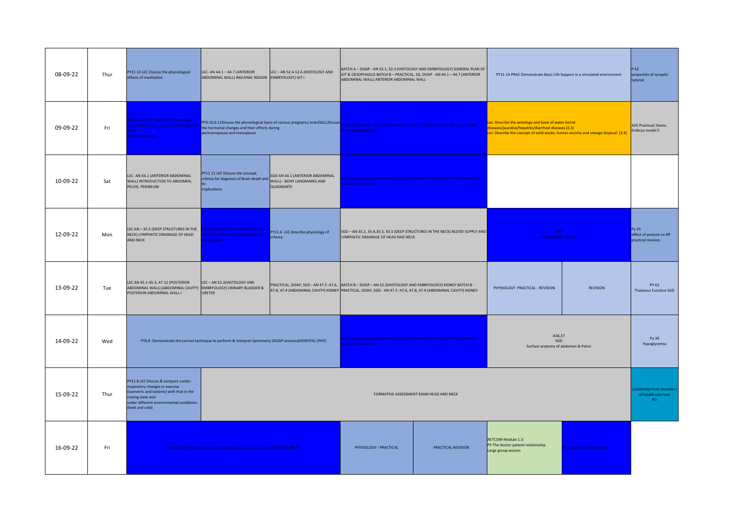| Date | Day | | | | | | | | |
|---|---|---|---|---|---|---|---|---|---|
| 08-09-22 | Thur | PY11.12 LEC Discuss the physiological effects of meditation | LEC- AN 44.1 – 44.7 (ANTERIOR ABDOMINAL WALL) INGUINAL REGION | LEC – AN 52.4-52.6 (HISTOLOGY AND EMBRYOLOGY) GIT I | BATCH A – DOAP - AN 52.1, 52.3 (HISTOLOGY AND EMBRYOLOGY) GENERAL PLAN OF GIT & OESOPHAGUS BATCH B – PRACTICAL, SD, DOAP - AN 44.1 – 44.7 (ANTERIOR ABDOMINAL WALL) ANTERIOR ABDOMINAL WALL | | PY11.14 PRAC Demonstrate Basic Life Support in a simulated environment | | P 42 properties of synaptic tutorial |
| 09-09-22 | Fri | BI8.4 Lecture: Discuss the laboratory results of ... associated with ... Tutorial- revision | PY9.10,9.11Discuss the physiological basis of various pregnancy tests(SDL),Discuss the hormonal changes and their effects during perimenopause and menopause | | BI 11.4: Practical: Observe ... of ... paper chromatography (A) | | Lec: Describe the aetiology and basis of water borne diseases/jaundice/hepatitis/diarrheal diseases (3.3) Lec: Describe the concept of solid waste, human excreta and sewage disposal (3.4) | | A25 Practical/ Demo. Embryo model II |
| 10-09-22 | Sat | LEC- AN 44.1 (ANTERIOR ABDOMINAL WALL) INTRODUCTION TO ABDOMEN, PELVIS, PERINEUM | PY11.11 LEC Discuss the concept, criteria for diagnosis of Brain death and its implications | SGD AN 44.1 (ANTERIOR ABDOMINAL WALL) - BONY LANDMARKS AND QUADRANTS | BI 6.2 Small group discussion: Discuss and interpret the results of ... analysis ... (B) | | | | |
| 12-09-22 | Mon | LEC AN – 35.5 (DEEP STRUCTURES IN THE NECK) LYMPHATIC DRAINAGE OF HEAD AND NECK | BI 6.13 (Lecture): Describe the functions ... in metabolism | PY11.6 LEC Describe physiology of Infancy | SGD – AN 35.3, 35.4,35.5, 43.5 (DEEP STRUCTURES IN THE NECK) BLOOD SUPPLY AND LYMPHATIC DRAINAGE OF HEAD NAD NECK | | A26 ... | | Py 35 effect of posture on BP practical revision |
| 13-09-22 | Tue | LEC AN 45.1-45.3, 47.12 (POSTERIOR ABDOMINAL WALL) (ABDOMINAL CAVITY) POSTERIOR ABDOMINAL WALL I | LEC – AN 52.2(HISTOLOGY AND EMBRYOLOGY) URINARY BLADDER & URETER | PRACTICAL, DOAP, SGD - AN 47.5 -47.6, 47.8, 47.9 (ABDOMINAL CAVITY) KIDNEY | BATCH B – DOAP – AN 52.2(HISTOLOGY AND EMBRYOLOGY) KIDNEY BATCH B - PRACTICAL, DOAP, SGD - AN 47.5 -47.6, 47.8, 47.9 (ABDOMINAL CAVITY) KIDNEY | | PHYSIOLOGY PRACTICAL - REVISION | REVISION | PY 63 Thalamus Function SGD |
| 14-09-22 | Wed | PY6.8 -Demonstrate the correct technique to perform & interpret Spirometry (DOAP sessions)HOSPITAL (PHY) | | | BI 6.2 Small group discussion: Discuss and interpret the results of ABG ... (A) | | A36,37 SGD Surface anatomy of abdomen & Pelvis | | Py 38 Hypoglycemia |
| 15-09-22 | Thur | PY11.8 LEC Discuss & compare cardio-respiratory changes in exercise (isometric and isotonic) with that in the resting state and under different environmental conditions (heat and cold) | FORMATIVE ASSESSMENT EXAM HEAD AND NECK | | | | | | Leadership from members of health care tem PD |
| 16-09-22 | Fri | BI 11.12 Perform and interpret a capillary blood glucose test ... (BC) | | | PHYSIOLOGY - PRACTICAL | - PRACTICAL REVISION | AETCOM-Module 1.3: PY-The doctor-patient relationship Large group session | BI Clinical Chemistry Tutorial | |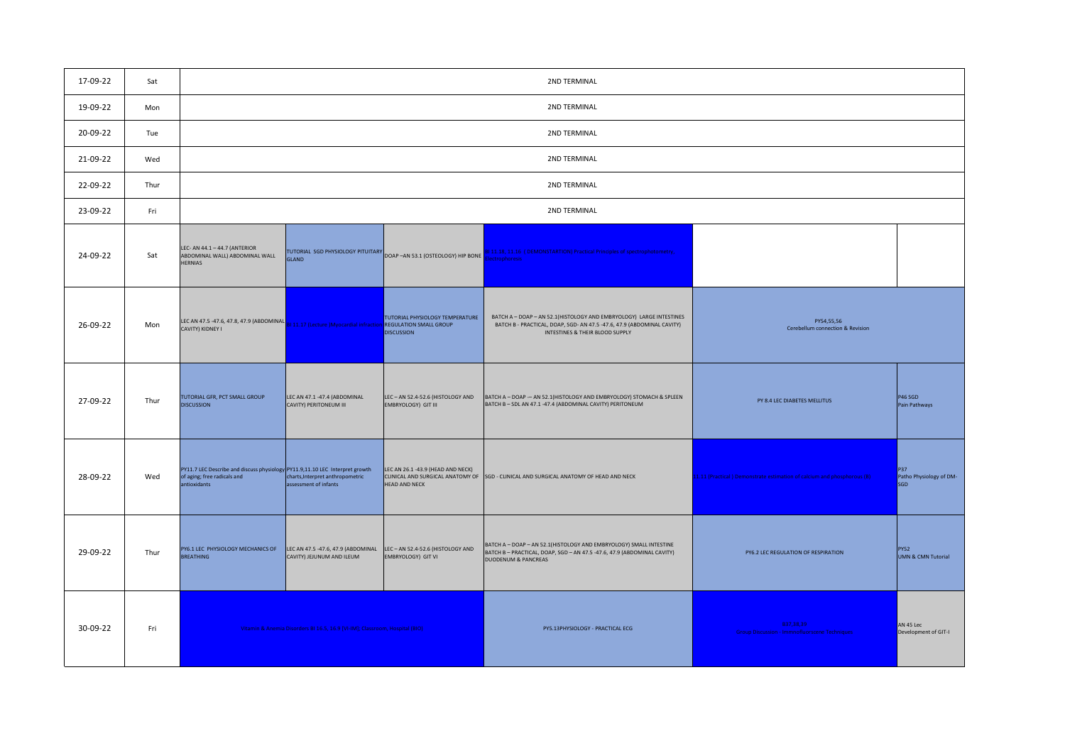| | | | | | | | |
|---|---|---|---|---|---|---|---|
| 17-09-22 | Sat | 2ND TERMINAL | | | | | |
| 19-09-22 | Mon | 2ND TERMINAL | | | | | |
| 20-09-22 | Tue | 2ND TERMINAL | | | | | |
| 21-09-22 | Wed | 2ND TERMINAL | | | | | |
| 22-09-22 | Thur | 2ND TERMINAL | | | | | |
| 23-09-22 | Fri | 2ND TERMINAL | | | | | |
| 24-09-22 | Sat | LEC- AN 44.1 – 44.7 (ANTERIOR ABDOMINAL WALL) ABDOMINAL WALL HERNIAS | TUTORIAL SGD PHYSIOLOGY PITUITARY GLAND | DOAP –AN 53.1 (OSTEOLOGY) HIP BONE | BI 11.14, 11.16 1 DEMONSTRATION: Practical Principles of spectrophotometry, Beer's law etc | | |
| 26-09-22 | Mon | LEC AN 47.5 -47.6, 47.8, 47.9 (ABDOMINAL CAVITY) KIDNEY I | BI 11.17 (Lecture )Ap corr-Bal-diet | TUTORIAL PHYSIOLOGY TEMPERATURE REGULATION SMALL GROUP DISCUSSION | BATCH A – DOAP – AN 52.1(HISTOLOGY AND EMBRYOLOGY) LARGE INTESTINES BATCH B - PRACTICAL, DOAP, SGD- AN 47.5 -47.6, 47.9 (ABDOMINAL CAVITY) INTESTINES & THEIR BLOOD SUPPLY | PY54,55,56 Cerebellum connection & Revision | |
| 27-09-22 | Thur | TUTORIAL GFR, PCT SMALL GROUP DISCUSSION | LEC AN 47.1 -47.4 (ABDOMINAL CAVITY) PERITONEUM III | LEC – AN 52.4-52.6 (HISTOLOGY AND EMBRYOLOGY) GIT III | BATCH A – DOAP -– AN 52.1(HISTOLOGY AND EMBRYOLOGY) STOMACH & SPLEEN BATCH B – SDL AN 47.1 -47.4 (ABDOMINAL CAVITY) PERITONEUM | PY 8.4 LEC DIABETES MELLITUS | P46 SGD Pain Pathways |
| 28-09-22 | Wed | PY11.7 LEC Describe and discuss physiology of aging; free radicals and antioxidants | PY11.9,11.10 LEC Interpret growth charts,Interpret anthropometric assessment of infants | LEC AN 26.1 -43.9 (HEAD AND NECK) CLINICAL AND SURGICAL ANATOMY OF HEAD AND NECK | SGD - CLINICAL AND SURGICAL ANATOMY OF HEAD AND NECK | BI 1.1 (Lecture) Carbohydrate metabolism Alcohol and dehydrogenase (B) | P37 Patho Physiology of DM-SGD |
| 29-09-22 | Thur | PY6.1 LEC PHYSIOLOGY MECHANICS OF BREATHING | LEC AN 47.5 -47.6, 47.9 (ABDOMINAL CAVITY) JEJUNUM AND ILEUM | LEC – AN 52.4-52.6 (HISTOLOGY AND EMBRYOLOGY) GIT VI | BATCH A – DOAP – AN 52.1(HISTOLOGY AND EMBRYOLOGY) SMALL INTESTINE BATCH B – PRACTICAL, DOAP, SGD – AN 47.5 -47.6, 47.9 (ABDOMINAL CAVITY) DUODENUM & PANCREAS | PY6.2 LEC REGULATION OF RESPIRATION | PY52 UMN & CMN Tutorial |
| 30-09-22 | Fri | Vitamin & Amino (vitamins) BI 11.1, 11.5 (TUTOR) Chemistry Enzyme (SGD) | | | PY5.13PHYSIOLOGY - PRACTICAL ECG | BI 11.16 (B) Group Discussion Biochemical Lab Techniques | AN 45 Lec Development of GIT-I |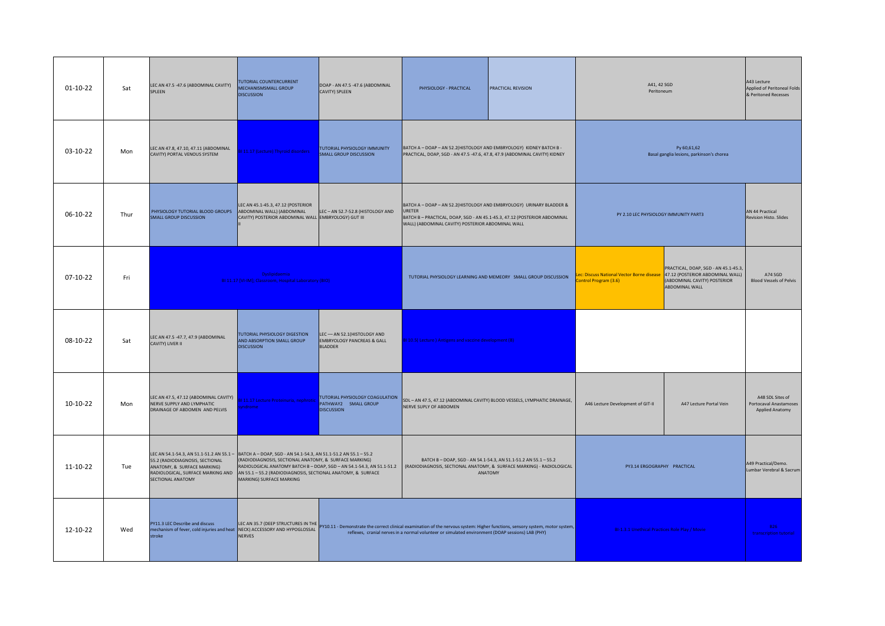| Date | Day | | | | | | | | |
|---|---|---|---|---|---|---|---|---|---|
| 01-10-22 | Sat | LEC AN 47.5 -47.6 (ABDOMINAL CAVITY) SPLEEN | TUTORIAL COUNTERCURRENT MECHANISMSMALL GROUP DISCUSSION | DOAP - AN 47.5 -47.6 (ABDOMINAL CAVITY) SPLEEN | PHYSIOLOGY - PRACTICAL | PRACTICAL REVISION | A41, 42 SGD Peritoneum | | A43 Lecture Applied of Peritoneal Folds & Peritoneal Recesses |
| 03-10-22 | Mon | LEC AN 47.8, 47.10, 47.11 (ABDOMINAL CAVITY) PORTAL VENOUS SYSTEM | IM 11.17 Lecture Thyroid disorders | TUTORIAL PHYSIOLOGY IMMUNITY SMALL GROUP DISCUSSION | BATCH A – DOAP – AN 52.2(HISTOLOGY AND EMBRYOLOGY) KIDNEY BATCH B - PRACTICAL, DOAP, SGD - AN 47.5 -47.6, 47.8, 47.9 (ABDOMINAL CAVITY) KIDNEY | | Py 60,61,62 Basal ganglia lesions, parkinson's chorea | | |
| 06-10-22 | Thur | PHYSIOLOGY TUTORIAL BLOOD GROUPS SMALL GROUP DISCUSSION | LEC AN 45.1-45.3, 47.12 (POSTERIOR ABDOMINAL WALL) (ABDOMINAL CAVITY) POSTERIOR ABDOMINAL WALL II | LEC – AN 52.7-52.8 (HISTOLOGY AND EMBRYOLOGY) GUT III | BATCH A – DOAP – AN 52.2(HISTOLOGY AND EMBRYOLOGY) URINARY BLADDER & URETER BATCH B – PRACTICAL, DOAP, SGD - AN 45.1-45.3, 47.12 (POSTERIOR ABDOMINAL WALL) (ABDOMINAL CAVITY) POSTERIOR ABDOMINAL WALL | | PY 2.10 LEC PHYSIOLOGY IMMUNITY PART3 | | AN 44 Practical Revision Histo. Slides |
| 07-10-22 | Fri | Orientation IM 11.17 (DOAP) Classroom / Bengali / Chemistry (IV) | | | TUTORIAL PHYSIOLOGY LEARNING AND MEMEORY SMALL GROUP DISCUSSION | | Lec: Discuss National Vector Borne disease Control Program (3.6) | PRACTICAL, DOAP, SGD - AN 45.1-45.3, 47.12 (POSTERIOR ABDOMINAL WALL) (ABDOMINAL CAVITY) POSTERIOR ABDOMINAL WALL | A74 SGD Blood Vessels of Pelvis |
| 08-10-22 | Sat | LEC AN 47.5 -47.7, 47.9 (ABDOMINAL CAVITY) LIVER II | TUTORIAL PHYSIOLOGY DIGESTION AND ABSORPTION SMALL GROUP DISCUSSION | LEC — AN 52.1(HISTOLOGY AND EMBRYOLOGY PANCREAS & GALL BLADDER | IM 10.3 Lecture Fallopian tubes... | | | | |
| 10-10-22 | Mon | LEC AN 47.5, 47.12 (ABDOMINAL CAVITY) NERVE SUPPLY AND LYMPHATIC DRAINAGE OF ABDOMEN AND PELVIS | IM 11.17 Lecture Parasitemia - molecular syndrome | TUTORIAL PHYSIOLOGY COAGULATION PATHWAY2 SMALL GROUP DISCUSSION | SDL – AN 47.5, 47.12 (ABDOMINAL CAVITY) BLOOD VESSELS, LYMPHATIC DRAINAGE, NERVE SUPLY OF ABDOMEN | | A46 Lecture Development of GIT-II | A47 Lecture Portal Vein | A48 SDL Sites of Portocaval Anastamoses Applied Anatomy |
| 11-10-22 | Tue | LEC AN 54.1-54.3, AN 51.1-51.2 AN 55.1 – 55.2 (RADIODIAGNOSIS, SECTIONAL ANATOMY, & SURFACE MARKING) RADIOLOGICAL, SURFACE MARKING AND SECTIONAL ANATOMY | BATCH A – DOAP, SGD - AN 54.1-54.3, AN 51.1-51.2 AN 55.1 – 55.2 (RADIODIAGNOSIS, SECTIONAL ANATOMY, & SURFACE MARKING) RADIOLOGICAL ANATOMY BATCH B – DOAP, SGD – AN 54.1-54.3, AN 51.1-51.2 AN 55.1 – 55.2 (RADIODIAGNOSIS, SECTIONAL ANATOMY, & SURFACE MARKING) SURFACE MARKING | | BATCH B – DOAP, SGD - AN 54.1-54.3, AN 51.1-51.2 AN 55.1 – 55.2 (RADIODIAGNOSIS, SECTIONAL ANATOMY, & SURFACE MARKING) - RADIOLOGICAL ANATOMY | | PY3.14 ERGOGRAPHY PRACTICAL | | A49 Practical/Demo. Lumbar Verebral & Sacrum |
| 12-10-22 | Wed | PY11.3 LEC Describe and discuss mechanism of fever, cold injuries and heat stroke | LEC AN 35.7 (DEEP STRUCTURES IN THE NECK) ACCESSORY AND HYPOGLOSSAL NERVES | PY10.11 - Demonstrate the correct clinical examination of the nervous system: Higher functions, sensory system, motor system, reflexes, cranial nerves in a normal volunteer or simulated environment (DOAP sessions) LAB (PHY) | | | IM 11.3 Lecture Practical Role Play / Clinic | | 12B |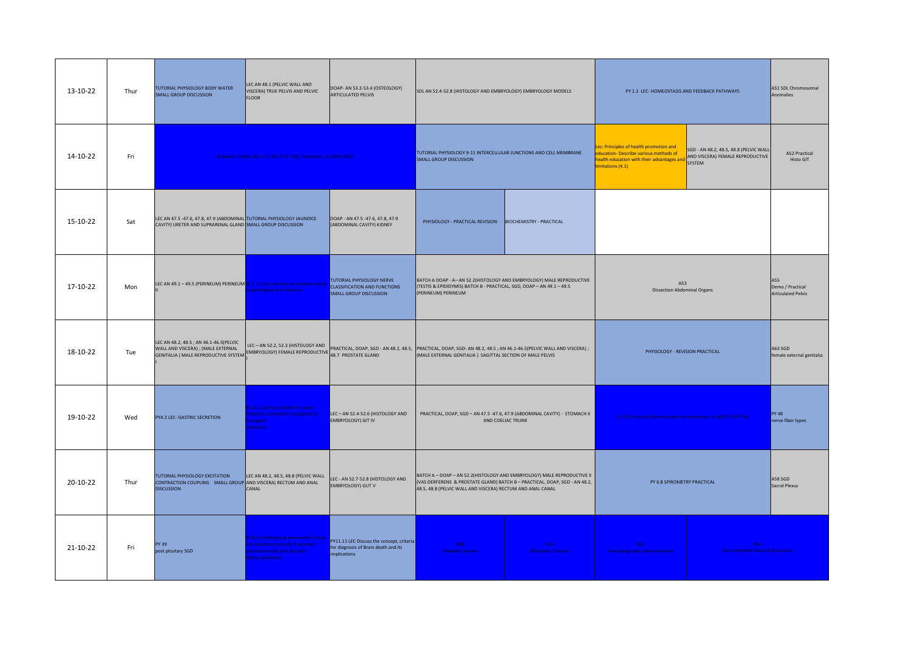| | | | | | | | | | |
|---|---|---|---|---|---|---|---|---|---|
| 13-10-22 | Thur | TUTORIAL PHYSIOLOGY BODY WATER SMALL GROUP DISCUSSION | LEC AN 48.1 (PELVIC WALL AND VISCERA) TRUE PELVIS AND PELVIC FLOOR | DOAP- AN 53.2-53.4 (OSTEOLOGY) ARTICULATED PELVIS | SDL AN 52.4-52.8 (HISTOLOGY AND EMBRYOLOGY) EMBRYOLOGY MODELS | | PY 1.2 LEC- HOMEOSTASIS AND FEEDBACK PATHWAYS | | A51 SDL Chromosomal Anomalies |
| 14-10-22 | Fri | Clinical visit to BI 13 17 (9–1PM) : IMS Classroom Hospital 1001 | | | TUTORIAL PHYSIOLOGY 9-11 INTERCELLULAR JUNCTIONS AND CELL MEMBRANE SMALL GROUP DISCUSSION | | Lec: Principles of health promotion and education- Describe various methods of health education with their advantages and limitations (4.1) | SGD - AN 48.2, 48.5, 48.8 (PELVIC WALL AND VISCERA) FEMALE REPRODUCTIVE SYSTEM | A52 Practical Histo GIT |
| 15-10-22 | Sat | LEC AN 47.5 -47.6, 47.8, 47.9 (ABDOMINAL CAVITY) URETER AND SUPRARENAL GLAND | TUTORIAL PHYSIOLOGY JAUNDICE SMALL GROUP DISCUSSION | DOAP - AN 47.5 -47.6, 47.8, 47.9 (ABDOMINAL CAVITY) KIDNEY | PHYSIOLOGY - PRACTICAL REVISION | BIOCHEMISTRY - PRACTICAL | | | |
| 17-10-22 | Mon | LEC AN 49.1 – 49.5 (PERINEUM) PERINEUM II | BI 1.1 (Lecture) Role of oxidative stress in pathogenesis of diseases | TUTORIAL PHYSIOLOGY NERVE CLASSIFICATION AND FUNCTIONS SMALL GROUP DISCUSSION | BATCH A DOAP - A– AN 52.2(HISTOLOGY AND EMBRYOLOGY) MALE REPRODUCTIVE (TESTIS & EPIDIDYMIS) BATCH B - PRACTICAL, SGD, DOAP – AN 49.1 – 49.5 (PERINEUM) PERINEUM | | A53 Dissection Abdominal Organs | | A55 Demo / Practical Articulated Pelvis |
| 18-10-22 | Tue | LEC AN 48.2, 48.5 ; AN 46.1-46.5(PELVIC WALL AND VISCERA) ; (MALE EXTERNAL GENITALIA ) MALE REPRODUCTIVE SYSTEM I | LEC – AN 52.2, 52.3 (HISTOLOGY AND EMBRYOLOGY) FEMALE REPRODUCTIVE I | PRACTICAL, DOAP, SGD - AN 48.2, 48.5, 48.7 PROSTATE GLAND | PRACTICAL, DOAP, SGD- AN 48.2, 48.5 ; AN 46.1-46.5(PELVIC WALL AND VISCERA) ; (MALE EXTERNAL GENITALIA ) SAGITTAL SECTION OF MALE PELVIS | | PHYSIOLOGY - REVISION PRACTICAL | | A63 SGD female external genitalia |
| 19-10-22 | Wed | PY4.2 LEC- GASTRIC SECRETION | BI 10.2 (Lecture) CANCER: Cancer initiation, promotion, oncogenes & oncogene activation | LEC – AN 52.4-52.6 (HISTOLOGY AND EMBRYOLOGY) GIT IV | PRACTICAL, DOAP, SGD – AN 47.5 -47.6, 47.9 (ABDOMINAL CAVITY) - STOMACH II AND COELIAC TRUNK | | BI 11.1 (Practical) Demonstrate the estimation of SGOT/ SGPT (1) | | PY 48 nerve fiber types |
| 20-10-22 | Thur | TUTORIAL PHYSIOLOGY EXCITATION CONTRACTION COUPLING SMALL GROUP DISCUSSION | LEC AN 48.2, 48.5, 48.8 (PELVIC WALL AND VISCERA) RECTUM AND ANAL CANAL | LEC - AN 52.7-52.8 (HISTOLOGY AND EMBRYOLOGY) GUT V | BATCH A – DOAP – AN 52.2(HISTOLOGY AND EMBRYOLOGY) MALE REPRODUCTIVE II (VAS DERFERENS & PROSTATE GLAND) BATCH B – PRACTICAL, DOAP, SGD - AN 48.2, 48.5, 48.8 (PELVIC WALL AND VISCERA) RECTUM AND ANAL CANAL | | PY 6.8 SPIROMETRY PRACTICAL | | A58 SGD Sacral Plexus |
| 21-10-22 | Fri | PY 39 post pituitary SGD | BI 6.4 (Small group discussion) Discuss the laboratory results of analytes associated with gout & Lesch Nyhan syndrome | PY11.11 LEC Discuss the concept, criteria for diagnosis of Brain death and its implications | B32 Feedback Session | S29 Metabolic Tumors | B30 Electrophoresis Demonstration | B31 Discussion and Case Discussion | |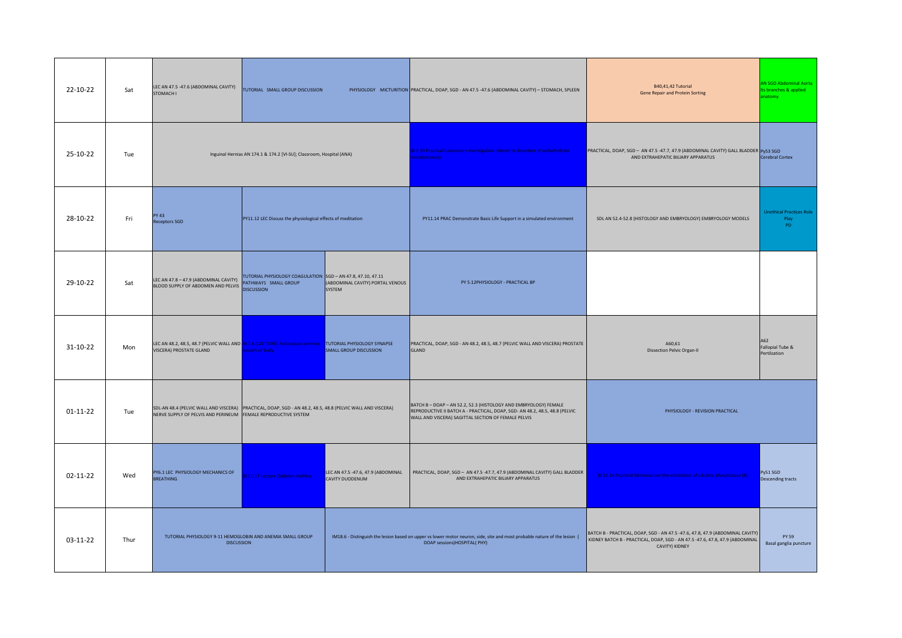| | | | | | | | |
|---|---|---|---|---|---|---|---|
| 22-10-22 | Sat | LEC AN 47.5 -47.6 (ABDOMINAL CAVITY) STOMACH I | TUTORIAL SMALL GROUP DISCUSSION | PHYSIOLOGY MICTURITION | PRACTICAL, DOAP, SGD - AN 47.5 -47.6 (ABDOMINAL CAVITY) – STOMACH, SPLEEN | B40,41,42 Tutorial Gene Repair and Protein Sorting | AN SGD Abdominal Aorta its branches & applied anatomy |
| 25-10-22 | Tue | Inguinal Hernias AN 174.1 & 174.2 [VI-SU]; Classroom, Hospital (ANA) | | | BI 8.3C Practical biochemistry - Principle and clinical significance of carbohydrate estimation(s) | PRACTICAL, DOAP, SGD – AN 47.5 -47.7, 47.9 (ABDOMINAL CAVITY) GALL BLADDER AND EXTRAHEPATIC BILIARY APPARATUS | Py53 SGD Cerebral Cortex |
| 28-10-22 | Fri | PY 43 Receptors SGD | PY11.12 LEC Discuss the physiological effects of meditation | | PY11.14 PRAC Demonstrate Basic Life Support in a simulated environment | SDL AN 52.4-52.8 (HISTOLOGY AND EMBRYOLOGY) EMBRYOLOGY MODELS | Unethical Practices Role Play PD |
| 29-10-22 | Sat | LEC AN 47.8 – 47.9 (ABDOMINAL CAVITY) BLOOD SUPPLY OF ABDOMEN AND PELVIS | TUTORIAL PHYSIOLOGY COAGULATION PATHWAY1 SMALL GROUP DISCUSSION | SGD – AN 47.8, 47.10, 47.11 (ABDOMINAL CAVITY) PORTAL VENOUS SYSTEM | PY 5.12PHYSIOLOGY - PRACTICAL BP | | |
| 31-10-22 | Mon | LEC AN 48.2, 48.5, 48.7 (PELVIC WALL AND VISCERA) PROSTATE GLAND | BI 7.5 [LECTURE] Antioxidant defence system of body | TUTORIAL PHYSIOLOGY SYNAPSE SMALL GROUP DISCUSSION | PRACTICAL, DOAP, SGD - AN 48.2, 48.5, 48.7 (PELVIC WALL AND VISCERA) PROSTATE GLAND | A60,61 Dissection Pelvic Organ-II | A62 Fallopial Tube & Fertilization |
| 01-11-22 | Tue | SDL-AN 48.4 (PELVIC WALL AND VISCERA) NERVE SUPPLY OF PELVIS AND PERINEUM | PRACTICAL, DOAP, SGD - AN 48.2, 48.5, 48.8 (PELVIC WALL AND VISCERA) FEMALE REPRODUCTIVE SYSTEM | | BATCH B – DOAP – AN 52.2, 52.3 (HISTOLOGY AND EMBRYOLOGY) FEMALE REPRODUCTIVE II BATCH A - PRACTICAL, DOAP, SGD- AN 48.2, 48.5, 48.8 (PELVIC WALL AND VISCERA) SAGITTAL SECTION OF FEMALE PELVIS | PHYSIOLOGY - REVISION PRACTICAL | |
| 02-11-22 | Wed | PY6.1 LEC PHYSIOLOGY MECHANICS OF BREATHING | BI 11.17 Lecture Xenobiochemistry | LEC AN 47.5 -47.6, 47.9 (ABDOMINAL CAVITY DUODENUM | PRACTICAL, DOAP, SGD – AN 47.5 -47.7, 47.9 (ABDOMINAL CAVITY) GALL BLADDER AND EXTRAHEPATIC BILIARY APPARATUS | BI 11.14 Practical: Demonstrate the estimation of alkaline phosphatase (s) | Py51 SGD Descending tracts |
| 03-11-22 | Thur | TUTORIAL PHYSIOLOGY 9-11 HEMOGLOBIN AND ANEMIA SMALL GROUP DISCUSSION | | IM18.6 - Distinguish the lesion based on upper vs lower motor neuron, side, site and most probable nature of the lesion ( DOAP sessions)HOSPITAL( PHY) | | BATCH B - PRACTICAL, DOAP, SGD - AN 47.5 -47.6, 47.8, 47.9 (ABDOMINAL CAVITY) KIDNEY BATCH B - PRACTICAL, DOAP, SGD - AN 47.5 -47.6, 47.8, 47.9 (ABDOMINAL CAVITY) KIDNEY | PY 59 Basal ganglia puncture |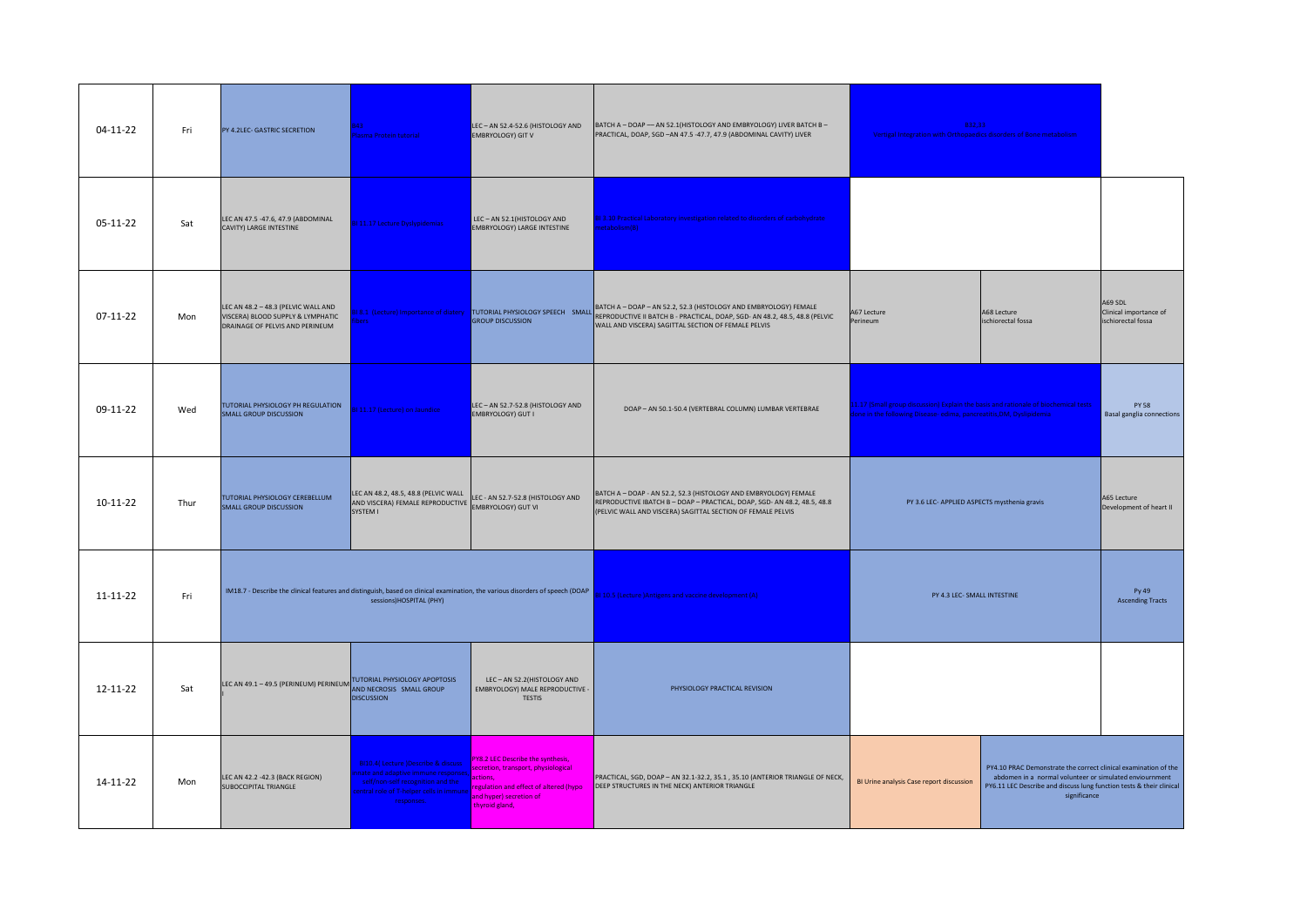| 04-11-22 | Fri | PY 4.2LEC- GASTRIC SECRETION | BI7.1 Plasma Protein tutorial | LEC – AN 52.4-52.6 (HISTOLOGY AND EMBRYOLOGY) GIT V | BATCH A – DOAP — AN 52.1(HISTOLOGY AND EMBRYOLOGY) LIVER BATCH B – PRACTICAL, DOAP, SGD –AN 47.5 -47.7, 47.9 (ABDOMINAL CAVITY) LIVER | BI11.15 Visit to integrated teaching Bi 11 describe disorders of Purine metabolism | | |
|---|---|---|---|---|---|---|---|---|
| 05-11-22 | Sat | LEC AN 47.5 -47.6, 47.9 (ABDOMINAL CAVITY) LARGE INTESTINE | BI 11.17 Lecture Dyslipidemias | LEC – AN 52.1(HISTOLOGY AND EMBRYOLOGY) LARGE INTESTINE | BI 3.10 Practical Laboratory investigations related to disorders of carbohydrate metabolism(K) | | | |
| 07-11-22 | Mon | LEC AN 48.2 – 48.3 (PELVIC WALL AND VISCERA) BLOOD SUPPLY & LYMPHATIC DRAINAGE OF PELVIS AND PERINEUM | BI 8.1 (Lecture) importance of dietary fibers | TUTORIAL PHYSIOLOGY SPEECH SMALL GROUP DISCUSSION | BATCH A – DOAP – AN 52.2, 52.3 (HISTOLOGY AND EMBRYOLOGY) FEMALE REPRODUCTIVE II BATCH B - PRACTICAL, DOAP, SGD- AN 48.2, 48.5, 48.8 (PELVIC WALL AND VISCERA) SAGITTAL SECTION OF FEMALE PELVIS | A67 Lecture Perineum | A68 Lecture Ischiorectal fossa | A69 SDL Clinical importance of ischiorectal fossa |
| 09-11-22 | Wed | TUTORIAL PHYSIOLOGY pH REGULATION SMALL GROUP DISCUSSION | BI 11.17 (Lecture) Jaundice | LEC – AN 52.7-52.8 (HISTOLOGY AND EMBRYOLOGY) GUT I | DOAP – AN 50.1-50.4 (VERTEBRAL COLUMN) LUMBAR VERTEBRAE | BI 11.17 (Small group discussion) Explain the basis and rationale of biochemical tests done in the following disorders: edema, diabetes mellitus, dyslipidemia | | PY 58 Basal ganglia connections |
| 10-11-22 | Thur | TUTORIAL PHYSIOLOGY CEREBELLUM SMALL GROUP DISCUSSION | LEC AN 48.2, 48.5, 48.8 (PELVIC WALL AND VISCERA) FEMALE REPRODUCTIVE SYSTEM I | LEC - AN 52.7-52.8 (HISTOLOGY AND EMBRYOLOGY) GUT VI | BATCH A – DOAP - AN 52.2, 52.3 (HISTOLOGY AND EMBRYOLOGY) FEMALE REPRODUCTIVE IBATCH B – DOAP – PRACTICAL, DOAP, SGD- AN 48.2, 48.5, 48.8 (PELVIC WALL AND VISCERA) SAGITTAL SECTION OF FEMALE PELVIS | PY 3.6 LEC- APPLIED ASPECTS mysthenia gravis | | A65 Lecture Development of heart II |
| 11-11-22 | Fri | IM18.7 - Describe the clinical features and distinguish, based on clinical examination, the various disorders of speech (DOAP sessions)HOSPITAL (PHY) | | | BI 10.5 (Lecture) Antigens and vaccine development(K) | PY 4.3 LEC- SMALL INTESTINE | | Py 49 Ascending Tracts |
| 12-11-22 | Sat | LEC AN 49.1 – 49.5 (PERINEUM) PERINEUM I | TUTORIAL PHYSIOLOGY APOPTOSIS AND NECROSIS SMALL GROUP DISCUSSION | LEC – AN 52.2(HISTOLOGY AND EMBRYOLOGY) MALE REPRODUCTIVE - TESTIS | PHYSIOLOGY PRACTICAL REVISION | | | |
| 14-11-22 | Mon | LEC AN 42.2 -42.3 (BACK REGION) SUBOCCIPITAL TRIANGLE | BI10.4 Lecture (Describe & discuss innate and adaptive immune responses, self/non-self recognition and the central role of T-helper cells in immune responses. | PY8.2 LEC Describe the synthesis, secretion, transport, physiological actions, regulation and effect of altered (hypo- and hyper) secretion of thyroid gland. | PRACTICAL, SGD, DOAP – AN 32.1-32.2, 35.1 , 35.10 (ANTERIOR TRIANGLE OF NECK, DEEP STRUCTURES IN THE NECK) ANTERIOR TRIANGLE | BI Urine analysis Case report discussion | PY4.10 PRAC Demonstrate the correct clinical examination of the abdomen in a normal volunteer or simulated enviournment PY6.11 LEC Describe and discuss lung function tests & their clinical significance | |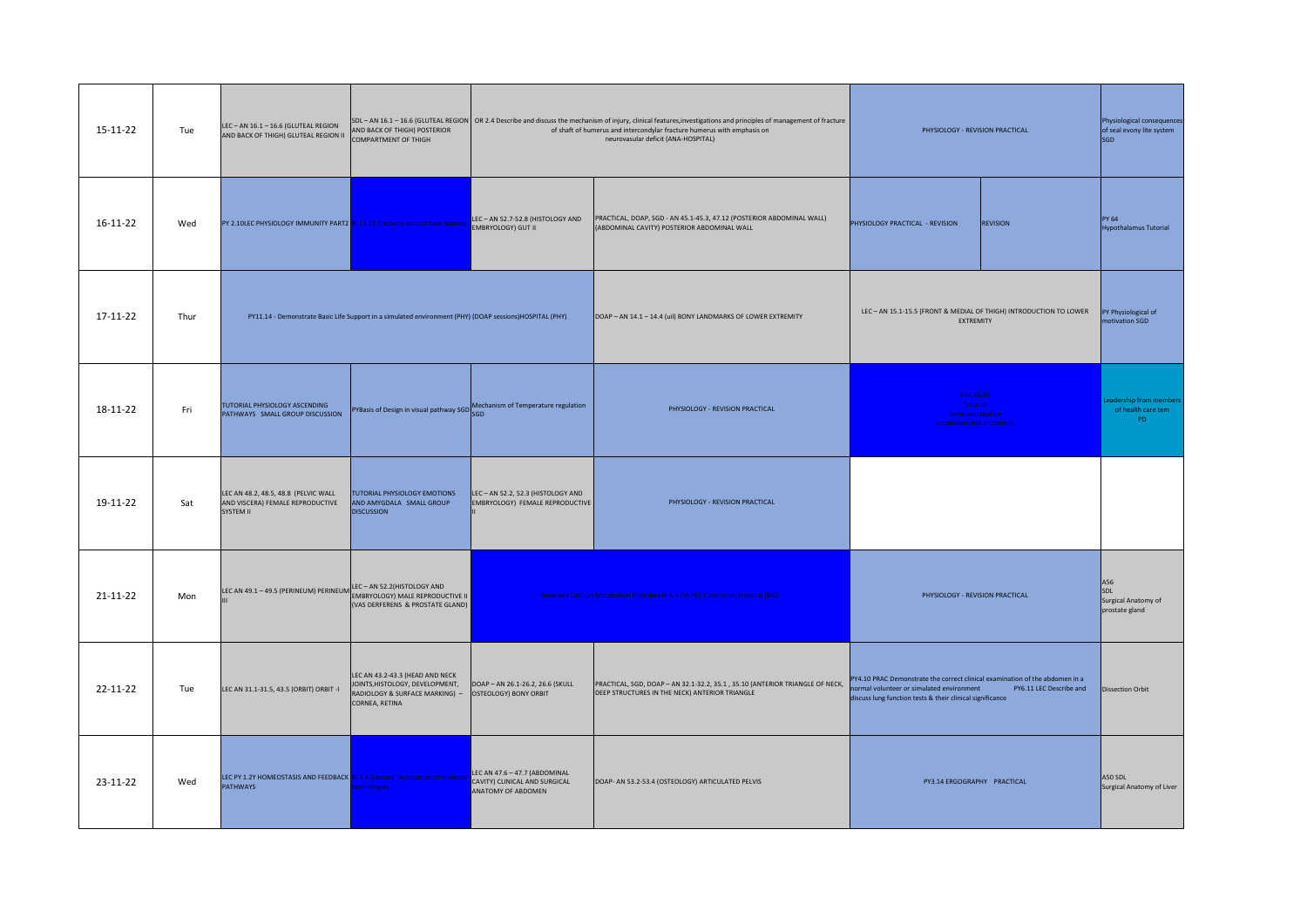| | | | | | | | | |
|---|---|---|---|---|---|---|---|---|
| 15-11-22 | Tue | LEC – AN 16.1 – 16.6 (GLUTEAL REGION AND BACK OF THIGH) GLUTEAL REGION II | SDL – AN 16.1 – 16.6 (GLUTEAL REGION AND BACK OF THIGH) POSTERIOR COMPARTMENT OF THIGH | OR 2.4 Describe and discuss the mechanism of injury, clinical features,investigations and principles of management of fracture of shaft of humerus and intercondylar fracture humerus with emphasis on neurovasular deficit (ANA-HOSPITAL) | | PHYSIOLOGY - REVISION PRACTICAL | | Physiological consequences of seal evony lite system SGD |
| 16-11-22 | Wed | PY 2.10LEC PHYSIOLOGY IMMUNITY PART2 | BI 11.17 Explain the basis and rationale of biochemical tests done in the following conditions: electrolyte balance | LEC – AN 52.7-52.8 (HISTOLOGY AND EMBRYOLOGY) GUT II | PRACTICAL, DOAP, SGD - AN 45.1-45.3, 47.12 (POSTERIOR ABDOMINAL WALL) (ABDOMINAL CAVITY) POSTERIOR ABDOMINAL WALL | PHYSIOLOGY PRACTICAL - REVISION | REVISION | PY 64 Hypothalamus Tutorial |
| 17-11-22 | Thur | PY11.14 - Demonstrate Basic Life Support in a simulated environment (PHY) (DOAP sessions)HOSPITAL (PHY) | | | DOAP – AN 14.1 – 14.4 (uil) BONY LANDMARKS OF LOWER EXTREMITY | LEC – AN 15.1-15.5 (FRONT & MEDIAL OF THIGH) INTRODUCTION TO LOWER EXTREMITY | | PY Physiological of motivation SGD |
| 18-11-22 | Fri | TUTORIAL PHYSIOLOGY ASCENDING PATHWAYS SMALL GROUP DISCUSSION | PYBasis of Design in visual pathway SGD | Mechanism of Temperature regulation SGD | PHYSIOLOGY - REVISION PRACTICAL | 7.4,4.5,4.6 Tutorial renal metabolism, metabolism and disorders | | Leadership from members of health care tem PD |
| 19-11-22 | Sat | LEC AN 48.2, 48.5, 48.8 (PELVIC WALL AND VISCERA) FEMALE REPRODUCTIVE SYSTEM II | TUTORIAL PHYSIOLOGY EMOTIONS AND AMYGDALA SMALL GROUP DISCUSSION | LEC – AN 52.2, 52.3 (HISTOLOGY AND EMBRYOLOGY) FEMALE REPRODUCTIVE II | PHYSIOLOGY - REVISION PRACTICAL | | | |
| 21-11-22 | Mon | LEC AN 49.1 – 49.5 (PERINEUM) PERINEUM III | LEC – AN 52.2(HISTOLOGY AND EMBRYOLOGY) MALE REPRODUCTIVE II (VAS DERFERENS & PROSTATE GLAND) | Inborn errors Metabolism Disorders 8.4.5 (MI) (M), Clinicians, hospital (BIO) | | PHYSIOLOGY - REVISION PRACTICAL | | AS6 SDL Surgical Anatomy of prostate gland |
| 22-11-22 | Tue | LEC AN 31.1-31.5, 43.5 (ORBIT) ORBIT -I | LEC AN 43.2-43.3 (HEAD AND NECK JOINTS,HISTOLOGY, DEVELOPMENT, RADIOLOGY & SURFACE MARKING) – CORNEA, RETINA | DOAP – AN 26.1-26.2, 26.6 (SKULL OSTEOLOGY) BONY ORBIT | PRACTICAL, SGD, DOAP – AN 32.1-32.2, 35.1 , 35.10 (ANTERIOR TRIANGLE OF NECK, DEEP STRUCTURES IN THE NECK) ANTERIOR TRIANGLE | PY4.10 PRAC Demonstrate the correct clinical examination of the abdomen in a normal volunteer or simulated environment PY6.11 LEC Describe and discuss lung function tests & their clinical significance | | Dissection Orbit |
| 23-11-22 | Wed | LEC PY 1.2Y HOMEOSTASIS AND FEEDBACK PATHWAYS | BI 11.4 (Lecture) Applications of molecular technologies | LEC AN 47.6 – 47.7 (ABDOMINAL CAVITY) CLINICAL AND SURGICAL ANATOMY OF ABDOMEN | DOAP- AN 53.2-53.4 (OSTEOLOGY) ARTICULATED PELVIS | PY3.14 ERGOGRAPHY PRACTICAL | | A50 SDL Surgical Anatomy of Liver |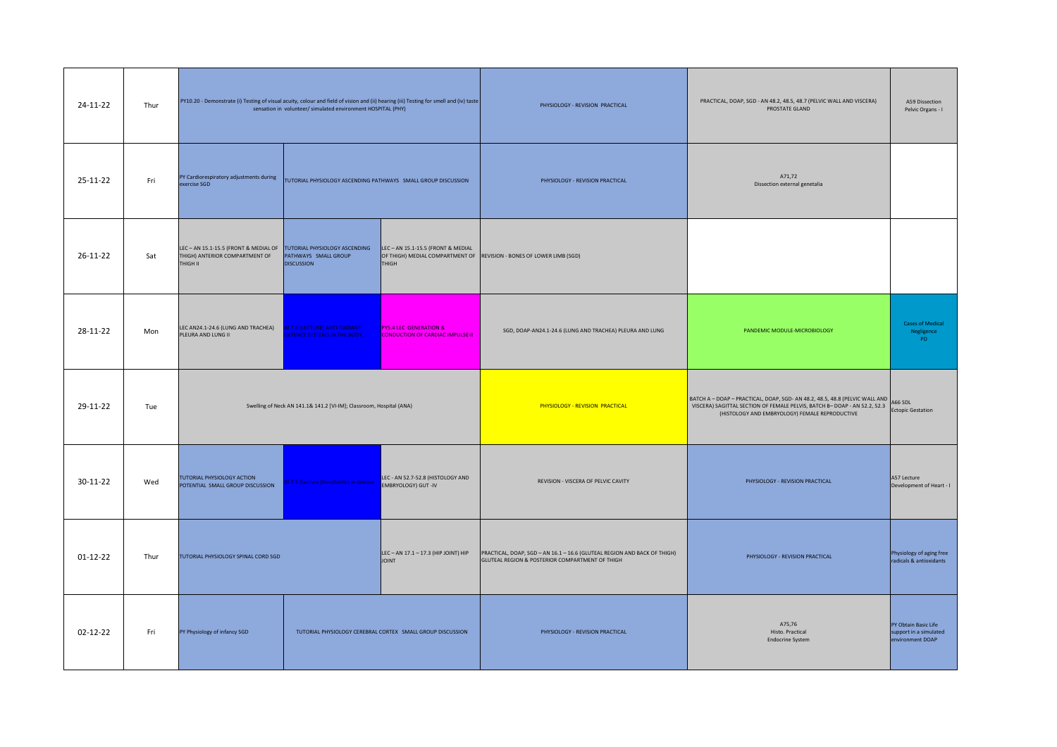| | | | | | | | |
|---|---|---|---|---|---|---|---|
| 24-11-22 | Thur | PY10.20 - Demonstrate (i) Testing of visual acuity, colour and field of vision and (ii) hearing (iii) Testing for smell and (iv) taste sensation in volunteer/ simulated environment HOSPITAL (PHY) | | | PHYSIOLOGY - REVISION PRACTICAL | PRACTICAL, DOAP, SGD - AN 48.2, 48.5, 48.7 (PELVIC WALL AND VISCERA) PROSTATE GLAND | A59 Dissection Pelvic Organs - I |
| 25-11-22 | Fri | PY Cardiorespiratory adjustments during exercise SGD | TUTORIAL PHYSIOLOGY ASCENDING PATHWAYS SMALL GROUP DISCUSSION | | PHYSIOLOGY - REVISION PRACTICAL | A71,72 Dissection external genetalia | |
| 26-11-22 | Sat | LEC – AN 15.1-15.5 (FRONT & MEDIAL OF THIGH) ANTERIOR COMPARTMENT OF THIGH II | TUTORIAL PHYSIOLOGY ASCENDING PATHWAYS SMALL GROUP DISCUSSION | LEC – AN 15.1-15.5 (FRONT & MEDIAL OF THIGH) MEDIAL COMPARTMENT OF THIGH | REVISION - BONES OF LOWER LIMB (SGD) | | |
| 28-11-22 | Mon | LEC AN24.1-24.6 (LUNG AND TRACHEA) PLEURA AND LUNG II | B 7.1 [LECTURE] ANTIOXIDANT DEFENCE SYSTEMS IN THE BODY | PYS 4 LEC GENERATION & CONDUCTION OF CARDIAC IMPULSE-II | SGD, DOAP-AN24.1-24.6 (LUNG AND TRACHEA) PLEURA AND LUNG | PANDEMIC MODULE-MICROBIOLOGY | Cases of Medical Negligence PD |
| 29-11-22 | Tue | Swelling of Neck AN 141.1& 141.2 [VI-IM]; Classroom, Hospital (ANA) | | | PHYSIOLOGY - REVISION PRACTICAL | BATCH A – DOAP – PRACTICAL, DOAP, SGD- AN 48.2, 48.5, 48.8 (PELVIC WALL AND VISCERA) SAGITTAL SECTION OF FEMALE PELVIS, BATCH B– DOAP - AN 52.2, 52.3 (HISTOLOGY AND EMBRYOLOGY) FEMALE REPRODUCTIVE | A66 SDL Ectopic Gestation |
| 30-11-22 | Wed | TUTORIAL PHYSIOLOGY ACTION POTENTIAL SMALL GROUP DISCUSSION | B 7.1 [Lecture] Antioxidants in diseases | LEC - AN 52.7-52.8 (HISTOLOGY AND EMBRYOLOGY) GUT -IV | REVISION - VISCERA OF PELVIC CAVITY | PHYSIOLOGY - REVISION PRACTICAL | A57 Lecture Development of Heart - I |
| 01-12-22 | Thur | TUTORIAL PHYSIOLOGY SPINAL CORD SGD | | LEC – AN 17.1 – 17.3 (HIP JOINT) HIP JOINT | PRACTICAL, DOAP, SGD – AN 16.1 – 16.6 (GLUTEAL REGION AND BACK OF THIGH) GLUTEAL REGION & POSTERIOR COMPARTMENT OF THIGH | PHYSIOLOGY - REVISION PRACTICAL | Physiology of aging free radicals & antioxidants |
| 02-12-22 | Fri | PY Physiology of infancy SGD | TUTORIAL PHYSIOLOGY CEREBRAL CORTEX SMALL GROUP DISCUSSION | | PHYSIOLOGY - REVISION PRACTICAL | A75,76 Histo. Practical Endocrine System | PY Obtain Basic Life support in a simulated environment DOAP |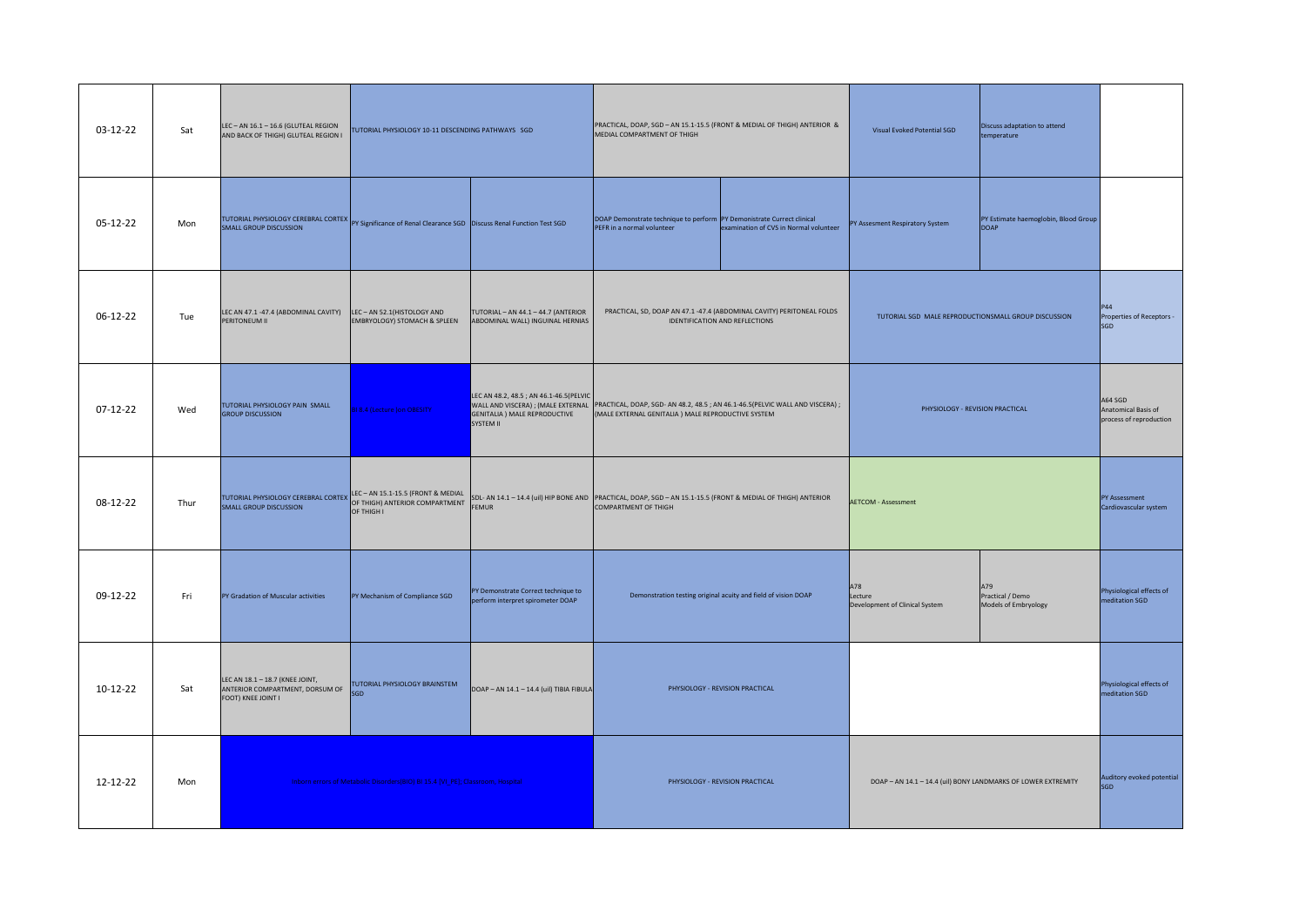| | | | | | | | | | |
|---|---|---|---|---|---|---|---|---|---|
| 03-12-22 | Sat | LEC – AN 16.1 – 16.6 (GLUTEAL REGION AND BACK OF THIGH) GLUTEAL REGION I | TUTORIAL PHYSIOLOGY 10-11 DESCENDING PATHWAYS SGD | | PRACTICAL, DOAP, SGD – AN 15.1-15.5 (FRONT & MEDIAL OF THIGH) ANTERIOR & MEDIAL COMPARTMENT OF THIGH | | Visual Evoked Potential SGD | Discuss adaptation to attend temperature | |
| 05-12-22 | Mon | TUTORIAL PHYSIOLOGY CEREBRAL CORTEX SMALL GROUP DISCUSSION | PY Significance of Renal Clearance SGD | Discuss Renal Function Test SGD | DOAP Demonstrate technique to perform PEFR in a normal volunteer | PY Demonistrate Currect clinical examination of CVS in Normal volunteer | PY Assesment Respiratory System | PY Estimate haemoglobin, Blood Group DOAP | |
| 06-12-22 | Tue | LEC AN 47.1 -47.4 (ABDOMINAL CAVITY) PERITONEUM II | LEC – AN 52.1(HISTOLOGY AND EMBRYOLOGY) STOMACH & SPLEEN | TUTORIAL – AN 44.1 – 44.7 (ANTERIOR ABDOMINAL WALL) INGUINAL HERNIAS | PRACTICAL, SD, DOAP AN 47.1 -47.4 (ABDOMINAL CAVITY) PERITONEAL FOLDS IDENTIFICATION AND REFLECTIONS | | TUTORIAL SGD MALE REPRODUCTIONSMALL GROUP DISCUSSION | | P44 Properties of Receptors - SGD |
| 07-12-22 | Wed | TUTORIAL PHYSIOLOGY PAIN SMALL GROUP DISCUSSION | Lecture on OBESITY | LEC AN 48.2, 48.5 ; AN 46.1-46.5(PELVIC WALL AND VISCERA) ; (MALE EXTERNAL GENITALIA ) MALE REPRODUCTIVE SYSTEM II | PRACTICAL, DOAP, SGD- AN 48.2, 48.5 ; AN 46.1-46.5(PELVIC WALL AND VISCERA) ; (MALE EXTERNAL GENITALIA ) MALE REPRODUCTIVE SYSTEM | | PHYSIOLOGY - REVISION PRACTICAL | | A64 SGD Anatomical Basis of process of reproduction |
| 08-12-22 | Thur | TUTORIAL PHYSIOLOGY CEREBRAL CORTEX SMALL GROUP DISCUSSION | LEC – AN 15.1-15.5 (FRONT & MEDIAL OF THIGH) ANTERIOR COMPARTMENT OF THIGH I | SDL- AN 14.1 – 14.4 (ul) HIP BONE AND FEMUR | PRACTICAL, DOAP, SGD – AN 15.1-15.5 (FRONT & MEDIAL OF THIGH) ANTERIOR COMPARTMENT OF THIGH | | AETCOM - Assessment | | PY Assessment Cardiovascular system |
| 09-12-22 | Fri | PY Gradation of Muscular activities | PY Mechanism of Compliance SGD | PY Demonstrate Correct technique to perform interpret spirometer DOAP | Demonstration testing original acuity and field of vision DOAP | | A78 Lecture Development of Clinical System | A79 Practical / Demo Models of Embryology | Physiological effects of meditation SGD |
| 10-12-22 | Sat | LEC AN 18.1 – 18.7 (KNEE JOINT, ANTERIOR COMPARTMENT, DORSUM OF FOOT) KNEE JOINT I | TUTORIAL PHYSIOLOGY BRAINSTEM SGD | DOAP – AN 14.1 – 14.4 (ul) TIBIA FIBULA | PHYSIOLOGY - REVISION PRACTICAL | | | | Physiological effects of meditation SGD |
| 12-12-22 | Mon | Abnormalities of Menstrual Disorders (PY 9.5, 9.6 (VI, PY) – Lecture, Revised | | | PHYSIOLOGY - REVISION PRACTICAL | | DOAP – AN 14.1 – 14.4 (ul) BONY LANDMARKS OF LOWER EXTREMITY | | Auditory evoked potential SGD |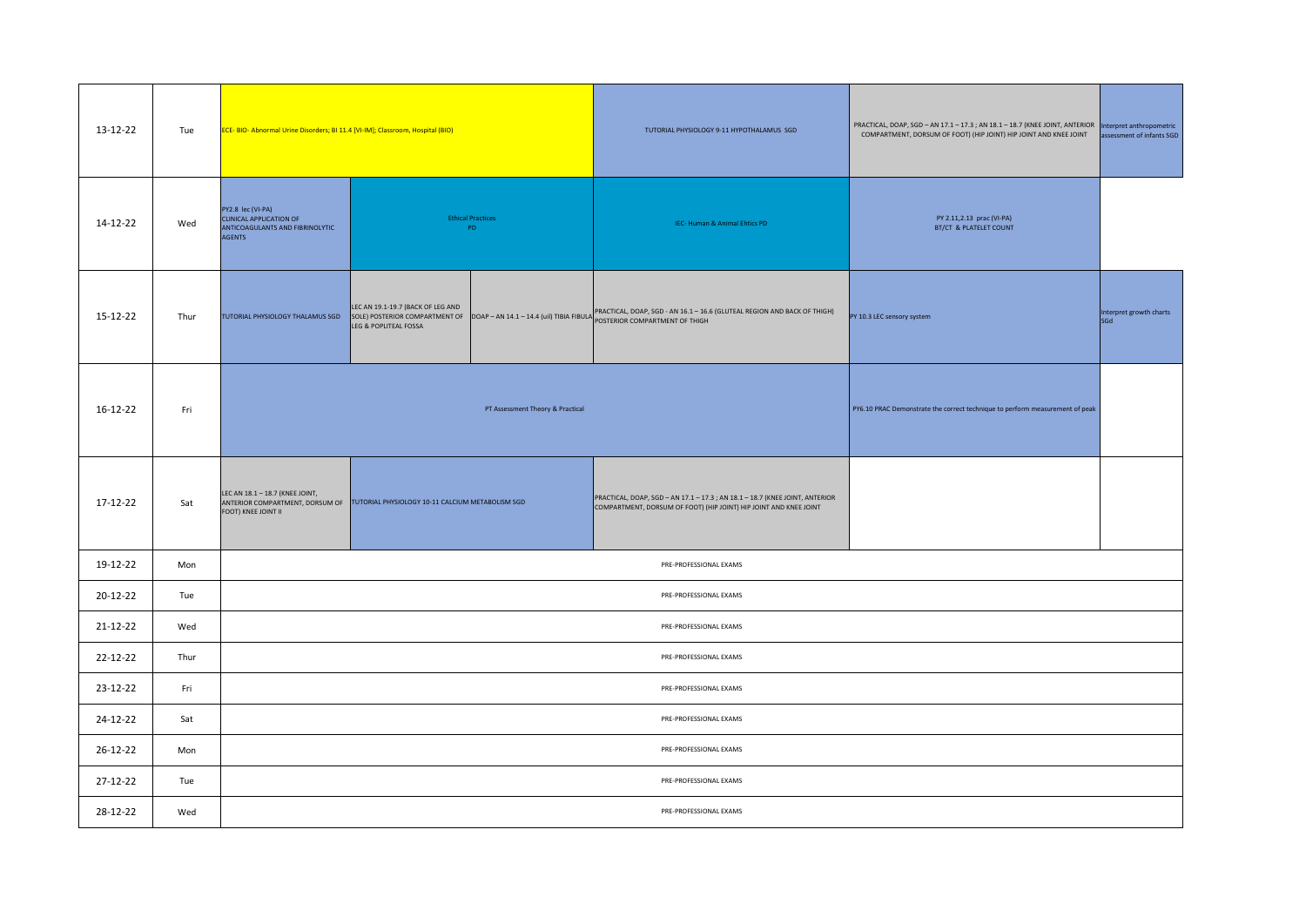| | | | | | | | |
|---|---|---|---|---|---|---|---|
| 13-12-22 | Tue | ECE- BIO- Abnormal Urine Disorders; BI 11.4 [VI-IM]; Classroom, Hospital (BIO) | | | TUTORIAL PHYSIOLOGY 9-11 HYPOTHALAMUS SGD | PRACTICAL, DOAP, SGD – AN 17.1 – 17.3 ; AN 18.1 – 18.7 (KNEE JOINT, ANTERIOR COMPARTMENT, DORSUM OF FOOT) (HIP JOINT) HIP JOINT AND KNEE JOINT | Interpret anthropometric assessment of infants SGD |
| 14-12-22 | Wed | PY2.8 lec (VI-PA) CLINICAL APPLICATION OF ANTICOAGULANTS AND FIBRINOLYTIC AGENTS | Ethical Practices PD | | IEC- Human & Animal Ehtics PD | PY 2.11,2.13 prac (VI-PA) BT/CT & PLATELET COUNT | |
| 15-12-22 | Thur | TUTORIAL PHYSIOLOGY THALAMUS SGD | LEC AN 19.1-19.7 (BACK OF LEG AND SOLE) POSTERIOR COMPARTMENT OF LEG & POPLITEAL FOSSA | DOAP – AN 14.1 – 14.4 (uil) TIBIA FIBULA | PRACTICAL, DOAP, SGD - AN 16.1 – 16.6 (GLUTEAL REGION AND BACK OF THIGH) POSTERIOR COMPARTMENT OF THIGH | PY 10.3 LEC sensory system | Interpret growth charts SGd |
| 16-12-22 | Fri | PT Assessment Theory & Practical | | | | PY6.10 PRAC Demonstrate the correct technique to perform measurement of peak | |
| 17-12-22 | Sat | LEC AN 18.1 – 18.7 (KNEE JOINT, ANTERIOR COMPARTMENT, DORSUM OF FOOT) KNEE JOINT II | TUTORIAL PHYSIOLOGY 10-11 CALCIUM METABOLISM SGD | | PRACTICAL, DOAP, SGD – AN 17.1 – 17.3 ; AN 18.1 – 18.7 (KNEE JOINT, ANTERIOR COMPARTMENT, DORSUM OF FOOT) (HIP JOINT) HIP JOINT AND KNEE JOINT | | |
| 19-12-22 | Mon | PRE-PROFESSIONAL EXAMS | | | | | |
| 20-12-22 | Tue | PRE-PROFESSIONAL EXAMS | | | | | |
| 21-12-22 | Wed | PRE-PROFESSIONAL EXAMS | | | | | |
| 22-12-22 | Thur | PRE-PROFESSIONAL EXAMS | | | | | |
| 23-12-22 | Fri | PRE-PROFESSIONAL EXAMS | | | | | |
| 24-12-22 | Sat | PRE-PROFESSIONAL EXAMS | | | | | |
| 26-12-22 | Mon | PRE-PROFESSIONAL EXAMS | | | | | |
| 27-12-22 | Tue | PRE-PROFESSIONAL EXAMS | | | | | |
| 28-12-22 | Wed | PRE-PROFESSIONAL EXAMS | | | | | |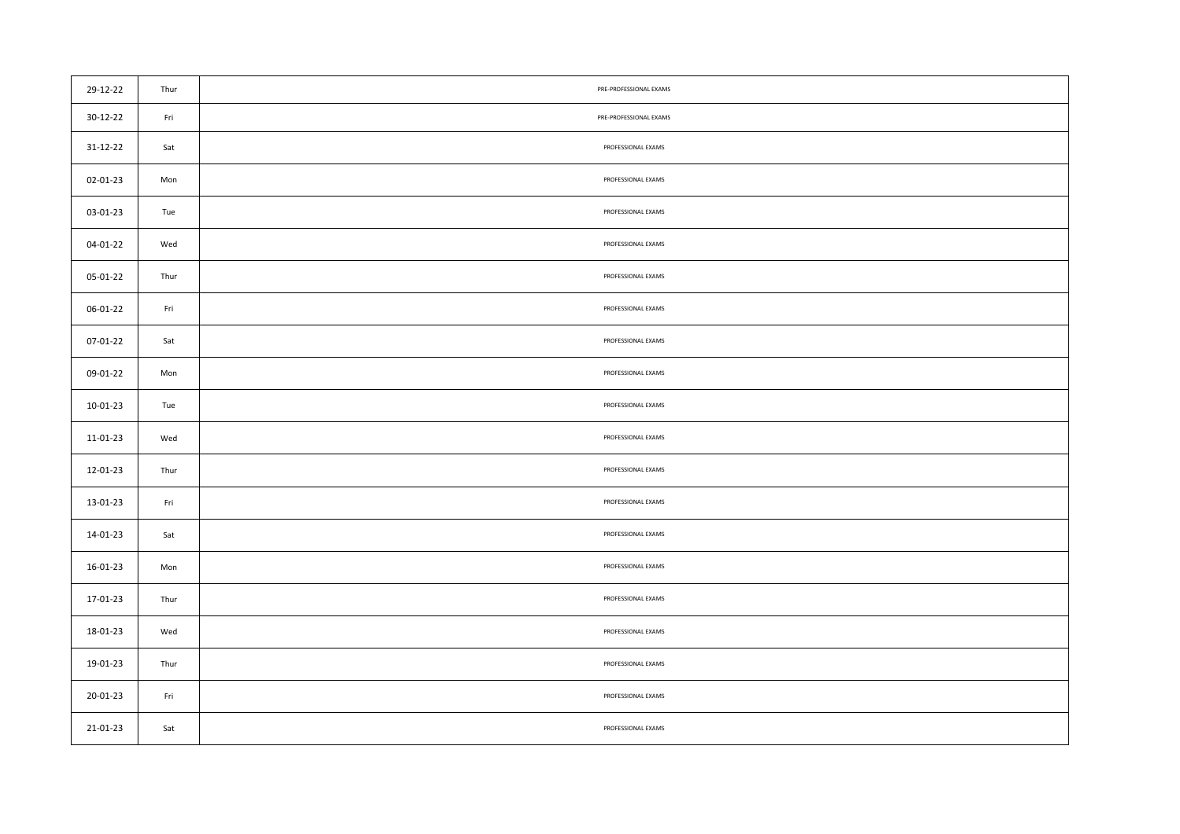| | | |
|---|---|---|
| 29-12-22 | Thur | PRE-PROFESSIONAL EXAMS |
| 30-12-22 | Fri | PRE-PROFESSIONAL EXAMS |
| 31-12-22 | Sat | PROFESSIONAL EXAMS |
| 02-01-23 | Mon | PROFESSIONAL EXAMS |
| 03-01-23 | Tue | PROFESSIONAL EXAMS |
| 04-01-22 | Wed | PROFESSIONAL EXAMS |
| 05-01-22 | Thur | PROFESSIONAL EXAMS |
| 06-01-22 | Fri | PROFESSIONAL EXAMS |
| 07-01-22 | Sat | PROFESSIONAL EXAMS |
| 09-01-22 | Mon | PROFESSIONAL EXAMS |
| 10-01-23 | Tue | PROFESSIONAL EXAMS |
| 11-01-23 | Wed | PROFESSIONAL EXAMS |
| 12-01-23 | Thur | PROFESSIONAL EXAMS |
| 13-01-23 | Fri | PROFESSIONAL EXAMS |
| 14-01-23 | Sat | PROFESSIONAL EXAMS |
| 16-01-23 | Mon | PROFESSIONAL EXAMS |
| 17-01-23 | Thur | PROFESSIONAL EXAMS |
| 18-01-23 | Wed | PROFESSIONAL EXAMS |
| 19-01-23 | Thur | PROFESSIONAL EXAMS |
| 20-01-23 | Fri | PROFESSIONAL EXAMS |
| 21-01-23 | Sat | PROFESSIONAL EXAMS |